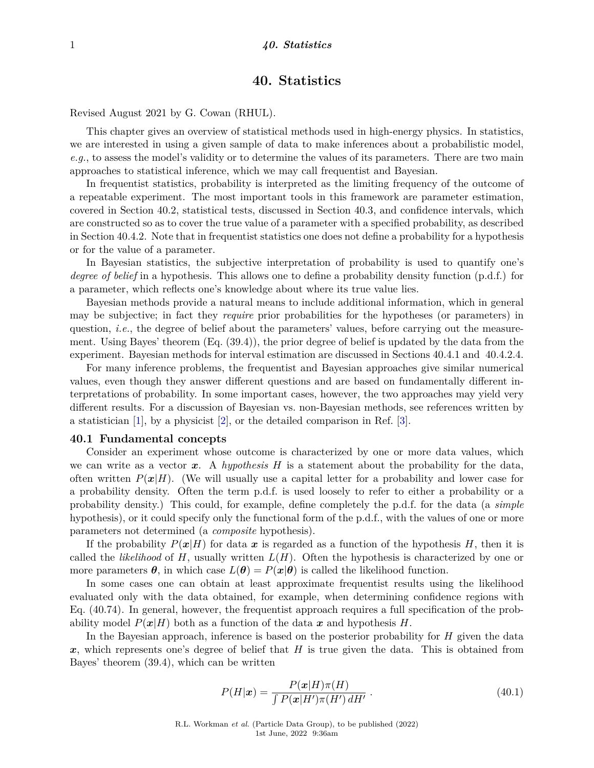# 40. Statistics

Revised August 2021 by G. Cowan (RHUL).

This chapter gives an overview of statistical methods used in high-energy physics. In statistics, we are interested in using a given sample of data to make inferences about a probabilistic model, *e.g.*, to assess the model's validity or to determine the values of its parameters. There are two main approaches to statistical inference, which we may call frequentist and Bayesian.

In frequentist statistics, probability is interpreted as the limiting frequency of the outcome of a repeatable experiment. The most important tools in this framework are parameter estimation, covered in Section 40.2, statistical tests, discussed in Section 40.3, and confidence intervals, which are constructed so as to cover the true value of a parameter with a specified probability, as described in Section 40.4.2. Note that in frequentist statistics one does not define a probability for a hypothesis or for the value of a parameter.

In Bayesian statistics, the subjective interpretation of probability is used to quantify one's *degree of belief* in a hypothesis. This allows one to define a probability density function (p.d.f.) for a parameter, which reflects one's knowledge about where its true value lies.

Bayesian methods provide a natural means to include additional information, which in general may be subjective; in fact they *require* prior probabilities for the hypotheses (or parameters) in question, *i.e.*, the degree of belief about the parameters' values, before carrying out the measurement. Using Bayes' theorem (Eq. (39.4)), the prior degree of belief is updated by the data from the experiment. Bayesian methods for interval estimation are discussed in Sections 40.4.1 and 40.4.2.4.

For many inference problems, the frequentist and Bayesian approaches give similar numerical values, even though they answer different questions and are based on fundamentally different interpretations of probability. In some important cases, however, the two approaches may yield very different results. For a discussion of Bayesian vs. non-Bayesian methods, see references written by a statistician [1], by a physicist [2], or the detailed comparison in Ref. [3].

## 40.1 Fundamental concepts

Consider an experiment whose outcome is characterized by one or more data values, which we can write as a vector $\boldsymbol{x}$. A *hypothesis* $H$ is a statement about the probability for the data, often written $P(\boldsymbol{x}|H)$. (We will usually use a capital letter for a probability and lower case for a probability density. Often the term p.d.f. is used loosely to refer to either a probability or a probability density.) This could, for example, define completely the p.d.f. for the data (a *simple* hypothesis), or it could specify only the functional form of the p.d.f., with the values of one or more parameters not determined (a *composite* hypothesis).

If the probability $P(\boldsymbol{x}|H)$ for data $\boldsymbol{x}$ is regarded as a function of the hypothesis $H$, then it is called the *likelihood* of $H$, usually written $L(H)$. Often the hypothesis is characterized by one or more parameters $\boldsymbol{\theta}$, in which case $L(\boldsymbol{\theta}) = P(\boldsymbol{x}|\boldsymbol{\theta})$ is called the likelihood function.

In some cases one can obtain at least approximate frequentist results using the likelihood evaluated only with the data obtained, for example, when determining confidence regions with Eq. (40.74). In general, however, the frequentist approach requires a full specification of the probability model $P(\boldsymbol{x}|H)$ both as a function of the data $\boldsymbol{x}$ and hypothesis $H$.

In the Bayesian approach, inference is based on the posterior probability for $H$ given the data $\boldsymbol{x}$, which represents one's degree of belief that $H$ is true given the data. This is obtained from Bayes' theorem (39.4), which can be written

$$P(H|\boldsymbol{x}) = \frac{P(\boldsymbol{x}|H)\pi(H)}{\int P(\boldsymbol{x}|H')\pi(H')\,dH'} \, . \tag{40.1}$$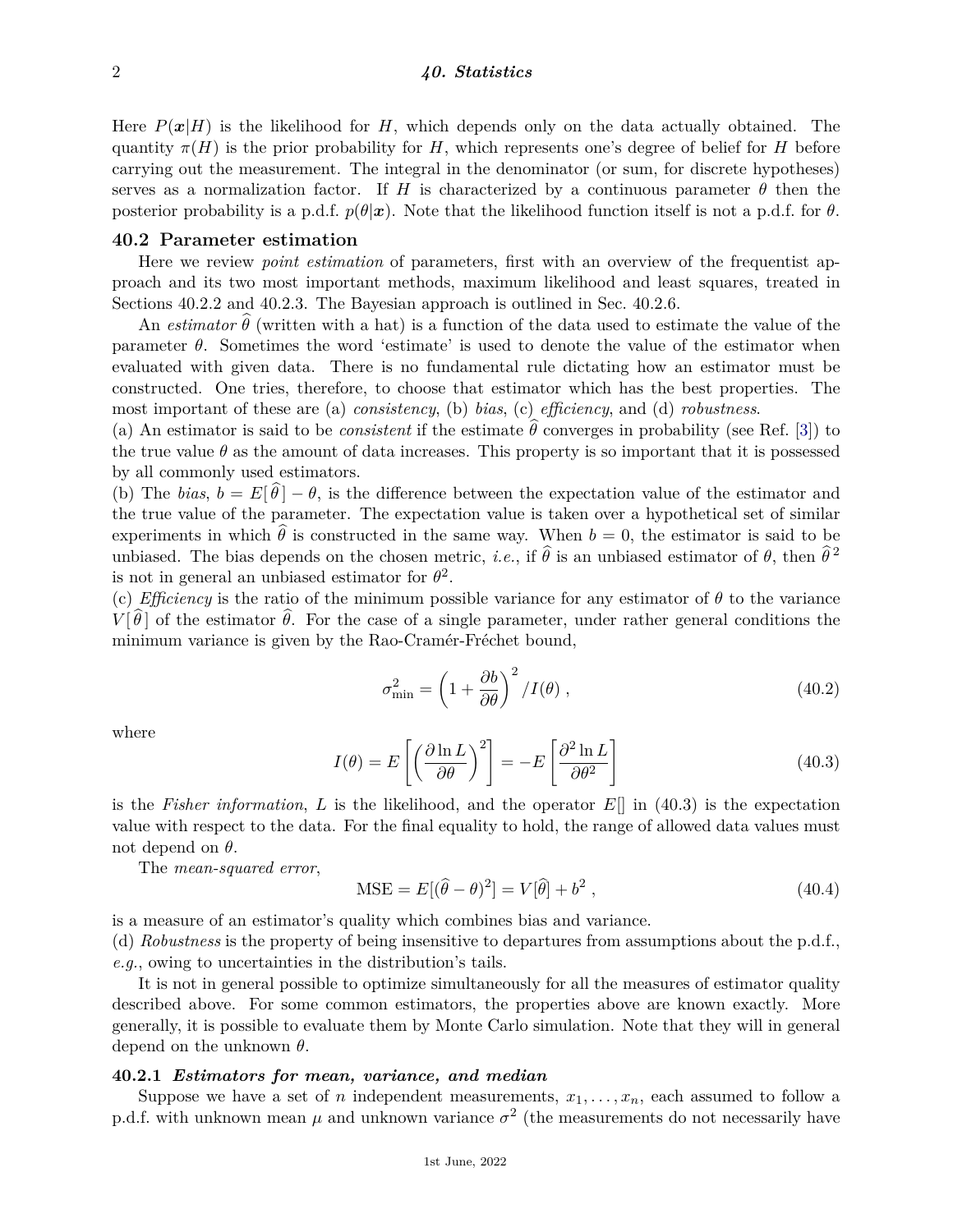Here $P(\boldsymbol{x}|H)$ is the likelihood for $H$, which depends only on the data actually obtained. The quantity $\pi(H)$ is the prior probability for $H$, which represents one's degree of belief for $H$ before carrying out the measurement. The integral in the denominator (or sum, for discrete hypotheses) serves as a normalization factor. If $H$ is characterized by a continuous parameter $\theta$ then the posterior probability is a p.d.f. $p(\theta|\boldsymbol{x})$. Note that the likelihood function itself is not a p.d.f. for $\theta$.

## 40.2 Parameter estimation

Here we review *point estimation* of parameters, first with an overview of the frequentist approach and its two most important methods, maximum likelihood and least squares, treated in Sections 40.2.2 and 40.2.3. The Bayesian approach is outlined in Sec. 40.2.6.

An *estimator* $\widehat{\theta}$ (written with a hat) is a function of the data used to estimate the value of the parameter $\theta$. Sometimes the word 'estimate' is used to denote the value of the estimator when evaluated with given data. There is no fundamental rule dictating how an estimator must be constructed. One tries, therefore, to choose that estimator which has the best properties. The most important of these are (a) *consistency*, (b) *bias*, (c) *efficiency*, and (d) *robustness*.

(a) An estimator is said to be *consistent* if the estimate $\widehat{\theta}$ converges in probability (see Ref. [3]) to the true value $\theta$ as the amount of data increases. This property is so important that it is possessed by all commonly used estimators.

(b) The *bias*, $b = E[\,\widehat{\theta}\,] - \theta$, is the difference between the expectation value of the estimator and the true value of the parameter. The expectation value is taken over a hypothetical set of similar experiments in which $\widehat{\theta}$ is constructed in the same way. When $b = 0$, the estimator is said to be unbiased. The bias depends on the chosen metric, *i.e.*, if $\widehat{\theta}$ is an unbiased estimator of $\theta$, then $\widehat{\theta}^{\,2}$ is not in general an unbiased estimator for $\theta^2$.

(c) *Efficiency* is the ratio of the minimum possible variance for any estimator of $\theta$ to the variance $V[\,\widehat{\theta}\,]$ of the estimator $\widehat{\theta}$. For the case of a single parameter, under rather general conditions the minimum variance is given by the Rao-Cramér-Fréchet bound,

$$\sigma^2_{\rm min} = \left(1 + \frac{\partial b}{\partial \theta}\right)^2 / I(\theta) \; , \tag{40.2}$$

where

$$I(\theta) = E\left[\left(\frac{\partial \ln L}{\partial \theta}\right)^2\right] = -E\left[\frac{\partial^2 \ln L}{\partial \theta^2}\right] \tag{40.3}$$

is the *Fisher information*, $L$ is the likelihood, and the operator $E[]$ in (40.3) is the expectation value with respect to the data. For the final equality to hold, the range of allowed data values must not depend on $\theta$.

The *mean-squared error*,

$$\text{MSE} = E[(\widehat{\theta} - \theta)^2] = V[\widehat{\theta}] + b^2 \; , \tag{40.4}$$

is a measure of an estimator's quality which combines bias and variance.

(d) *Robustness* is the property of being insensitive to departures from assumptions about the p.d.f., *e.g.*, owing to uncertainties in the distribution's tails.

It is not in general possible to optimize simultaneously for all the measures of estimator quality described above. For some common estimators, the properties above are known exactly. More generally, it is possible to evaluate them by Monte Carlo simulation. Note that they will in general depend on the unknown $\theta$.

### 40.2.1 *Estimators for mean, variance, and median*

Suppose we have a set of $n$ independent measurements, $x_1, \ldots, x_n$, each assumed to follow a p.d.f. with unknown mean $\mu$ and unknown variance $\sigma^2$ (the measurements do not necessarily have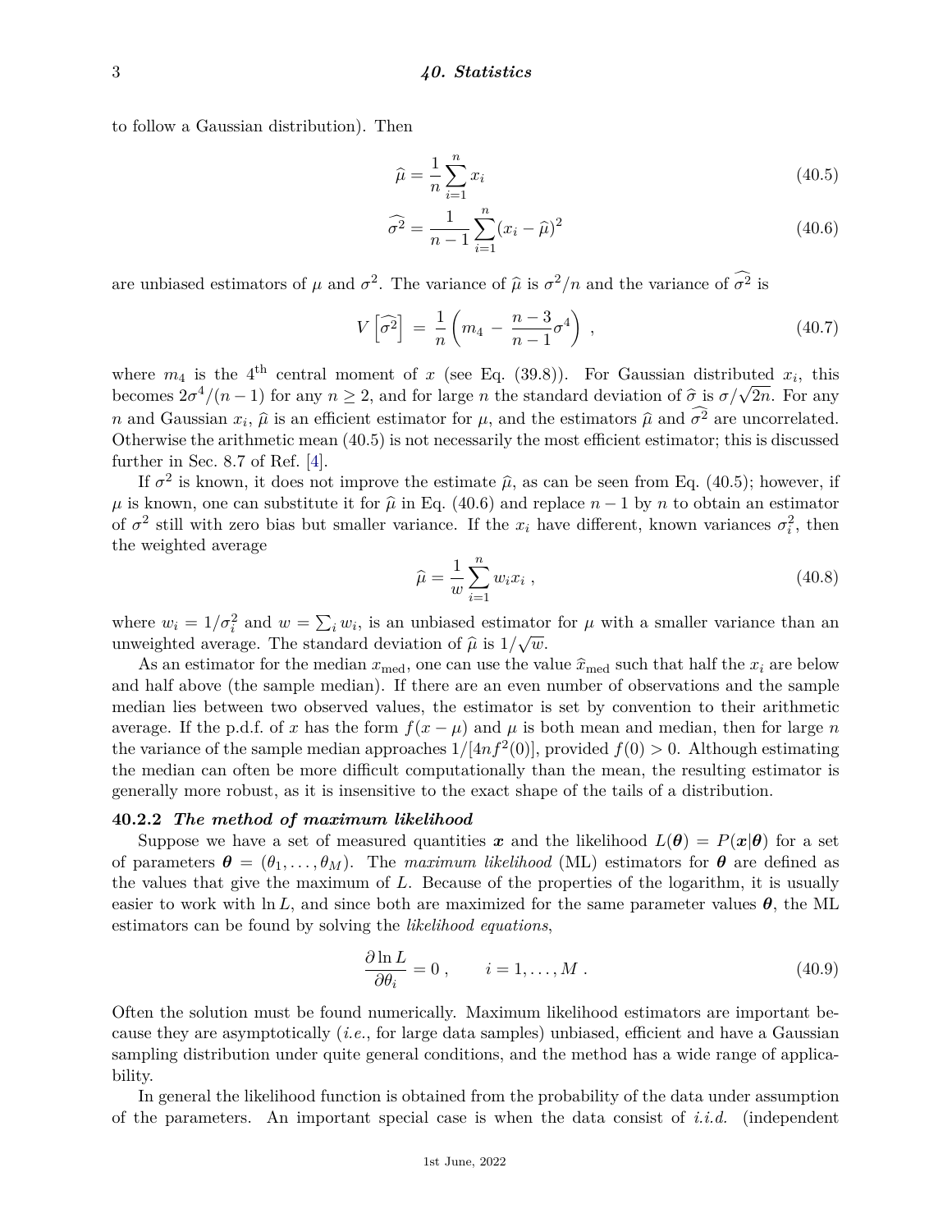to follow a Gaussian distribution). Then

$$\widehat{\mu} = \frac{1}{n}\sum_{i=1}^{n} x_i \tag{40.5}$$

$$\widehat{\sigma^2} = \frac{1}{n-1}\sum_{i=1}^{n}(x_i - \widehat{\mu})^2 \tag{40.6}$$

are unbiased estimators of $\mu$ and $\sigma^2$. The variance of $\widehat{\mu}$ is $\sigma^2/n$ and the variance of $\widehat{\sigma^2}$ is

$$V\left[\widehat{\sigma^2}\right] = \frac{1}{n}\left(m_4 - \frac{n-3}{n-1}\sigma^4\right) , \tag{40.7}$$

where $m_4$ is the $4^{\text{th}}$ central moment of $x$ (see Eq. (39.8)). For Gaussian distributed $x_i$, this becomes $2\sigma^4/(n-1)$ for any $n \geq 2$, and for large $n$ the standard deviation of $\widehat{\sigma}$ is $\sigma/\sqrt{2n}$. For any $n$ and Gaussian $x_i$, $\widehat{\mu}$ is an efficient estimator for $\mu$, and the estimators $\widehat{\mu}$ and $\widehat{\sigma^2}$ are uncorrelated. Otherwise the arithmetic mean (40.5) is not necessarily the most efficient estimator; this is discussed further in Sec. 8.7 of Ref. [4].

If $\sigma^2$ is known, it does not improve the estimate $\widehat{\mu}$, as can be seen from Eq. (40.5); however, if $\mu$ is known, one can substitute it for $\widehat{\mu}$ in Eq. (40.6) and replace $n-1$ by $n$ to obtain an estimator of $\sigma^2$ still with zero bias but smaller variance. If the $x_i$ have different, known variances $\sigma_i^2$, then the weighted average

$$\widehat{\mu} = \frac{1}{w}\sum_{i=1}^{n} w_i x_i , \tag{40.8}$$

where $w_i = 1/\sigma_i^2$ and $w = \sum_i w_i$, is an unbiased estimator for $\mu$ with a smaller variance than an unweighted average. The standard deviation of $\widehat{\mu}$ is $1/\sqrt{w}$.

As an estimator for the median $x_{\text{med}}$, one can use the value $\widehat{x}_{\text{med}}$ such that half the $x_i$ are below and half above (the sample median). If there are an even number of observations and the sample median lies between two observed values, the estimator is set by convention to their arithmetic average. If the p.d.f. of $x$ has the form $f(x-\mu)$ and $\mu$ is both mean and median, then for large $n$ the variance of the sample median approaches $1/[4nf^2(0)]$, provided $f(0) > 0$. Although estimating the median can often be more difficult computationally than the mean, the resulting estimator is generally more robust, as it is insensitive to the exact shape of the tails of a distribution.

### 40.2.2 *The method of maximum likelihood*

Suppose we have a set of measured quantities $\boldsymbol{x}$ and the likelihood $L(\boldsymbol{\theta}) = P(\boldsymbol{x}|\boldsymbol{\theta})$ for a set of parameters $\boldsymbol{\theta} = (\theta_1, \ldots, \theta_M)$. The *maximum likelihood* (ML) estimators for $\boldsymbol{\theta}$ are defined as the values that give the maximum of $L$. Because of the properties of the logarithm, it is usually easier to work with $\ln L$, and since both are maximized for the same parameter values $\boldsymbol{\theta}$, the ML estimators can be found by solving the *likelihood equations*,

$$\frac{\partial \ln L}{\partial \theta_i} = 0 , \qquad i = 1, \ldots, M . \tag{40.9}$$

Often the solution must be found numerically. Maximum likelihood estimators are important because they are asymptotically (*i.e.*, for large data samples) unbiased, efficient and have a Gaussian sampling distribution under quite general conditions, and the method has a wide range of applicability.

In general the likelihood function is obtained from the probability of the data under assumption of the parameters. An important special case is when the data consist of *i.i.d.* (independent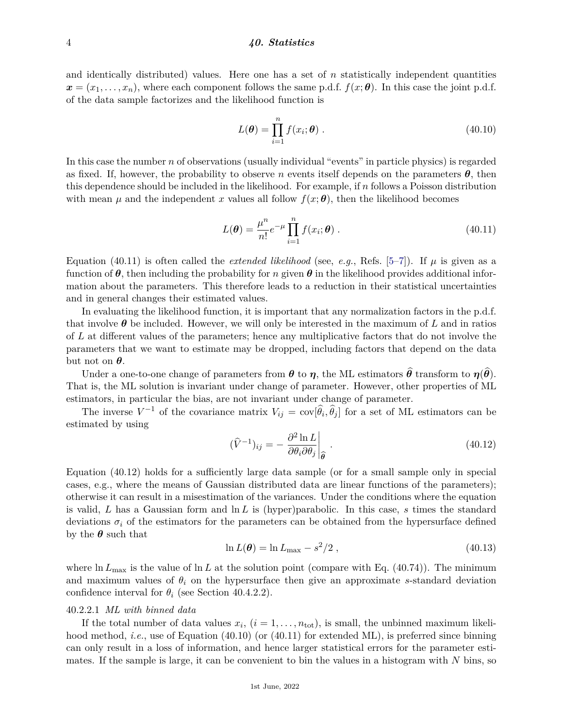and identically distributed) values. Here one has a set of $n$ statistically independent quantities $\boldsymbol{x} = (x_1, \ldots, x_n)$, where each component follows the same p.d.f. $f(x; \boldsymbol{\theta})$. In this case the joint p.d.f. of the data sample factorizes and the likelihood function is

$$L(\boldsymbol{\theta}) = \prod_{i=1}^{n} f(x_i; \boldsymbol{\theta}) \ . \tag{40.10}$$

In this case the number $n$ of observations (usually individual "events" in particle physics) is regarded as fixed. If, however, the probability to observe $n$ events itself depends on the parameters $\boldsymbol{\theta}$, then this dependence should be included in the likelihood. For example, if $n$ follows a Poisson distribution with mean $\mu$ and the independent $x$ values all follow $f(x; \boldsymbol{\theta})$, then the likelihood becomes

$$L(\boldsymbol{\theta}) = \frac{\mu^n}{n!} e^{-\mu} \prod_{i=1}^{n} f(x_i; \boldsymbol{\theta}) \ . \tag{40.11}$$

Equation (40.11) is often called the *extended likelihood* (see, *e.g.*, Refs. [5–7]). If $\mu$ is given as a function of $\boldsymbol{\theta}$, then including the probability for $n$ given $\boldsymbol{\theta}$ in the likelihood provides additional information about the parameters. This therefore leads to a reduction in their statistical uncertainties and in general changes their estimated values.

In evaluating the likelihood function, it is important that any normalization factors in the p.d.f. that involve $\boldsymbol{\theta}$ be included. However, we will only be interested in the maximum of $L$ and in ratios of $L$ at different values of the parameters; hence any multiplicative factors that do not involve the parameters that we want to estimate may be dropped, including factors that depend on the data but not on $\boldsymbol{\theta}$.

Under a one-to-one change of parameters from $\boldsymbol{\theta}$ to $\boldsymbol{\eta}$, the ML estimators $\widehat{\boldsymbol{\theta}}$ transform to $\boldsymbol{\eta}(\widehat{\boldsymbol{\theta}})$. That is, the ML solution is invariant under change of parameter. However, other properties of ML estimators, in particular the bias, are not invariant under change of parameter.

The inverse $V^{-1}$ of the covariance matrix $V_{ij} = \mathrm{cov}[\widehat{\theta}_i, \widehat{\theta}_j]$ for a set of ML estimators can be estimated by using

$$(\widehat{V}^{-1})_{ij} = - \left. \frac{\partial^2 \ln L}{\partial \theta_i \partial \theta_j} \right|_{\widehat{\boldsymbol{\theta}}} \ . \tag{40.12}$$

Equation (40.12) holds for a sufficiently large data sample (or for a small sample only in special cases, e.g., where the means of Gaussian distributed data are linear functions of the parameters); otherwise it can result in a misestimation of the variances. Under the conditions where the equation is valid, $L$ has a Gaussian form and $\ln L$ is (hyper)parabolic. In this case, $s$ times the standard deviations $\sigma_i$ of the estimators for the parameters can be obtained from the hypersurface defined by the $\boldsymbol{\theta}$ such that

$$\ln L(\boldsymbol{\theta}) = \ln L_{\mathrm{max}} - s^2/2 \ , \tag{40.13}$$

where $\ln L_{\mathrm{max}}$ is the value of $\ln L$ at the solution point (compare with Eq. (40.74)). The minimum and maximum values of $\theta_i$ on the hypersurface then give an approximate $s$-standard deviation confidence interval for $\theta_i$ (see Section 40.4.2.2).

#### 40.2.2.1 *ML with binned data*

If the total number of data values $x_i$, $(i = 1, \ldots, n_{\mathrm{tot}})$, is small, the unbinned maximum likelihood method, *i.e.*, use of Equation (40.10) (or (40.11) for extended ML), is preferred since binning can only result in a loss of information, and hence larger statistical errors for the parameter estimates. If the sample is large, it can be convenient to bin the values in a histogram with $N$ bins, so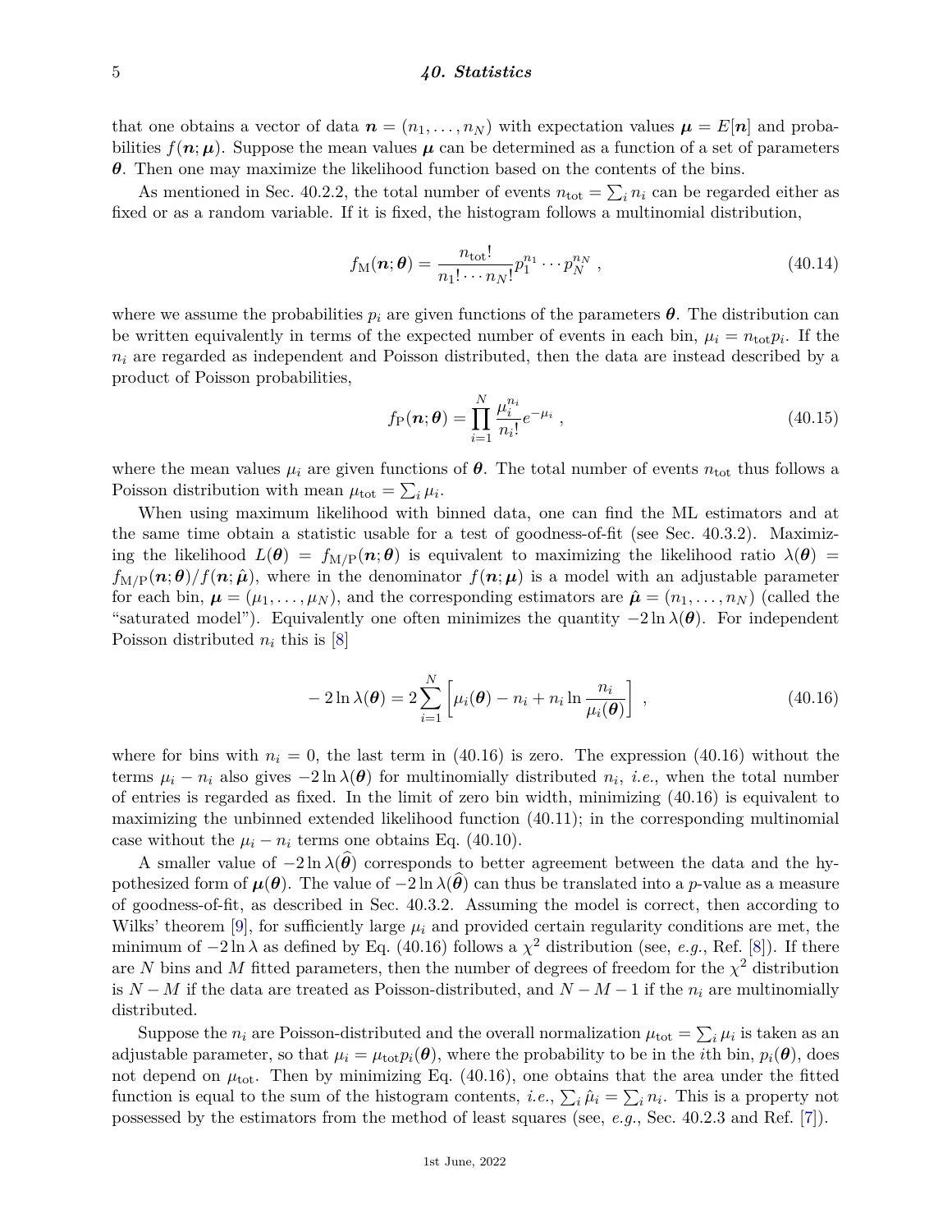that one obtains a vector of data $\boldsymbol{n} = (n_1, \ldots, n_N)$ with expectation values $\boldsymbol{\mu} = E[\boldsymbol{n}]$ and probabilities $f(\boldsymbol{n}; \boldsymbol{\mu})$. Suppose the mean values $\boldsymbol{\mu}$ can be determined as a function of a set of parameters $\boldsymbol{\theta}$. Then one may maximize the likelihood function based on the contents of the bins.

As mentioned in Sec. 40.2.2, the total number of events $n_{\text{tot}} = \sum_i n_i$ can be regarded either as fixed or as a random variable. If it is fixed, the histogram follows a multinomial distribution,

$$f_{\text{M}}(\boldsymbol{n}; \boldsymbol{\theta}) = \frac{n_{\text{tot}}!}{n_1! \cdots n_N!} p_1^{n_1} \cdots p_N^{n_N} , \tag{40.14}$$

where we assume the probabilities $p_i$ are given functions of the parameters $\boldsymbol{\theta}$. The distribution can be written equivalently in terms of the expected number of events in each bin, $\mu_i = n_{\text{tot}} p_i$. If the $n_i$ are regarded as independent and Poisson distributed, then the data are instead described by a product of Poisson probabilities,

$$f_{\text{P}}(\boldsymbol{n}; \boldsymbol{\theta}) = \prod_{i=1}^{N} \frac{\mu_i^{n_i}}{n_i!} e^{-\mu_i} , \tag{40.15}$$

where the mean values $\mu_i$ are given functions of $\boldsymbol{\theta}$. The total number of events $n_{\text{tot}}$ thus follows a Poisson distribution with mean $\mu_{\text{tot}} = \sum_i \mu_i$.

When using maximum likelihood with binned data, one can find the ML estimators and at the same time obtain a statistic usable for a test of goodness-of-fit (see Sec. 40.3.2). Maximizing the likelihood $L(\boldsymbol{\theta}) = f_{\text{M/P}}(\boldsymbol{n}; \boldsymbol{\theta})$ is equivalent to maximizing the likelihood ratio $\lambda(\boldsymbol{\theta}) = f_{\text{M/P}}(\boldsymbol{n}; \boldsymbol{\theta}) / f(\boldsymbol{n}; \hat{\boldsymbol{\mu}})$, where in the denominator $f(\boldsymbol{n}; \boldsymbol{\mu})$ is a model with an adjustable parameter for each bin, $\boldsymbol{\mu} = (\mu_1, \ldots, \mu_N)$, and the corresponding estimators are $\hat{\boldsymbol{\mu}} = (n_1, \ldots, n_N)$ (called the "saturated model"). Equivalently one often minimizes the quantity $-2 \ln \lambda(\boldsymbol{\theta})$. For independent Poisson distributed $n_i$ this is [8]

$$-2 \ln \lambda(\boldsymbol{\theta}) = 2 \sum_{i=1}^{N} \left[ \mu_i(\boldsymbol{\theta}) - n_i + n_i \ln \frac{n_i}{\mu_i(\boldsymbol{\theta})} \right] , \tag{40.16}$$

where for bins with $n_i = 0$, the last term in (40.16) is zero. The expression (40.16) without the terms $\mu_i - n_i$ also gives $-2 \ln \lambda(\boldsymbol{\theta})$ for multinomially distributed $n_i$, *i.e.*, when the total number of entries is regarded as fixed. In the limit of zero bin width, minimizing (40.16) is equivalent to maximizing the unbinned extended likelihood function (40.11); in the corresponding multinomial case without the $\mu_i - n_i$ terms one obtains Eq. (40.10).

A smaller value of $-2 \ln \lambda(\widehat{\boldsymbol{\theta}})$ corresponds to better agreement between the data and the hypothesized form of $\boldsymbol{\mu}(\boldsymbol{\theta})$. The value of $-2 \ln \lambda(\widehat{\boldsymbol{\theta}})$ can thus be translated into a $p$-value as a measure of goodness-of-fit, as described in Sec. 40.3.2. Assuming the model is correct, then according to Wilks' theorem [9], for sufficiently large $\mu_i$ and provided certain regularity conditions are met, the minimum of $-2 \ln \lambda$ as defined by Eq. (40.16) follows a $\chi^2$ distribution (see, *e.g.*, Ref. [8]). If there are $N$ bins and $M$ fitted parameters, then the number of degrees of freedom for the $\chi^2$ distribution is $N - M$ if the data are treated as Poisson-distributed, and $N - M - 1$ if the $n_i$ are multinomially distributed.

Suppose the $n_i$ are Poisson-distributed and the overall normalization $\mu_{\text{tot}} = \sum_i \mu_i$ is taken as an adjustable parameter, so that $\mu_i = \mu_{\text{tot}} p_i(\boldsymbol{\theta})$, where the probability to be in the $i$th bin, $p_i(\boldsymbol{\theta})$, does not depend on $\mu_{\text{tot}}$. Then by minimizing Eq. (40.16), one obtains that the area under the fitted function is equal to the sum of the histogram contents, *i.e.*, $\sum_i \hat{\mu}_i = \sum_i n_i$. This is a property not possessed by the estimators from the method of least squares (see, *e.g.*, Sec. 40.2.3 and Ref. [7]).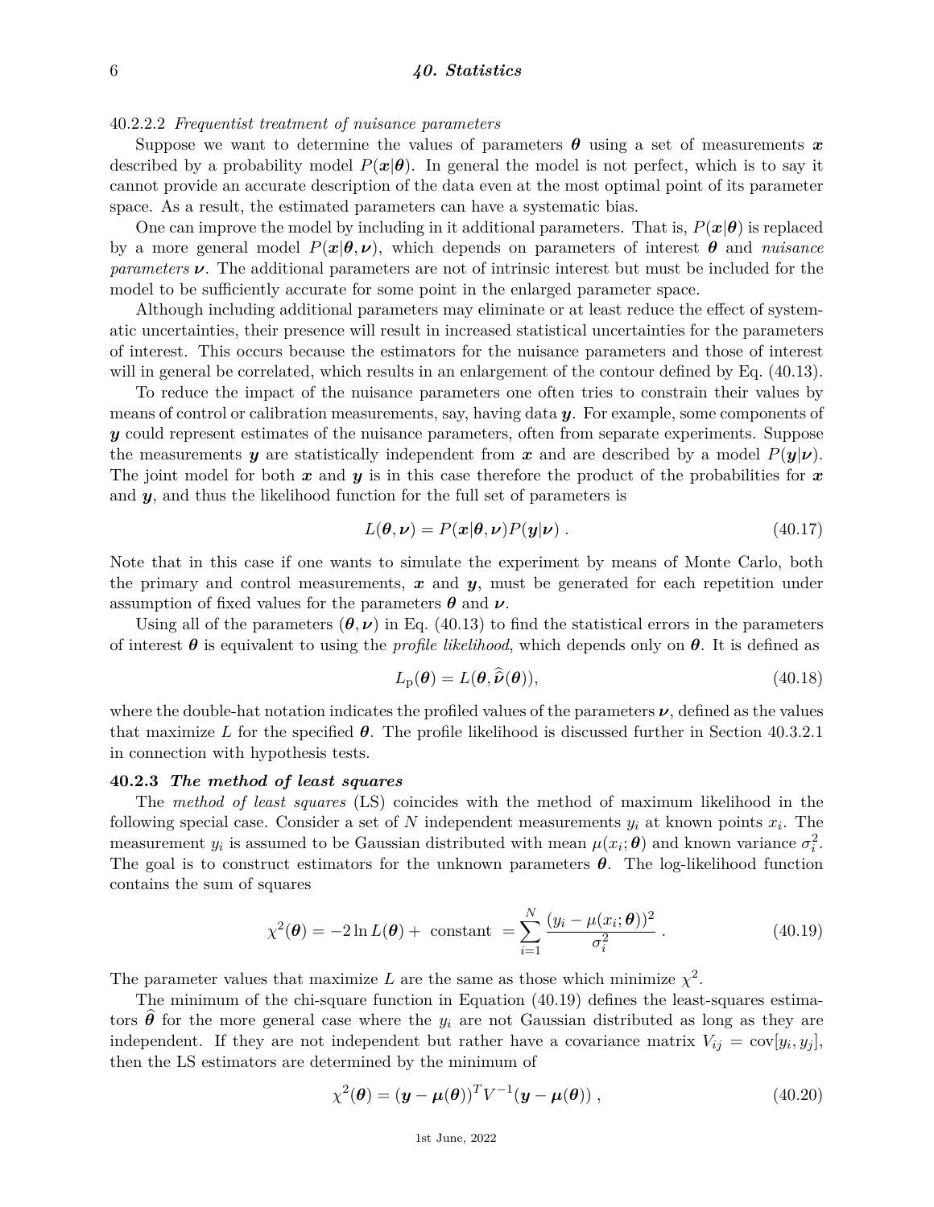#### 40.2.2.2 *Frequentist treatment of nuisance parameters*

Suppose we want to determine the values of parameters $\boldsymbol{\theta}$ using a set of measurements $\boldsymbol{x}$ described by a probability model $P(\boldsymbol{x}|\boldsymbol{\theta})$. In general the model is not perfect, which is to say it cannot provide an accurate description of the data even at the most optimal point of its parameter space. As a result, the estimated parameters can have a systematic bias.

One can improve the model by including in it additional parameters. That is, $P(\boldsymbol{x}|\boldsymbol{\theta})$ is replaced by a more general model $P(\boldsymbol{x}|\boldsymbol{\theta}, \boldsymbol{\nu})$, which depends on parameters of interest $\boldsymbol{\theta}$ and *nuisance parameters* $\boldsymbol{\nu}$. The additional parameters are not of intrinsic interest but must be included for the model to be sufficiently accurate for some point in the enlarged parameter space.

Although including additional parameters may eliminate or at least reduce the effect of systematic uncertainties, their presence will result in increased statistical uncertainties for the parameters of interest. This occurs because the estimators for the nuisance parameters and those of interest will in general be correlated, which results in an enlargement of the contour defined by Eq. (40.13).

To reduce the impact of the nuisance parameters one often tries to constrain their values by means of control or calibration measurements, say, having data $\boldsymbol{y}$. For example, some components of $\boldsymbol{y}$ could represent estimates of the nuisance parameters, often from separate experiments. Suppose the measurements $\boldsymbol{y}$ are statistically independent from $\boldsymbol{x}$ and are described by a model $P(\boldsymbol{y}|\boldsymbol{\nu})$. The joint model for both $\boldsymbol{x}$ and $\boldsymbol{y}$ is in this case therefore the product of the probabilities for $\boldsymbol{x}$ and $\boldsymbol{y}$, and thus the likelihood function for the full set of parameters is

$$L(\boldsymbol{\theta}, \boldsymbol{\nu}) = P(\boldsymbol{x}|\boldsymbol{\theta}, \boldsymbol{\nu}) P(\boldsymbol{y}|\boldsymbol{\nu}) \,. \tag{40.17}$$

Note that in this case if one wants to simulate the experiment by means of Monte Carlo, both the primary and control measurements, $\boldsymbol{x}$ and $\boldsymbol{y}$, must be generated for each repetition under assumption of fixed values for the parameters $\boldsymbol{\theta}$ and $\boldsymbol{\nu}$.

Using all of the parameters $(\boldsymbol{\theta}, \boldsymbol{\nu})$ in Eq. (40.13) to find the statistical errors in the parameters of interest $\boldsymbol{\theta}$ is equivalent to using the *profile likelihood*, which depends only on $\boldsymbol{\theta}$. It is defined as

$$L_{\rm p}(\boldsymbol{\theta}) = L(\boldsymbol{\theta}, \widehat{\widehat{\boldsymbol{\nu}}}(\boldsymbol{\theta})), \tag{40.18}$$

where the double-hat notation indicates the profiled values of the parameters $\boldsymbol{\nu}$, defined as the values that maximize $L$ for the specified $\boldsymbol{\theta}$. The profile likelihood is discussed further in Section 40.3.2.1 in connection with hypothesis tests.

### 40.2.3 *The method of least squares*

The *method of least squares* (LS) coincides with the method of maximum likelihood in the following special case. Consider a set of $N$ independent measurements $y_i$ at known points $x_i$. The measurement $y_i$ is assumed to be Gaussian distributed with mean $\mu(x_i; \boldsymbol{\theta})$ and known variance $\sigma_i^2$. The goal is to construct estimators for the unknown parameters $\boldsymbol{\theta}$. The log-likelihood function contains the sum of squares

$$\chi^2(\boldsymbol{\theta}) = -2 \ln L(\boldsymbol{\theta}) + \text{ constant } = \sum_{i=1}^{N} \frac{(y_i - \mu(x_i; \boldsymbol{\theta}))^2}{\sigma_i^2} \,. \tag{40.19}$$

The parameter values that maximize $L$ are the same as those which minimize $\chi^2$.

The minimum of the chi-square function in Equation (40.19) defines the least-squares estimators $\widehat{\boldsymbol{\theta}}$ for the more general case where the $y_i$ are not Gaussian distributed as long as they are independent. If they are not independent but rather have a covariance matrix $V_{ij} = \text{cov}[y_i, y_j]$, then the LS estimators are determined by the minimum of

$$\chi^2(\boldsymbol{\theta}) = (\boldsymbol{y} - \boldsymbol{\mu}(\boldsymbol{\theta}))^T V^{-1} (\boldsymbol{y} - \boldsymbol{\mu}(\boldsymbol{\theta})) \,, \tag{40.20}$$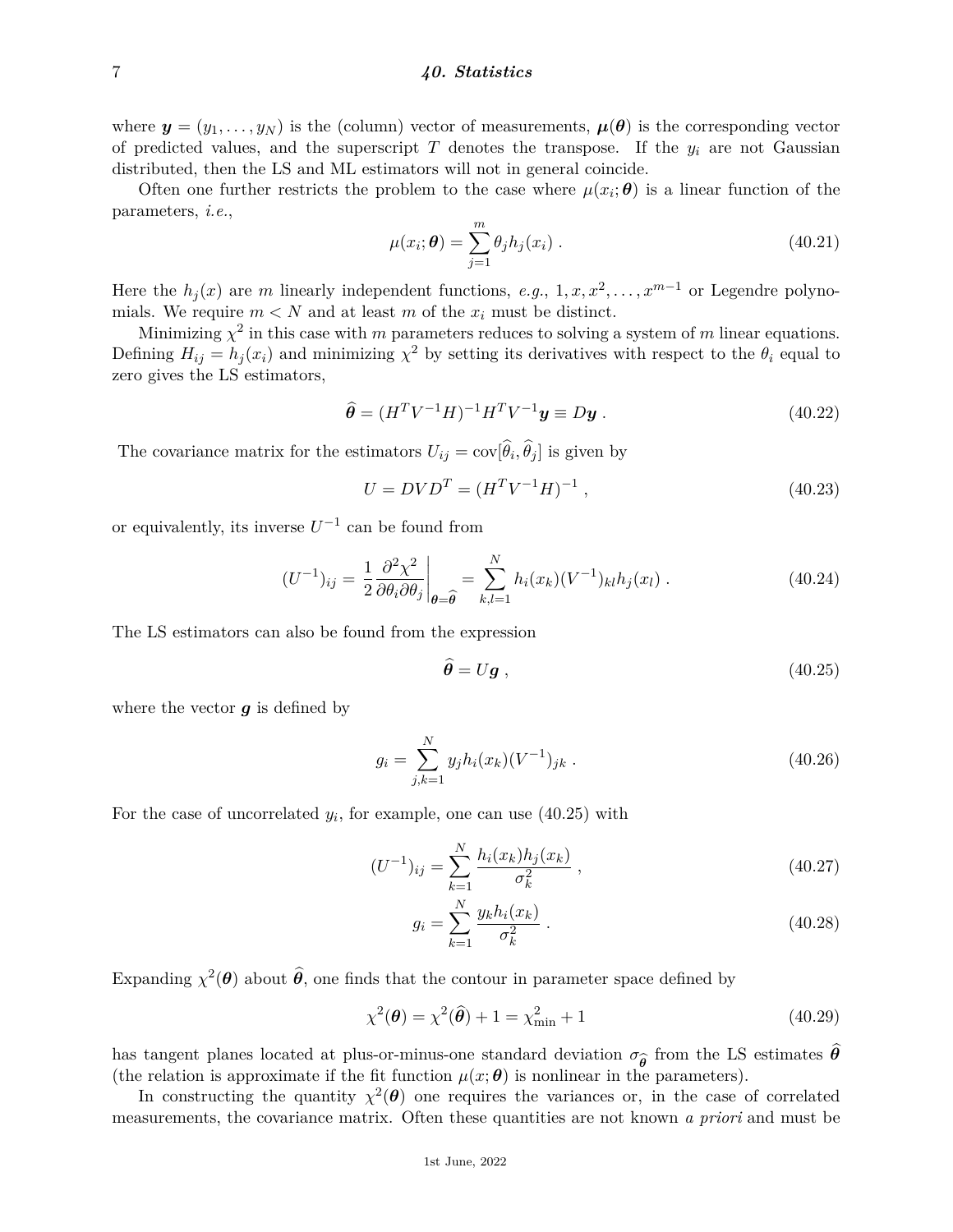where $\boldsymbol{y} = (y_1, \ldots, y_N)$ is the (column) vector of measurements, $\boldsymbol{\mu}(\boldsymbol{\theta})$ is the corresponding vector of predicted values, and the superscript $T$ denotes the transpose. If the $y_i$ are not Gaussian distributed, then the LS and ML estimators will not in general coincide.

Often one further restricts the problem to the case where $\mu(x_i; \boldsymbol{\theta})$ is a linear function of the parameters, *i.e.*,

$$\mu(x_i; \boldsymbol{\theta}) = \sum_{j=1}^{m} \theta_j h_j(x_i) \; . \tag{40.21}$$

Here the $h_j(x)$ are $m$ linearly independent functions, *e.g.*, $1, x, x^2, \ldots, x^{m-1}$ or Legendre polynomials. We require $m < N$ and at least $m$ of the $x_i$ must be distinct.

Minimizing $\chi^2$ in this case with $m$ parameters reduces to solving a system of $m$ linear equations. Defining $H_{ij} = h_j(x_i)$ and minimizing $\chi^2$ by setting its derivatives with respect to the $\theta_i$ equal to zero gives the LS estimators,

$$\widehat{\boldsymbol{\theta}} = (H^T V^{-1} H)^{-1} H^T V^{-1} \boldsymbol{y} \equiv D\boldsymbol{y} \; . \tag{40.22}$$

The covariance matrix for the estimators $U_{ij} = \mathrm{cov}[\widehat{\theta}_i, \widehat{\theta}_j]$ is given by

$$U = DVD^T = (H^T V^{-1} H)^{-1} \; , \tag{40.23}$$

or equivalently, its inverse $U^{-1}$ can be found from

$$(U^{-1})_{ij} = \frac{1}{2} \frac{\partial^2 \chi^2}{\partial \theta_i \partial \theta_j} \bigg|_{\boldsymbol{\theta} = \widehat{\boldsymbol{\theta}}} = \sum_{k,l=1}^{N} h_i(x_k) (V^{-1})_{kl} h_j(x_l) \; . \tag{40.24}$$

The LS estimators can also be found from the expression

$$\widehat{\boldsymbol{\theta}} = U\boldsymbol{g} \; , \tag{40.25}$$

where the vector $\boldsymbol{g}$ is defined by

$$g_i = \sum_{j,k=1}^{N} y_j h_i(x_k) (V^{-1})_{jk} \; . \tag{40.26}$$

For the case of uncorrelated $y_i$, for example, one can use (40.25) with

$$(U^{-1})_{ij} = \sum_{k=1}^{N} \frac{h_i(x_k) h_j(x_k)}{\sigma_k^2} \; , \tag{40.27}$$

$$g_i = \sum_{k=1}^{N} \frac{y_k h_i(x_k)}{\sigma_k^2} \; . \tag{40.28}$$

Expanding $\chi^2(\boldsymbol{\theta})$ about $\widehat{\boldsymbol{\theta}}$, one finds that the contour in parameter space defined by

$$\chi^2(\boldsymbol{\theta}) = \chi^2(\widehat{\boldsymbol{\theta}}) + 1 = \chi^2_{\min} + 1 \tag{40.29}$$

has tangent planes located at plus-or-minus-one standard deviation $\sigma_{\widehat{\boldsymbol{\theta}}}$ from the LS estimates $\widehat{\boldsymbol{\theta}}$ (the relation is approximate if the fit function $\mu(x; \boldsymbol{\theta})$ is nonlinear in the parameters).

In constructing the quantity $\chi^2(\boldsymbol{\theta})$ one requires the variances or, in the case of correlated measurements, the covariance matrix. Often these quantities are not known *a priori* and must be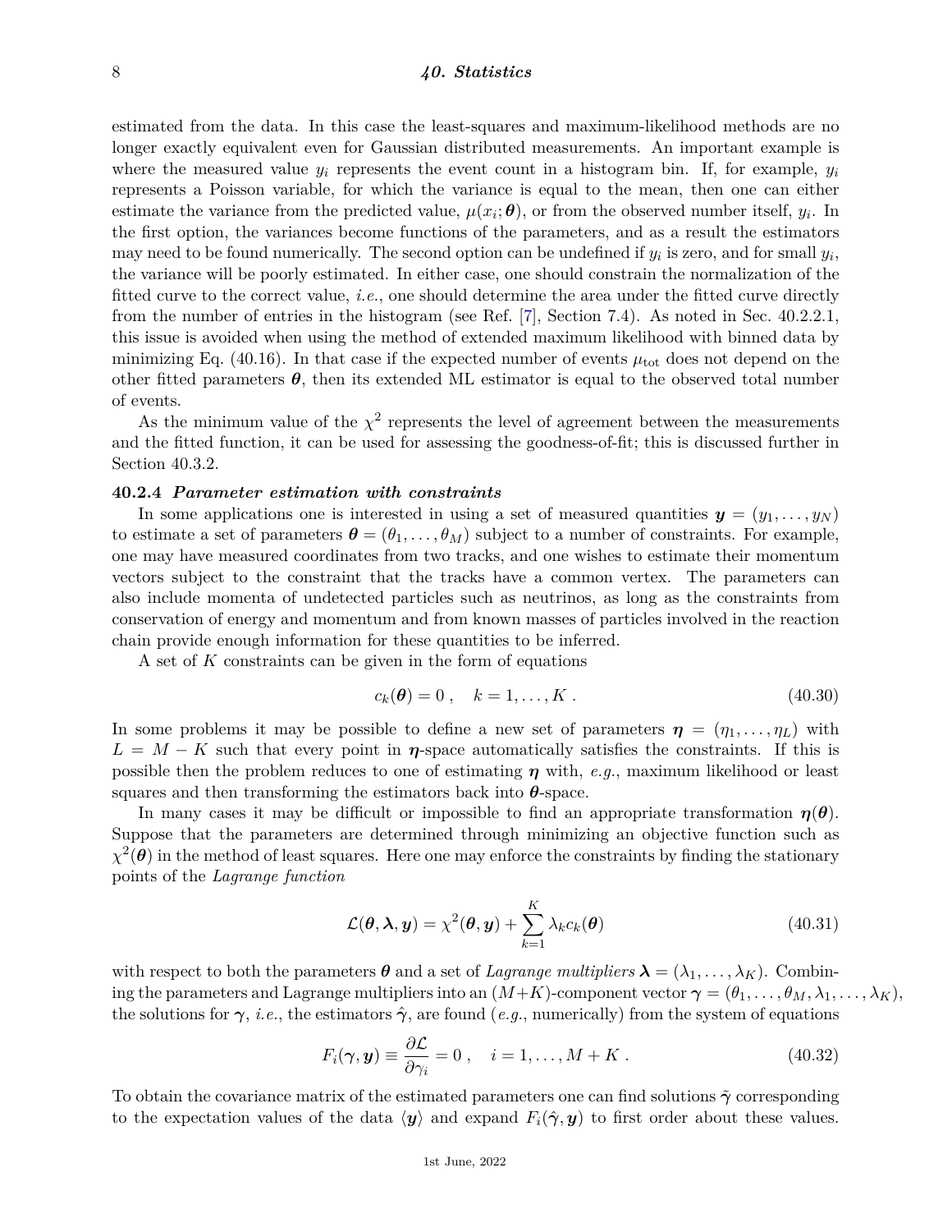estimated from the data. In this case the least-squares and maximum-likelihood methods are no longer exactly equivalent even for Gaussian distributed measurements. An important example is where the measured value $y_i$ represents the event count in a histogram bin. If, for example, $y_i$ represents a Poisson variable, for which the variance is equal to the mean, then one can either estimate the variance from the predicted value, $\mu(x_i; \boldsymbol{\theta})$, or from the observed number itself, $y_i$. In the first option, the variances become functions of the parameters, and as a result the estimators may need to be found numerically. The second option can be undefined if $y_i$ is zero, and for small $y_i$, the variance will be poorly estimated. In either case, one should constrain the normalization of the fitted curve to the correct value, *i.e.*, one should determine the area under the fitted curve directly from the number of entries in the histogram (see Ref. [7], Section 7.4). As noted in Sec. 40.2.2.1, this issue is avoided when using the method of extended maximum likelihood with binned data by minimizing Eq. (40.16). In that case if the expected number of events $\mu_{\text{tot}}$ does not depend on the other fitted parameters $\boldsymbol{\theta}$, then its extended ML estimator is equal to the observed total number of events.

As the minimum value of the $\chi^2$ represents the level of agreement between the measurements and the fitted function, it can be used for assessing the goodness-of-fit; this is discussed further in Section 40.3.2.

### 40.2.4 *Parameter estimation with constraints*

In some applications one is interested in using a set of measured quantities $\boldsymbol{y} = (y_1, \ldots, y_N)$ to estimate a set of parameters $\boldsymbol{\theta} = (\theta_1, \ldots, \theta_M)$ subject to a number of constraints. For example, one may have measured coordinates from two tracks, and one wishes to estimate their momentum vectors subject to the constraint that the tracks have a common vertex. The parameters can also include momenta of undetected particles such as neutrinos, as long as the constraints from conservation of energy and momentum and from known masses of particles involved in the reaction chain provide enough information for these quantities to be inferred.

A set of $K$ constraints can be given in the form of equations

$$c_k(\boldsymbol{\theta}) = 0 \,, \quad k = 1, \ldots, K \,. \tag{40.30}$$

In some problems it may be possible to define a new set of parameters $\boldsymbol{\eta} = (\eta_1, \ldots, \eta_L)$ with $L = M - K$ such that every point in $\boldsymbol{\eta}$-space automatically satisfies the constraints. If this is possible then the problem reduces to one of estimating $\boldsymbol{\eta}$ with, *e.g.*, maximum likelihood or least squares and then transforming the estimators back into $\boldsymbol{\theta}$-space.

In many cases it may be difficult or impossible to find an appropriate transformation $\boldsymbol{\eta}(\boldsymbol{\theta})$. Suppose that the parameters are determined through minimizing an objective function such as $\chi^2(\boldsymbol{\theta})$ in the method of least squares. Here one may enforce the constraints by finding the stationary points of the *Lagrange function*

$$\mathcal{L}(\boldsymbol{\theta}, \boldsymbol{\lambda}, \boldsymbol{y}) = \chi^2(\boldsymbol{\theta}, \boldsymbol{y}) + \sum_{k=1}^{K} \lambda_k c_k(\boldsymbol{\theta}) \tag{40.31}$$

with respect to both the parameters $\boldsymbol{\theta}$ and a set of *Lagrange multipliers* $\boldsymbol{\lambda} = (\lambda_1, \ldots, \lambda_K)$. Combining the parameters and Lagrange multipliers into an $(M+K)$-component vector $\boldsymbol{\gamma} = (\theta_1, \ldots, \theta_M, \lambda_1, \ldots, \lambda_K)$, the solutions for $\boldsymbol{\gamma}$, *i.e.*, the estimators $\hat{\boldsymbol{\gamma}}$, are found (*e.g.*, numerically) from the system of equations

$$F_i(\boldsymbol{\gamma}, \boldsymbol{y}) \equiv \frac{\partial \mathcal{L}}{\partial \gamma_i} = 0 \,, \quad i = 1, \ldots, M + K \,. \tag{40.32}$$

To obtain the covariance matrix of the estimated parameters one can find solutions $\tilde{\boldsymbol{\gamma}}$ corresponding to the expectation values of the data $\langle \boldsymbol{y} \rangle$ and expand $F_i(\hat{\boldsymbol{\gamma}}, \boldsymbol{y})$ to first order about these values.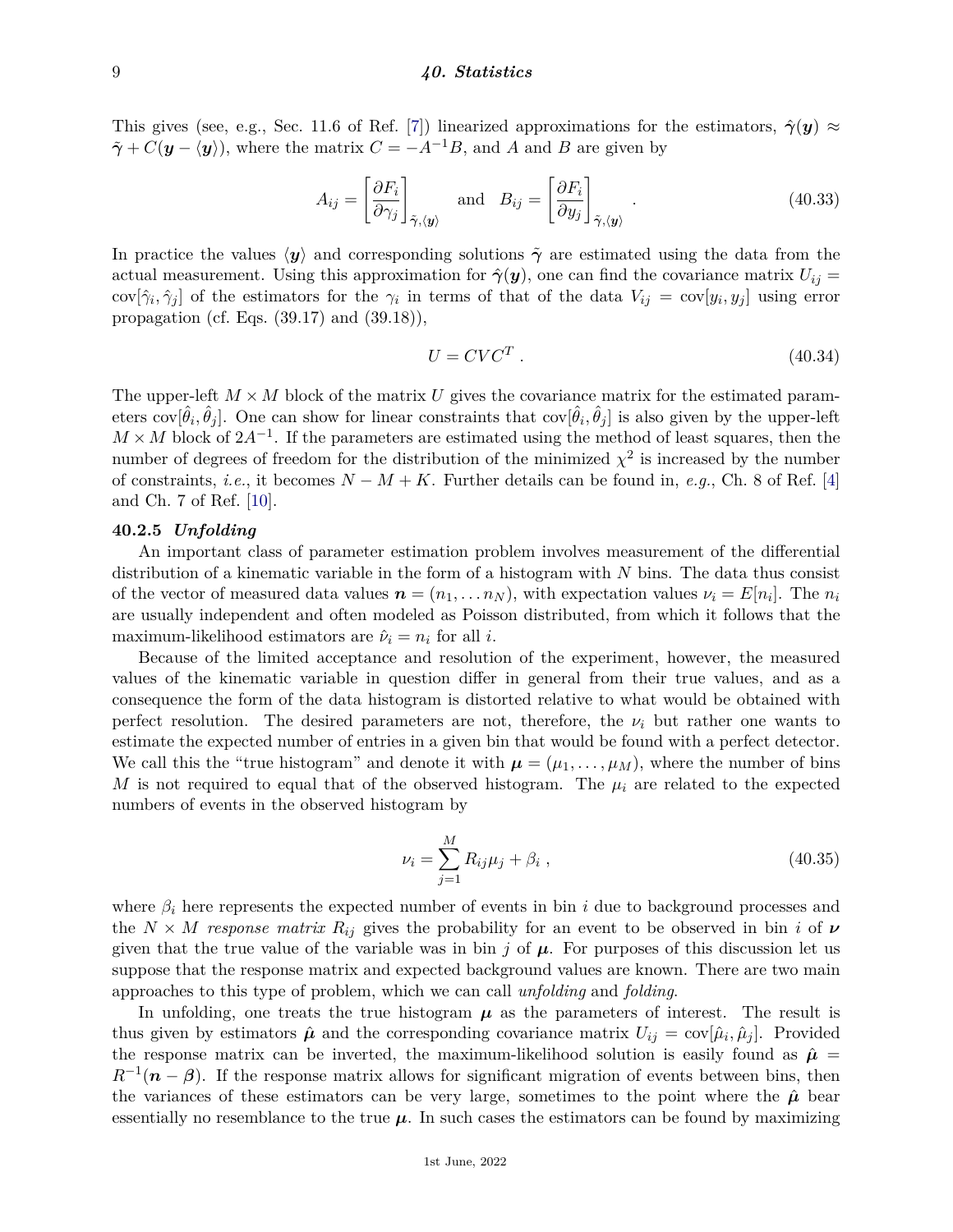This gives (see, e.g., Sec. 11.6 of Ref. [7]) linearized approximations for the estimators, $\hat{\boldsymbol{\gamma}}(\boldsymbol{y}) \approx \tilde{\boldsymbol{\gamma}} + C(\boldsymbol{y} - \langle \boldsymbol{y} \rangle)$, where the matrix $C = -A^{-1}B$, and $A$ and $B$ are given by

$$A_{ij} = \left[ \frac{\partial F_i}{\partial \gamma_j} \right]_{\tilde{\boldsymbol{\gamma}}, \langle \boldsymbol{y} \rangle} \quad \text{and} \quad B_{ij} = \left[ \frac{\partial F_i}{\partial y_j} \right]_{\tilde{\boldsymbol{\gamma}}, \langle \boldsymbol{y} \rangle} . \tag{40.33}$$

In practice the values $\langle \boldsymbol{y} \rangle$ and corresponding solutions $\tilde{\boldsymbol{\gamma}}$ are estimated using the data from the actual measurement. Using this approximation for $\hat{\boldsymbol{\gamma}}(\boldsymbol{y})$, one can find the covariance matrix $U_{ij} = \text{cov}[\hat{\gamma}_i, \hat{\gamma}_j]$ of the estimators for the $\gamma_i$ in terms of that of the data $V_{ij} = \text{cov}[y_i, y_j]$ using error propagation (cf. Eqs. (39.17) and (39.18)),

$$U = CVC^T . \tag{40.34}$$

The upper-left $M \times M$ block of the matrix $U$ gives the covariance matrix for the estimated parameters $\text{cov}[\hat{\theta}_i, \hat{\theta}_j]$. One can show for linear constraints that $\text{cov}[\hat{\theta}_i, \hat{\theta}_j]$ is also given by the upper-left $M \times M$ block of $2A^{-1}$. If the parameters are estimated using the method of least squares, then the number of degrees of freedom for the distribution of the minimized $\chi^2$ is increased by the number of constraints, *i.e.*, it becomes $N - M + K$. Further details can be found in, *e.g.*, Ch. 8 of Ref. [4] and Ch. 7 of Ref. [10].

### 40.2.5 *Unfolding*

An important class of parameter estimation problem involves measurement of the differential distribution of a kinematic variable in the form of a histogram with $N$ bins. The data thus consist of the vector of measured data values $\boldsymbol{n} = (n_1, \ldots n_N)$, with expectation values $\nu_i = E[n_i]$. The $n_i$ are usually independent and often modeled as Poisson distributed, from which it follows that the maximum-likelihood estimators are $\hat{\nu}_i = n_i$ for all $i$.

Because of the limited acceptance and resolution of the experiment, however, the measured values of the kinematic variable in question differ in general from their true values, and as a consequence the form of the data histogram is distorted relative to what would be obtained with perfect resolution. The desired parameters are not, therefore, the $\nu_i$ but rather one wants to estimate the expected number of entries in a given bin that would be found with a perfect detector. We call this the "true histogram" and denote it with $\boldsymbol{\mu} = (\mu_1, \ldots, \mu_M)$, where the number of bins $M$ is not required to equal that of the observed histogram. The $\mu_i$ are related to the expected numbers of events in the observed histogram by

$$\nu_i = \sum_{j=1}^{M} R_{ij} \mu_j + \beta_i , \tag{40.35}$$

where $\beta_i$ here represents the expected number of events in bin $i$ due to background processes and the $N \times M$ *response matrix* $R_{ij}$ gives the probability for an event to be observed in bin $i$ of $\boldsymbol{\nu}$ given that the true value of the variable was in bin $j$ of $\boldsymbol{\mu}$. For purposes of this discussion let us suppose that the response matrix and expected background values are known. There are two main approaches to this type of problem, which we can call *unfolding* and *folding*.

In unfolding, one treats the true histogram $\boldsymbol{\mu}$ as the parameters of interest. The result is thus given by estimators $\hat{\boldsymbol{\mu}}$ and the corresponding covariance matrix $U_{ij} = \text{cov}[\hat{\mu}_i, \hat{\mu}_j]$. Provided the response matrix can be inverted, the maximum-likelihood solution is easily found as $\hat{\boldsymbol{\mu}} = R^{-1}(\boldsymbol{n} - \boldsymbol{\beta})$. If the response matrix allows for significant migration of events between bins, then the variances of these estimators can be very large, sometimes to the point where the $\hat{\boldsymbol{\mu}}$ bear essentially no resemblance to the true $\boldsymbol{\mu}$. In such cases the estimators can be found by maximizing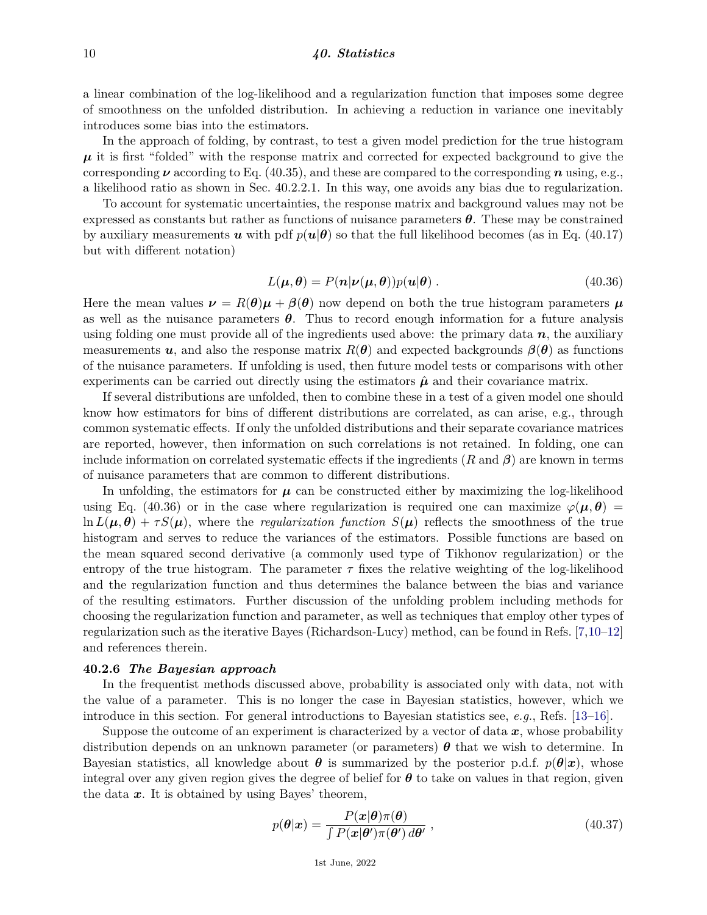a linear combination of the log-likelihood and a regularization function that imposes some degree of smoothness on the unfolded distribution. In achieving a reduction in variance one inevitably introduces some bias into the estimators.

In the approach of folding, by contrast, to test a given model prediction for the true histogram $\boldsymbol{\mu}$ it is first "folded" with the response matrix and corrected for expected background to give the corresponding $\boldsymbol{\nu}$ according to Eq. (40.35), and these are compared to the corresponding $\boldsymbol{n}$ using, e.g., a likelihood ratio as shown in Sec. 40.2.2.1. In this way, one avoids any bias due to regularization.

To account for systematic uncertainties, the response matrix and background values may not be expressed as constants but rather as functions of nuisance parameters $\boldsymbol{\theta}$. These may be constrained by auxiliary measurements $\boldsymbol{u}$ with pdf $p(\boldsymbol{u}|\boldsymbol{\theta})$ so that the full likelihood becomes (as in Eq. (40.17) but with different notation)

$$L(\boldsymbol{\mu}, \boldsymbol{\theta}) = P(\boldsymbol{n}|\boldsymbol{\nu}(\boldsymbol{\mu}, \boldsymbol{\theta}))p(\boldsymbol{u}|\boldsymbol{\theta}) \; . \tag{40.36}$$

Here the mean values $\boldsymbol{\nu} = R(\boldsymbol{\theta})\boldsymbol{\mu} + \boldsymbol{\beta}(\boldsymbol{\theta})$ now depend on both the true histogram parameters $\boldsymbol{\mu}$ as well as the nuisance parameters $\boldsymbol{\theta}$. Thus to record enough information for a future analysis using folding one must provide all of the ingredients used above: the primary data $\boldsymbol{n}$, the auxiliary measurements $\boldsymbol{u}$, and also the response matrix $R(\boldsymbol{\theta})$ and expected backgrounds $\boldsymbol{\beta}(\boldsymbol{\theta})$ as functions of the nuisance parameters. If unfolding is used, then future model tests or comparisons with other experiments can be carried out directly using the estimators $\hat{\boldsymbol{\mu}}$ and their covariance matrix.

If several distributions are unfolded, then to combine these in a test of a given model one should know how estimators for bins of different distributions are correlated, as can arise, e.g., through common systematic effects. If only the unfolded distributions and their separate covariance matrices are reported, however, then information on such correlations is not retained. In folding, one can include information on correlated systematic effects if the ingredients ($R$ and $\boldsymbol{\beta}$) are known in terms of nuisance parameters that are common to different distributions.

In unfolding, the estimators for $\boldsymbol{\mu}$ can be constructed either by maximizing the log-likelihood using Eq. (40.36) or in the case where regularization is required one can maximize $\varphi(\boldsymbol{\mu}, \boldsymbol{\theta}) = \ln L(\boldsymbol{\mu}, \boldsymbol{\theta}) + \tau S(\boldsymbol{\mu})$, where the *regularization function* $S(\boldsymbol{\mu})$ reflects the smoothness of the true histogram and serves to reduce the variances of the estimators. Possible functions are based on the mean squared second derivative (a commonly used type of Tikhonov regularization) or the entropy of the true histogram. The parameter $\tau$ fixes the relative weighting of the log-likelihood and the regularization function and thus determines the balance between the bias and variance of the resulting estimators. Further discussion of the unfolding problem including methods for choosing the regularization function and parameter, as well as techniques that employ other types of regularization such as the iterative Bayes (Richardson-Lucy) method, can be found in Refs. [7,10–12] and references therein.

### 40.2.6 *The Bayesian approach*

In the frequentist methods discussed above, probability is associated only with data, not with the value of a parameter. This is no longer the case in Bayesian statistics, however, which we introduce in this section. For general introductions to Bayesian statistics see, *e.g.*, Refs. [13–16].

Suppose the outcome of an experiment is characterized by a vector of data $\boldsymbol{x}$, whose probability distribution depends on an unknown parameter (or parameters) $\boldsymbol{\theta}$ that we wish to determine. In Bayesian statistics, all knowledge about $\boldsymbol{\theta}$ is summarized by the posterior p.d.f. $p(\boldsymbol{\theta}|\boldsymbol{x})$, whose integral over any given region gives the degree of belief for $\boldsymbol{\theta}$ to take on values in that region, given the data $\boldsymbol{x}$. It is obtained by using Bayes' theorem,

$$p(\boldsymbol{\theta}|\boldsymbol{x}) = \frac{P(\boldsymbol{x}|\boldsymbol{\theta})\pi(\boldsymbol{\theta})}{\int P(\boldsymbol{x}|\boldsymbol{\theta}')\pi(\boldsymbol{\theta}')\, d\boldsymbol{\theta}'} \; , \tag{40.37}$$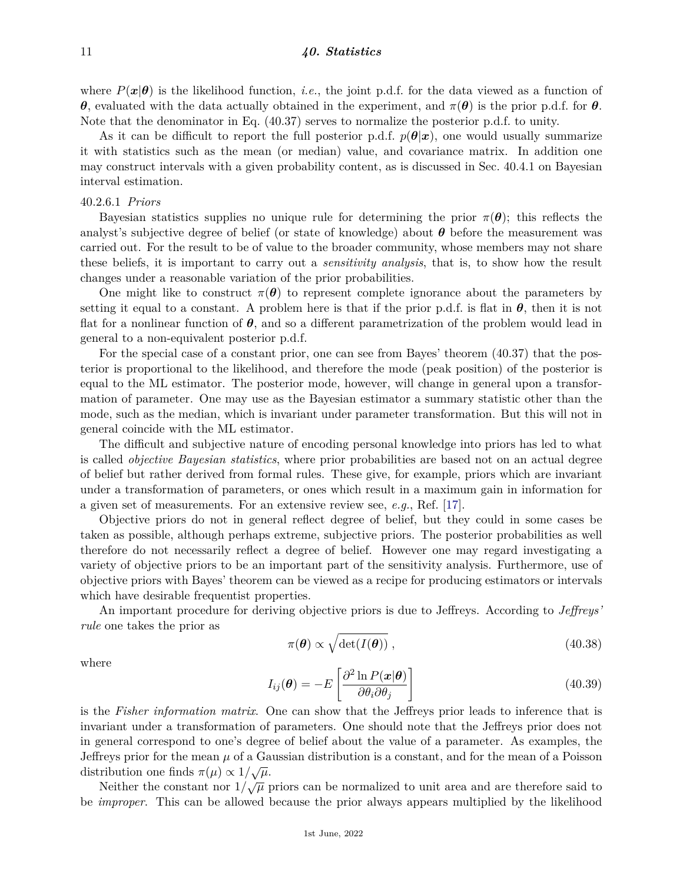where $P(\boldsymbol{x}|\boldsymbol{\theta})$ is the likelihood function, *i.e.*, the joint p.d.f. for the data viewed as a function of $\boldsymbol{\theta}$, evaluated with the data actually obtained in the experiment, and $\pi(\boldsymbol{\theta})$ is the prior p.d.f. for $\boldsymbol{\theta}$. Note that the denominator in Eq. (40.37) serves to normalize the posterior p.d.f. to unity.

As it can be difficult to report the full posterior p.d.f. $p(\boldsymbol{\theta}|\boldsymbol{x})$, one would usually summarize it with statistics such as the mean (or median) value, and covariance matrix. In addition one may construct intervals with a given probability content, as is discussed in Sec. 40.4.1 on Bayesian interval estimation.

#### 40.2.6.1 *Priors*

Bayesian statistics supplies no unique rule for determining the prior $\pi(\boldsymbol{\theta})$; this reflects the analyst's subjective degree of belief (or state of knowledge) about $\boldsymbol{\theta}$ before the measurement was carried out. For the result to be of value to the broader community, whose members may not share these beliefs, it is important to carry out a *sensitivity analysis*, that is, to show how the result changes under a reasonable variation of the prior probabilities.

One might like to construct $\pi(\boldsymbol{\theta})$ to represent complete ignorance about the parameters by setting it equal to a constant. A problem here is that if the prior p.d.f. is flat in $\boldsymbol{\theta}$, then it is not flat for a nonlinear function of $\boldsymbol{\theta}$, and so a different parametrization of the problem would lead in general to a non-equivalent posterior p.d.f.

For the special case of a constant prior, one can see from Bayes' theorem (40.37) that the posterior is proportional to the likelihood, and therefore the mode (peak position) of the posterior is equal to the ML estimator. The posterior mode, however, will change in general upon a transformation of parameter. One may use as the Bayesian estimator a summary statistic other than the mode, such as the median, which is invariant under parameter transformation. But this will not in general coincide with the ML estimator.

The difficult and subjective nature of encoding personal knowledge into priors has led to what is called *objective Bayesian statistics*, where prior probabilities are based not on an actual degree of belief but rather derived from formal rules. These give, for example, priors which are invariant under a transformation of parameters, or ones which result in a maximum gain in information for a given set of measurements. For an extensive review see, *e.g.*, Ref. [17].

Objective priors do not in general reflect degree of belief, but they could in some cases be taken as possible, although perhaps extreme, subjective priors. The posterior probabilities as well therefore do not necessarily reflect a degree of belief. However one may regard investigating a variety of objective priors to be an important part of the sensitivity analysis. Furthermore, use of objective priors with Bayes' theorem can be viewed as a recipe for producing estimators or intervals which have desirable frequentist properties.

An important procedure for deriving objective priors is due to Jeffreys. According to *Jeffreys' rule* one takes the prior as

$$\pi(\boldsymbol{\theta}) \propto \sqrt{\det(I(\boldsymbol{\theta}))}\,, \tag{40.38}$$

where

$$I_{ij}(\boldsymbol{\theta}) = -E\left[\frac{\partial^2 \ln P(\boldsymbol{x}|\boldsymbol{\theta})}{\partial\theta_i \partial\theta_j}\right] \tag{40.39}$$

is the *Fisher information matrix*. One can show that the Jeffreys prior leads to inference that is invariant under a transformation of parameters. One should note that the Jeffreys prior does not in general correspond to one's degree of belief about the value of a parameter. As examples, the Jeffreys prior for the mean $\mu$ of a Gaussian distribution is a constant, and for the mean of a Poisson distribution one finds $\pi(\mu) \propto 1/\sqrt{\mu}$.

Neither the constant nor $1/\sqrt{\mu}$ priors can be normalized to unit area and are therefore said to be *improper*. This can be allowed because the prior always appears multiplied by the likelihood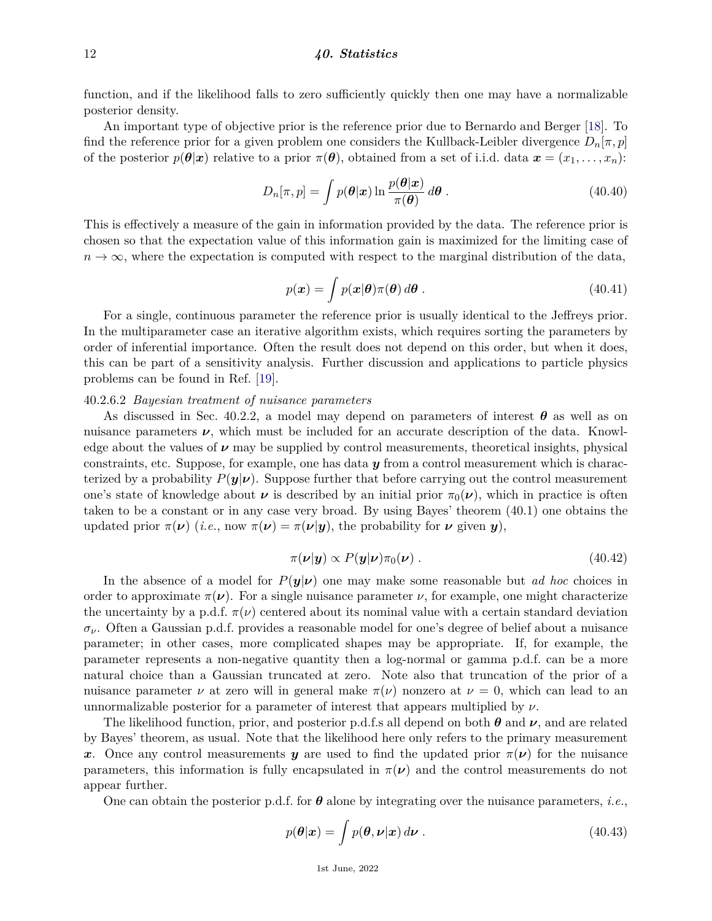function, and if the likelihood falls to zero sufficiently quickly then one may have a normalizable posterior density.

An important type of objective prior is the reference prior due to Bernardo and Berger [18]. To find the reference prior for a given problem one considers the Kullback-Leibler divergence $D_n[\pi, p]$ of the posterior $p(\boldsymbol{\theta}|\boldsymbol{x})$ relative to a prior $\pi(\boldsymbol{\theta})$, obtained from a set of i.i.d. data $\boldsymbol{x} = (x_1, \ldots, x_n)$:

$$D_n[\pi, p] = \int p(\boldsymbol{\theta}|\boldsymbol{x}) \ln \frac{p(\boldsymbol{\theta}|\boldsymbol{x})}{\pi(\boldsymbol{\theta})} \, d\boldsymbol{\theta} \; . \tag{40.40}$$

This is effectively a measure of the gain in information provided by the data. The reference prior is chosen so that the expectation value of this information gain is maximized for the limiting case of $n \to \infty$, where the expectation is computed with respect to the marginal distribution of the data,

$$p(\boldsymbol{x}) = \int p(\boldsymbol{x}|\boldsymbol{\theta}) \pi(\boldsymbol{\theta}) \, d\boldsymbol{\theta} \; . \tag{40.41}$$

For a single, continuous parameter the reference prior is usually identical to the Jeffreys prior. In the multiparameter case an iterative algorithm exists, which requires sorting the parameters by order of inferential importance. Often the result does not depend on this order, but when it does, this can be part of a sensitivity analysis. Further discussion and applications to particle physics problems can be found in Ref. [19].

#### 40.2.6.2 *Bayesian treatment of nuisance parameters*

As discussed in Sec. 40.2.2, a model may depend on parameters of interest $\boldsymbol{\theta}$ as well as on nuisance parameters $\boldsymbol{\nu}$, which must be included for an accurate description of the data. Knowledge about the values of $\boldsymbol{\nu}$ may be supplied by control measurements, theoretical insights, physical constraints, etc. Suppose, for example, one has data $\boldsymbol{y}$ from a control measurement which is characterized by a probability $P(\boldsymbol{y}|\boldsymbol{\nu})$. Suppose further that before carrying out the control measurement one's state of knowledge about $\boldsymbol{\nu}$ is described by an initial prior $\pi_0(\boldsymbol{\nu})$, which in practice is often taken to be a constant or in any case very broad. By using Bayes' theorem (40.1) one obtains the updated prior $\pi(\boldsymbol{\nu})$ (*i.e.*, now $\pi(\boldsymbol{\nu}) = \pi(\boldsymbol{\nu}|\boldsymbol{y})$, the probability for $\boldsymbol{\nu}$ given $\boldsymbol{y}$),

$$\pi(\boldsymbol{\nu}|\boldsymbol{y}) \propto P(\boldsymbol{y}|\boldsymbol{\nu}) \pi_0(\boldsymbol{\nu}) \; . \tag{40.42}$$

In the absence of a model for $P(\boldsymbol{y}|\boldsymbol{\nu})$ one may make some reasonable but *ad hoc* choices in order to approximate $\pi(\boldsymbol{\nu})$. For a single nuisance parameter $\nu$, for example, one might characterize the uncertainty by a p.d.f. $\pi(\nu)$ centered about its nominal value with a certain standard deviation $\sigma_\nu$. Often a Gaussian p.d.f. provides a reasonable model for one's degree of belief about a nuisance parameter; in other cases, more complicated shapes may be appropriate. If, for example, the parameter represents a non-negative quantity then a log-normal or gamma p.d.f. can be a more natural choice than a Gaussian truncated at zero. Note also that truncation of the prior of a nuisance parameter $\nu$ at zero will in general make $\pi(\nu)$ nonzero at $\nu = 0$, which can lead to an unnormalizable posterior for a parameter of interest that appears multiplied by $\nu$.

The likelihood function, prior, and posterior p.d.f.s all depend on both $\boldsymbol{\theta}$ and $\boldsymbol{\nu}$, and are related by Bayes' theorem, as usual. Note that the likelihood here only refers to the primary measurement $\boldsymbol{x}$. Once any control measurements $\boldsymbol{y}$ are used to find the updated prior $\pi(\boldsymbol{\nu})$ for the nuisance parameters, this information is fully encapsulated in $\pi(\boldsymbol{\nu})$ and the control measurements do not appear further.

One can obtain the posterior p.d.f. for $\boldsymbol{\theta}$ alone by integrating over the nuisance parameters, *i.e.*,

$$p(\boldsymbol{\theta}|\boldsymbol{x}) = \int p(\boldsymbol{\theta}, \boldsymbol{\nu}|\boldsymbol{x}) \, d\boldsymbol{\nu} \; . \tag{40.43}$$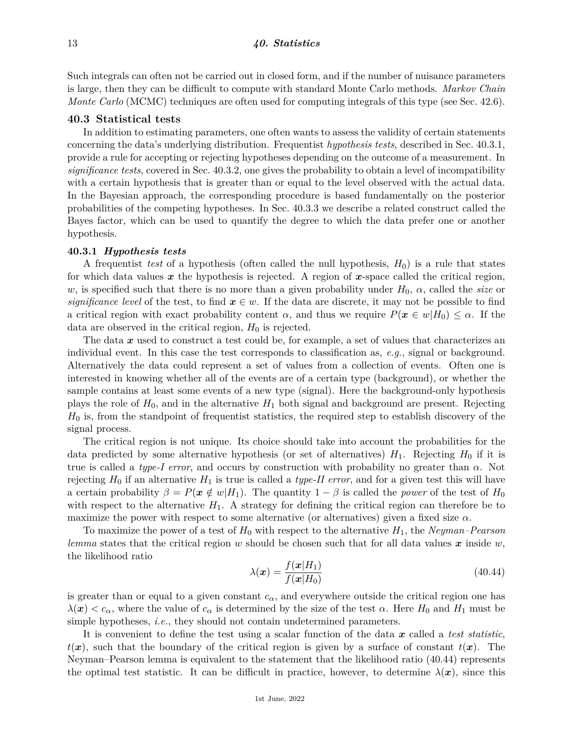Such integrals can often not be carried out in closed form, and if the number of nuisance parameters is large, then they can be difficult to compute with standard Monte Carlo methods. *Markov Chain Monte Carlo* (MCMC) techniques are often used for computing integrals of this type (see Sec. 42.6).

## 40.3 Statistical tests

In addition to estimating parameters, one often wants to assess the validity of certain statements concerning the data's underlying distribution. Frequentist *hypothesis tests*, described in Sec. 40.3.1, provide a rule for accepting or rejecting hypotheses depending on the outcome of a measurement. In *significance tests*, covered in Sec. 40.3.2, one gives the probability to obtain a level of incompatibility with a certain hypothesis that is greater than or equal to the level observed with the actual data. In the Bayesian approach, the corresponding procedure is based fundamentally on the posterior probabilities of the competing hypotheses. In Sec. 40.3.3 we describe a related construct called the Bayes factor, which can be used to quantify the degree to which the data prefer one or another hypothesis.

### 40.3.1 *Hypothesis tests*

A frequentist *test* of a hypothesis (often called the null hypothesis, $H_0$) is a rule that states for which data values $\boldsymbol{x}$ the hypothesis is rejected. A region of $\boldsymbol{x}$-space called the critical region, $w$, is specified such that there is no more than a given probability under $H_0$, $\alpha$, called the *size* or *significance level* of the test, to find $\boldsymbol{x} \in w$. If the data are discrete, it may not be possible to find a critical region with exact probability content $\alpha$, and thus we require $P(\boldsymbol{x} \in w|H_0) \leq \alpha$. If the data are observed in the critical region, $H_0$ is rejected.

The data $\boldsymbol{x}$ used to construct a test could be, for example, a set of values that characterizes an individual event. In this case the test corresponds to classification as, *e.g.*, signal or background. Alternatively the data could represent a set of values from a collection of events. Often one is interested in knowing whether all of the events are of a certain type (background), or whether the sample contains at least some events of a new type (signal). Here the background-only hypothesis plays the role of $H_0$, and in the alternative $H_1$ both signal and background are present. Rejecting $H_0$ is, from the standpoint of frequentist statistics, the required step to establish discovery of the signal process.

The critical region is not unique. Its choice should take into account the probabilities for the data predicted by some alternative hypothesis (or set of alternatives) $H_1$. Rejecting $H_0$ if it is true is called a *type-I error*, and occurs by construction with probability no greater than $\alpha$. Not rejecting $H_0$ if an alternative $H_1$ is true is called a *type-II error*, and for a given test this will have a certain probability $\beta = P(\boldsymbol{x} \notin w|H_1)$. The quantity $1 - \beta$ is called the *power* of the test of $H_0$ with respect to the alternative $H_1$. A strategy for defining the critical region can therefore be to maximize the power with respect to some alternative (or alternatives) given a fixed size $\alpha$.

To maximize the power of a test of $H_0$ with respect to the alternative $H_1$, the *Neyman–Pearson lemma* states that the critical region $w$ should be chosen such that for all data values $\boldsymbol{x}$ inside $w$, the likelihood ratio

$$\lambda(\boldsymbol{x}) = \frac{f(\boldsymbol{x}|H_1)}{f(\boldsymbol{x}|H_0)} \tag{40.44}$$

is greater than or equal to a given constant $c_\alpha$, and everywhere outside the critical region one has $\lambda(\boldsymbol{x}) < c_\alpha$, where the value of $c_\alpha$ is determined by the size of the test $\alpha$. Here $H_0$ and $H_1$ must be simple hypotheses, *i.e.*, they should not contain undetermined parameters.

It is convenient to define the test using a scalar function of the data $\boldsymbol{x}$ called a *test statistic*, $t(\boldsymbol{x})$, such that the boundary of the critical region is given by a surface of constant $t(\boldsymbol{x})$. The Neyman–Pearson lemma is equivalent to the statement that the likelihood ratio (40.44) represents the optimal test statistic. It can be difficult in practice, however, to determine $\lambda(\boldsymbol{x})$, since this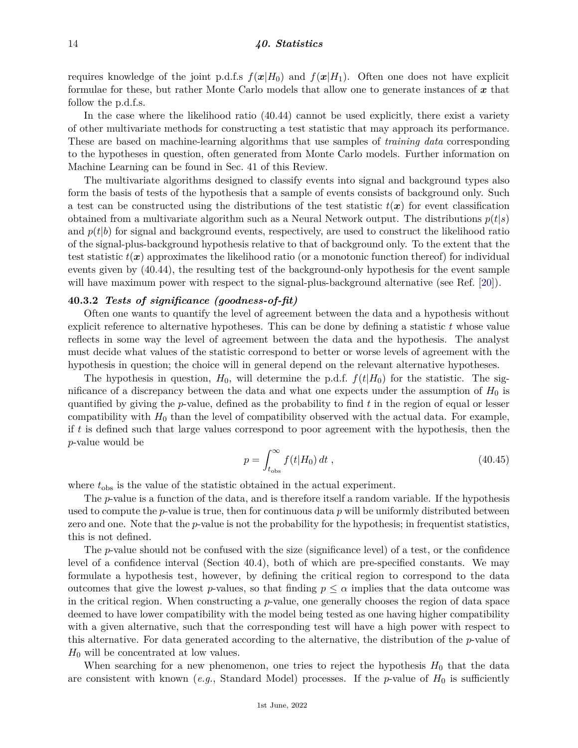requires knowledge of the joint p.d.f.s $f(\boldsymbol{x}|H_0)$ and $f(\boldsymbol{x}|H_1)$. Often one does not have explicit formulae for these, but rather Monte Carlo models that allow one to generate instances of $\boldsymbol{x}$ that follow the p.d.f.s.

In the case where the likelihood ratio (40.44) cannot be used explicitly, there exist a variety of other multivariate methods for constructing a test statistic that may approach its performance. These are based on machine-learning algorithms that use samples of *training data* corresponding to the hypotheses in question, often generated from Monte Carlo models. Further information on Machine Learning can be found in Sec. 41 of this Review.

The multivariate algorithms designed to classify events into signal and background types also form the basis of tests of the hypothesis that a sample of events consists of background only. Such a test can be constructed using the distributions of the test statistic $t(\boldsymbol{x})$ for event classification obtained from a multivariate algorithm such as a Neural Network output. The distributions $p(t|s)$ and $p(t|b)$ for signal and background events, respectively, are used to construct the likelihood ratio of the signal-plus-background hypothesis relative to that of background only. To the extent that the test statistic $t(\boldsymbol{x})$ approximates the likelihood ratio (or a monotonic function thereof) for individual events given by (40.44), the resulting test of the background-only hypothesis for the event sample will have maximum power with respect to the signal-plus-background alternative (see Ref. [20]).

### 40.3.2 *Tests of significance (goodness-of-fit)*

Often one wants to quantify the level of agreement between the data and a hypothesis without explicit reference to alternative hypotheses. This can be done by defining a statistic $t$ whose value reflects in some way the level of agreement between the data and the hypothesis. The analyst must decide what values of the statistic correspond to better or worse levels of agreement with the hypothesis in question; the choice will in general depend on the relevant alternative hypotheses.

The hypothesis in question, $H_0$, will determine the p.d.f. $f(t|H_0)$ for the statistic. The significance of a discrepancy between the data and what one expects under the assumption of $H_0$ is quantified by giving the $p$-value, defined as the probability to find $t$ in the region of equal or lesser compatibility with $H_0$ than the level of compatibility observed with the actual data. For example, if $t$ is defined such that large values correspond to poor agreement with the hypothesis, then the $p$-value would be

$$p = \int_{t_{\text{obs}}}^{\infty} f(t|H_0)\, dt \;, \tag{40.45}$$

where $t_{\text{obs}}$ is the value of the statistic obtained in the actual experiment.

The $p$-value is a function of the data, and is therefore itself a random variable. If the hypothesis used to compute the $p$-value is true, then for continuous data $p$ will be uniformly distributed between zero and one. Note that the $p$-value is not the probability for the hypothesis; in frequentist statistics, this is not defined.

The $p$-value should not be confused with the size (significance level) of a test, or the confidence level of a confidence interval (Section 40.4), both of which are pre-specified constants. We may formulate a hypothesis test, however, by defining the critical region to correspond to the data outcomes that give the lowest $p$-values, so that finding $p \leq \alpha$ implies that the data outcome was in the critical region. When constructing a $p$-value, one generally chooses the region of data space deemed to have lower compatibility with the model being tested as one having higher compatibility with a given alternative, such that the corresponding test will have a high power with respect to this alternative. For data generated according to the alternative, the distribution of the $p$-value of $H_0$ will be concentrated at low values.

When searching for a new phenomenon, one tries to reject the hypothesis $H_0$ that the data are consistent with known (*e.g.*, Standard Model) processes. If the $p$-value of $H_0$ is sufficiently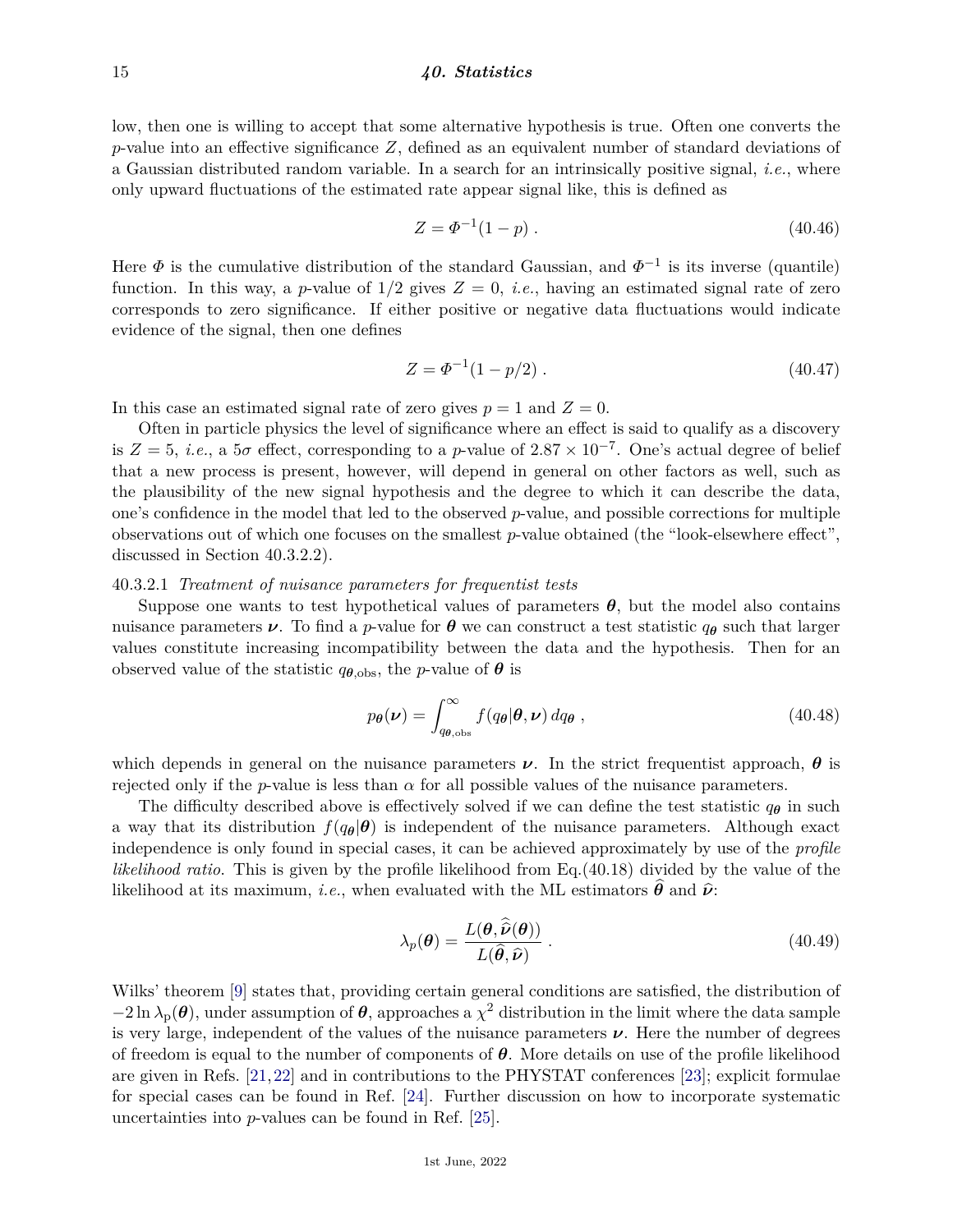low, then one is willing to accept that some alternative hypothesis is true. Often one converts the $p$-value into an effective significance $Z$, defined as an equivalent number of standard deviations of a Gaussian distributed random variable. In a search for an intrinsically positive signal, *i.e.*, where only upward fluctuations of the estimated rate appear signal like, this is defined as

$$Z = \Phi^{-1}(1-p) \; . \tag{40.46}$$

Here $\Phi$ is the cumulative distribution of the standard Gaussian, and $\Phi^{-1}$ is its inverse (quantile) function. In this way, a $p$-value of 1/2 gives $Z = 0$, *i.e.*, having an estimated signal rate of zero corresponds to zero significance. If either positive or negative data fluctuations would indicate evidence of the signal, then one defines

$$Z = \Phi^{-1}(1-p/2) \; . \tag{40.47}$$

In this case an estimated signal rate of zero gives $p = 1$ and $Z = 0$.

Often in particle physics the level of significance where an effect is said to qualify as a discovery is $Z = 5$, *i.e.*, a $5\sigma$ effect, corresponding to a $p$-value of $2.87 \times 10^{-7}$. One's actual degree of belief that a new process is present, however, will depend in general on other factors as well, such as the plausibility of the new signal hypothesis and the degree to which it can describe the data, one's confidence in the model that led to the observed $p$-value, and possible corrections for multiple observations out of which one focuses on the smallest $p$-value obtained (the "look-elsewhere effect", discussed in Section 40.3.2.2).

#### 40.3.2.1 *Treatment of nuisance parameters for frequentist tests*

Suppose one wants to test hypothetical values of parameters $\boldsymbol{\theta}$, but the model also contains nuisance parameters $\boldsymbol{\nu}$. To find a $p$-value for $\boldsymbol{\theta}$ we can construct a test statistic $q_{\boldsymbol{\theta}}$ such that larger values constitute increasing incompatibility between the data and the hypothesis. Then for an observed value of the statistic $q_{\boldsymbol{\theta},\mathrm{obs}}$, the $p$-value of $\boldsymbol{\theta}$ is

$$p_{\boldsymbol{\theta}}(\boldsymbol{\nu}) = \int_{q_{\boldsymbol{\theta},\mathrm{obs}}}^{\infty} f(q_{\boldsymbol{\theta}}|\boldsymbol{\theta},\boldsymbol{\nu})\, dq_{\boldsymbol{\theta}} \; , \tag{40.48}$$

which depends in general on the nuisance parameters $\boldsymbol{\nu}$. In the strict frequentist approach, $\boldsymbol{\theta}$ is rejected only if the $p$-value is less than $\alpha$ for all possible values of the nuisance parameters.

The difficulty described above is effectively solved if we can define the test statistic $q_{\boldsymbol{\theta}}$ in such a way that its distribution $f(q_{\boldsymbol{\theta}}|\boldsymbol{\theta})$ is independent of the nuisance parameters. Although exact independence is only found in special cases, it can be achieved approximately by use of the *profile likelihood ratio*. This is given by the profile likelihood from Eq.(40.18) divided by the value of the likelihood at its maximum, *i.e.*, when evaluated with the ML estimators $\widehat{\boldsymbol{\theta}}$ and $\widehat{\boldsymbol{\nu}}$:

$$\lambda_p(\boldsymbol{\theta}) = \frac{L(\boldsymbol{\theta}, \widehat{\widehat{\boldsymbol{\nu}}}(\boldsymbol{\theta}))}{L(\widehat{\boldsymbol{\theta}}, \widehat{\boldsymbol{\nu}})} \; . \tag{40.49}$$

Wilks' theorem [9] states that, providing certain general conditions are satisfied, the distribution of $-2\ln\lambda_{\mathrm{p}}(\boldsymbol{\theta})$, under assumption of $\boldsymbol{\theta}$, approaches a $\chi^2$ distribution in the limit where the data sample is very large, independent of the values of the nuisance parameters $\boldsymbol{\nu}$. Here the number of degrees of freedom is equal to the number of components of $\boldsymbol{\theta}$. More details on use of the profile likelihood are given in Refs. [21,22] and in contributions to the PHYSTAT conferences [23]; explicit formulae for special cases can be found in Ref. [24]. Further discussion on how to incorporate systematic uncertainties into $p$-values can be found in Ref. [25].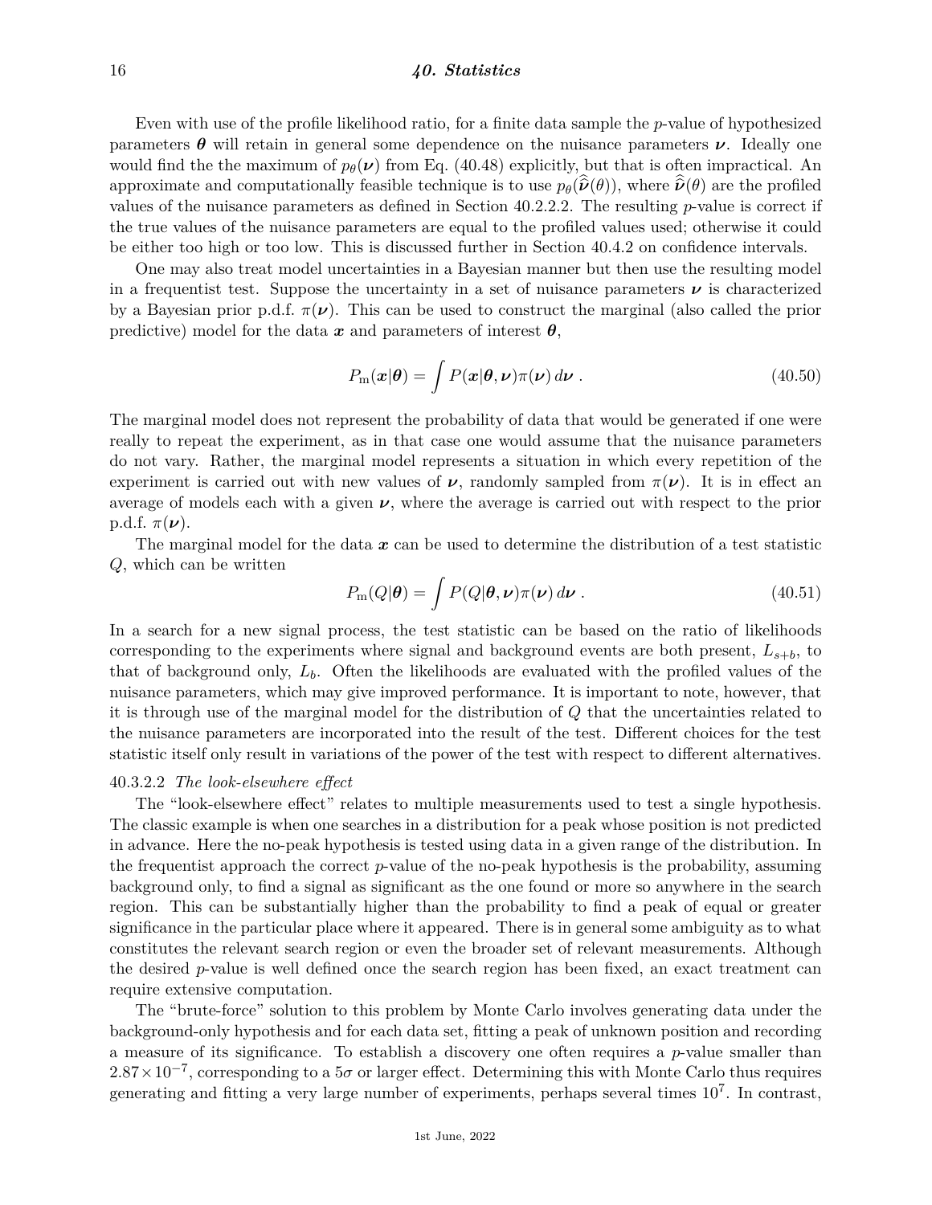Even with use of the profile likelihood ratio, for a finite data sample the $p$-value of hypothesized parameters $\boldsymbol{\theta}$ will retain in general some dependence on the nuisance parameters $\boldsymbol{\nu}$. Ideally one would find the the maximum of $p_\theta(\boldsymbol{\nu})$ from Eq. (40.48) explicitly, but that is often impractical. An approximate and computationally feasible technique is to use $p_\theta(\widehat{\widehat{\boldsymbol{\nu}}}(\theta))$, where $\widehat{\widehat{\boldsymbol{\nu}}}(\theta)$ are the profiled values of the nuisance parameters as defined in Section 40.2.2.2. The resulting $p$-value is correct if the true values of the nuisance parameters are equal to the profiled values used; otherwise it could be either too high or too low. This is discussed further in Section 40.4.2 on confidence intervals.

One may also treat model uncertainties in a Bayesian manner but then use the resulting model in a frequentist test. Suppose the uncertainty in a set of nuisance parameters $\boldsymbol{\nu}$ is characterized by a Bayesian prior p.d.f. $\pi(\boldsymbol{\nu})$. This can be used to construct the marginal (also called the prior predictive) model for the data $\boldsymbol{x}$ and parameters of interest $\boldsymbol{\theta}$,

$$P_{\rm m}(\boldsymbol{x}|\boldsymbol{\theta}) = \int P(\boldsymbol{x}|\boldsymbol{\theta}, \boldsymbol{\nu}) \pi(\boldsymbol{\nu}) \, d\boldsymbol{\nu} \; . \tag{40.50}$$

The marginal model does not represent the probability of data that would be generated if one were really to repeat the experiment, as in that case one would assume that the nuisance parameters do not vary. Rather, the marginal model represents a situation in which every repetition of the experiment is carried out with new values of $\boldsymbol{\nu}$, randomly sampled from $\pi(\boldsymbol{\nu})$. It is in effect an average of models each with a given $\boldsymbol{\nu}$, where the average is carried out with respect to the prior p.d.f. $\pi(\boldsymbol{\nu})$.

The marginal model for the data $\boldsymbol{x}$ can be used to determine the distribution of a test statistic $Q$, which can be written

$$P_{\rm m}(Q|\boldsymbol{\theta}) = \int P(Q|\boldsymbol{\theta}, \boldsymbol{\nu}) \pi(\boldsymbol{\nu}) \, d\boldsymbol{\nu} \; . \tag{40.51}$$

In a search for a new signal process, the test statistic can be based on the ratio of likelihoods corresponding to the experiments where signal and background events are both present, $L_{s+b}$, to that of background only, $L_b$. Often the likelihoods are evaluated with the profiled values of the nuisance parameters, which may give improved performance. It is important to note, however, that it is through use of the marginal model for the distribution of $Q$ that the uncertainties related to the nuisance parameters are incorporated into the result of the test. Different choices for the test statistic itself only result in variations of the power of the test with respect to different alternatives.

#### 40.3.2.2 *The look-elsewhere effect*

The "look-elsewhere effect" relates to multiple measurements used to test a single hypothesis. The classic example is when one searches in a distribution for a peak whose position is not predicted in advance. Here the no-peak hypothesis is tested using data in a given range of the distribution. In the frequentist approach the correct $p$-value of the no-peak hypothesis is the probability, assuming background only, to find a signal as significant as the one found or more so anywhere in the search region. This can be substantially higher than the probability to find a peak of equal or greater significance in the particular place where it appeared. There is in general some ambiguity as to what constitutes the relevant search region or even the broader set of relevant measurements. Although the desired $p$-value is well defined once the search region has been fixed, an exact treatment can require extensive computation.

The "brute-force" solution to this problem by Monte Carlo involves generating data under the background-only hypothesis and for each data set, fitting a peak of unknown position and recording a measure of its significance. To establish a discovery one often requires a $p$-value smaller than $2.87 \times 10^{-7}$, corresponding to a $5\sigma$ or larger effect. Determining this with Monte Carlo thus requires generating and fitting a very large number of experiments, perhaps several times $10^7$. In contrast,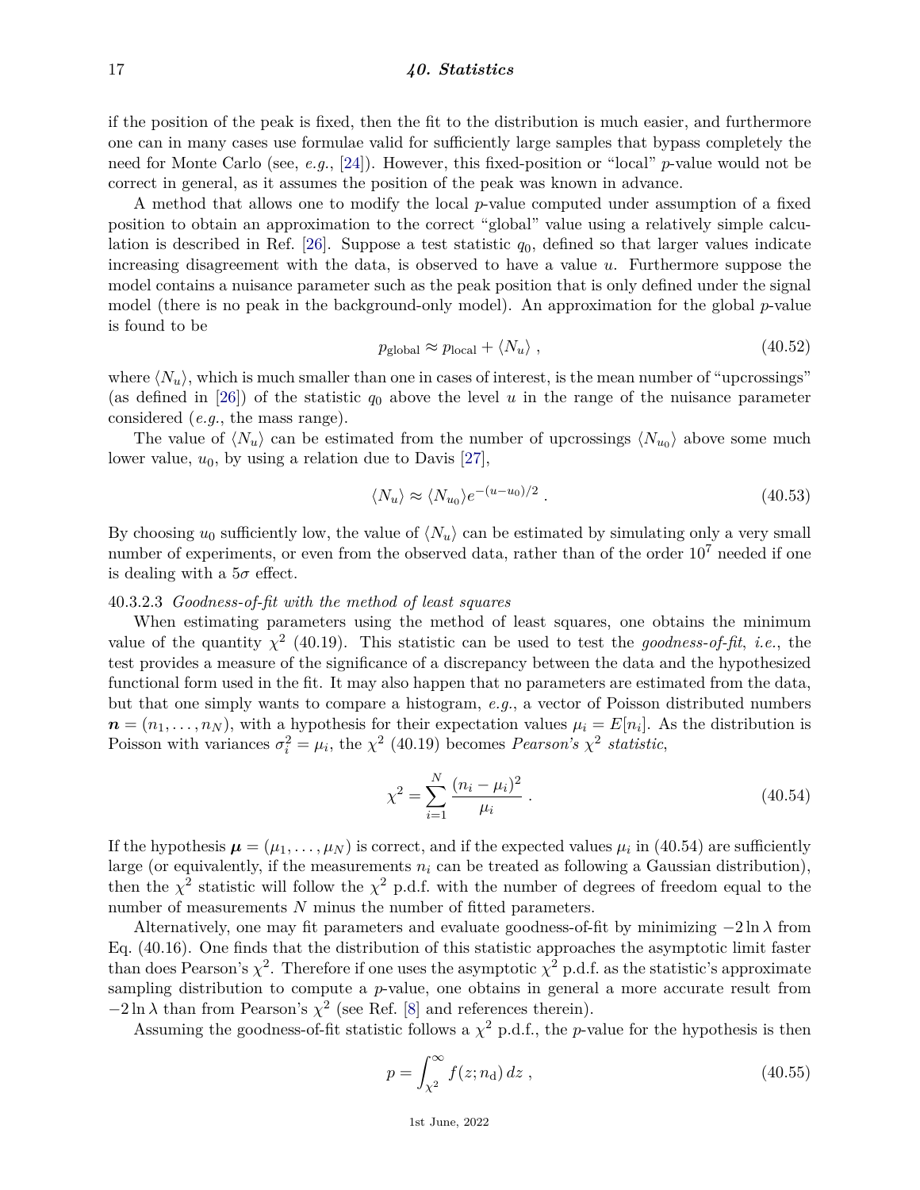if the position of the peak is fixed, then the fit to the distribution is much easier, and furthermore one can in many cases use formulae valid for sufficiently large samples that bypass completely the need for Monte Carlo (see, *e.g.*, [24]). However, this fixed-position or "local" $p$-value would not be correct in general, as it assumes the position of the peak was known in advance.

A method that allows one to modify the local $p$-value computed under assumption of a fixed position to obtain an approximation to the correct "global" value using a relatively simple calculation is described in Ref. [26]. Suppose a test statistic $q_0$, defined so that larger values indicate increasing disagreement with the data, is observed to have a value $u$. Furthermore suppose the model contains a nuisance parameter such as the peak position that is only defined under the signal model (there is no peak in the background-only model). An approximation for the global $p$-value is found to be

$$p_{\text{global}} \approx p_{\text{local}} + \langle N_u \rangle \, , \tag{40.52}$$

where $\langle N_u \rangle$, which is much smaller than one in cases of interest, is the mean number of "upcrossings" (as defined in [26]) of the statistic $q_0$ above the level $u$ in the range of the nuisance parameter considered (*e.g.*, the mass range).

The value of $\langle N_u \rangle$ can be estimated from the number of upcrossings $\langle N_{u_0} \rangle$ above some much lower value, $u_0$, by using a relation due to Davis [27],

$$\langle N_u \rangle \approx \langle N_{u_0} \rangle e^{-(u-u_0)/2} \, . \tag{40.53}$$

By choosing $u_0$ sufficiently low, the value of $\langle N_u \rangle$ can be estimated by simulating only a very small number of experiments, or even from the observed data, rather than of the order $10^7$ needed if one is dealing with a $5\sigma$ effect.

40.3.2.3 *Goodness-of-fit with the method of least squares*

When estimating parameters using the method of least squares, one obtains the minimum value of the quantity $\chi^2$ (40.19). This statistic can be used to test the *goodness-of-fit*, *i.e.*, the test provides a measure of the significance of a discrepancy between the data and the hypothesized functional form used in the fit. It may also happen that no parameters are estimated from the data, but that one simply wants to compare a histogram, *e.g.*, a vector of Poisson distributed numbers $\boldsymbol{n} = (n_1, \ldots, n_N)$, with a hypothesis for their expectation values $\mu_i = E[n_i]$. As the distribution is Poisson with variances $\sigma_i^2 = \mu_i$, the $\chi^2$ (40.19) becomes *Pearson's* $\chi^2$ *statistic*,

$$\chi^2 = \sum_{i=1}^{N} \frac{(n_i - \mu_i)^2}{\mu_i} \, . \tag{40.54}$$

If the hypothesis $\boldsymbol{\mu} = (\mu_1, \ldots, \mu_N)$ is correct, and if the expected values $\mu_i$ in (40.54) are sufficiently large (or equivalently, if the measurements $n_i$ can be treated as following a Gaussian distribution), then the $\chi^2$ statistic will follow the $\chi^2$ p.d.f. with the number of degrees of freedom equal to the number of measurements $N$ minus the number of fitted parameters.

Alternatively, one may fit parameters and evaluate goodness-of-fit by minimizing $-2\ln\lambda$ from Eq. (40.16). One finds that the distribution of this statistic approaches the asymptotic limit faster than does Pearson's $\chi^2$. Therefore if one uses the asymptotic $\chi^2$ p.d.f. as the statistic's approximate sampling distribution to compute a $p$-value, one obtains in general a more accurate result from $-2\ln\lambda$ than from Pearson's $\chi^2$ (see Ref. [8] and references therein).

Assuming the goodness-of-fit statistic follows a $\chi^2$ p.d.f., the $p$-value for the hypothesis is then

$$p = \int_{\chi^2}^{\infty} f(z; n_{\text{d}}) \, dz \, , \tag{40.55}$$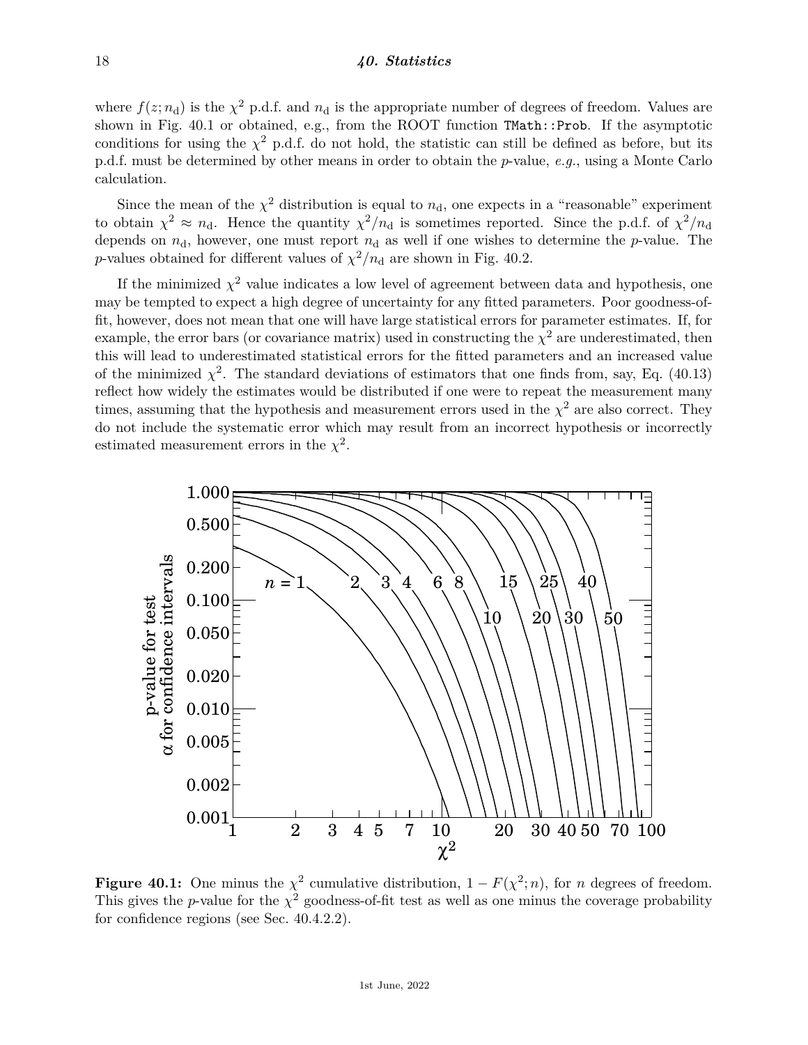where $f(z; n_d)$ is the $\chi^2$ p.d.f. and $n_d$ is the appropriate number of degrees of freedom. Values are shown in Fig. 40.1 or obtained, e.g., from the ROOT function `TMath::Prob`. If the asymptotic conditions for using the $\chi^2$ p.d.f. do not hold, the statistic can still be defined as before, but its p.d.f. must be determined by other means in order to obtain the *p*-value, *e.g.*, using a Monte Carlo calculation.

Since the mean of the $\chi^2$ distribution is equal to $n_d$, one expects in a "reasonable" experiment to obtain $\chi^2 \approx n_d$. Hence the quantity $\chi^2/n_d$ is sometimes reported. Since the p.d.f. of $\chi^2/n_d$ depends on $n_d$, however, one must report $n_d$ as well if one wishes to determine the *p*-value. The *p*-values obtained for different values of $\chi^2/n_d$ are shown in Fig. 40.2.

If the minimized $\chi^2$ value indicates a low level of agreement between data and hypothesis, one may be tempted to expect a high degree of uncertainty for any fitted parameters. Poor goodness-of-fit, however, does not mean that one will have large statistical errors for parameter estimates. If, for example, the error bars (or covariance matrix) used in constructing the $\chi^2$ are underestimated, then this will lead to underestimated statistical errors for the fitted parameters and an increased value of the minimized $\chi^2$. The standard deviations of estimators that one finds from, say, Eq. (40.13) reflect how widely the estimates would be distributed if one were to repeat the measurement many times, assuming that the hypothesis and measurement errors used in the $\chi^2$ are also correct. They do not include the systematic error which may result from an incorrect hypothesis or incorrectly estimated measurement errors in the $\chi^2$.

**Figure 40.1:** One minus the $\chi^2$ cumulative distribution, $1 - F(\chi^2; n)$, for $n$ degrees of freedom. This gives the *p*-value for the $\chi^2$ goodness-of-fit test as well as one minus the coverage probability for confidence regions (see Sec. 40.4.2.2).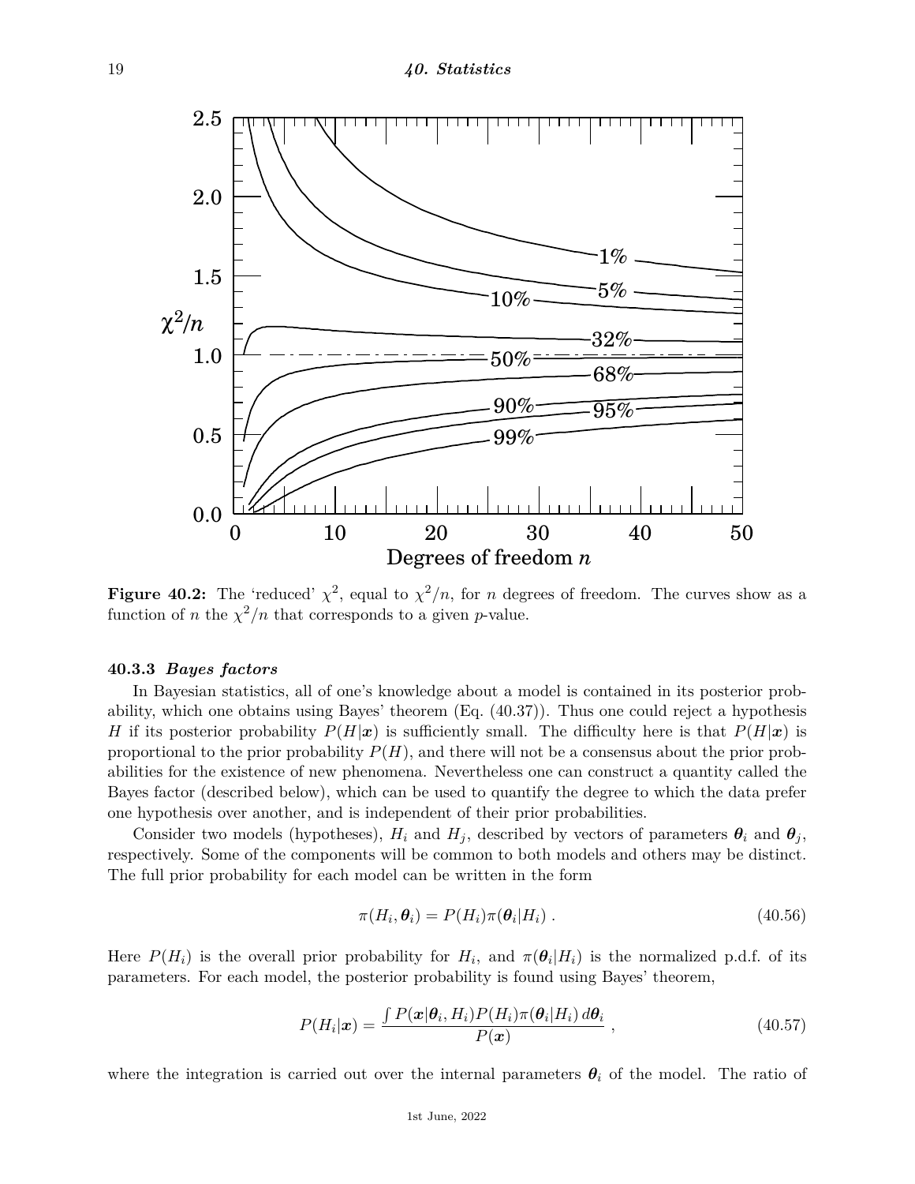**Figure 40.2:** The 'reduced' $\chi^2$, equal to $\chi^2/n$, for $n$ degrees of freedom. The curves show as a function of $n$ the $\chi^2/n$ that corresponds to a given $p$-value.

### 40.3.3 *Bayes factors*

In Bayesian statistics, all of one's knowledge about a model is contained in its posterior probability, which one obtains using Bayes' theorem (Eq. (40.37)). Thus one could reject a hypothesis $H$ if its posterior probability $P(H|\boldsymbol{x})$ is sufficiently small. The difficulty here is that $P(H|\boldsymbol{x})$ is proportional to the prior probability $P(H)$, and there will not be a consensus about the prior probabilities for the existence of new phenomena. Nevertheless one can construct a quantity called the Bayes factor (described below), which can be used to quantify the degree to which the data prefer one hypothesis over another, and is independent of their prior probabilities.

Consider two models (hypotheses), $H_i$ and $H_j$, described by vectors of parameters $\boldsymbol{\theta}_i$ and $\boldsymbol{\theta}_j$, respectively. Some of the components will be common to both models and others may be distinct. The full prior probability for each model can be written in the form

$$\pi(H_i, \boldsymbol{\theta}_i) = P(H_i)\pi(\boldsymbol{\theta}_i|H_i) \; . \tag{40.56}$$

Here $P(H_i)$ is the overall prior probability for $H_i$, and $\pi(\boldsymbol{\theta}_i|H_i)$ is the normalized p.d.f. of its parameters. For each model, the posterior probability is found using Bayes' theorem,

$$P(H_i|\boldsymbol{x}) = \frac{\int P(\boldsymbol{x}|\boldsymbol{\theta}_i, H_i)P(H_i)\pi(\boldsymbol{\theta}_i|H_i)\, d\boldsymbol{\theta}_i}{P(\boldsymbol{x})} \; , \tag{40.57}$$

where the integration is carried out over the internal parameters $\boldsymbol{\theta}_i$ of the model. The ratio of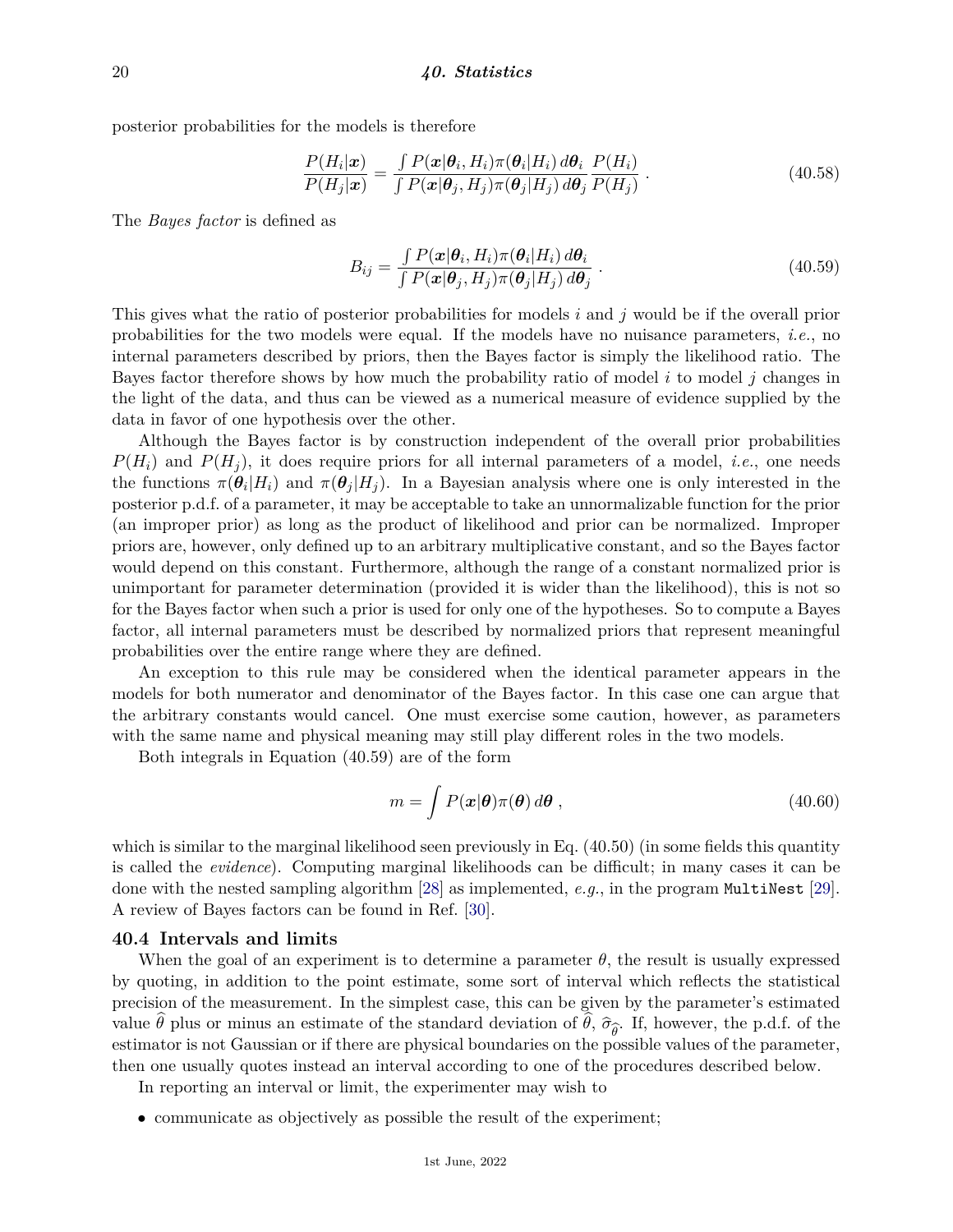posterior probabilities for the models is therefore

$$\frac{P(H_i|\boldsymbol{x})}{P(H_j|\boldsymbol{x})} = \frac{\int P(\boldsymbol{x}|\boldsymbol{\theta}_i, H_i)\pi(\boldsymbol{\theta}_i|H_i)\, d\boldsymbol{\theta}_i}{\int P(\boldsymbol{x}|\boldsymbol{\theta}_j, H_j)\pi(\boldsymbol{\theta}_j|H_j)\, d\boldsymbol{\theta}_j} \frac{P(H_i)}{P(H_j)} \; . \tag{40.58}$$

The *Bayes factor* is defined as

$$B_{ij} = \frac{\int P(\boldsymbol{x}|\boldsymbol{\theta}_i, H_i)\pi(\boldsymbol{\theta}_i|H_i)\, d\boldsymbol{\theta}_i}{\int P(\boldsymbol{x}|\boldsymbol{\theta}_j, H_j)\pi(\boldsymbol{\theta}_j|H_j)\, d\boldsymbol{\theta}_j} \; . \tag{40.59}$$

This gives what the ratio of posterior probabilities for models $i$ and $j$ would be if the overall prior probabilities for the two models were equal. If the models have no nuisance parameters, *i.e.*, no internal parameters described by priors, then the Bayes factor is simply the likelihood ratio. The Bayes factor therefore shows by how much the probability ratio of model $i$ to model $j$ changes in the light of the data, and thus can be viewed as a numerical measure of evidence supplied by the data in favor of one hypothesis over the other.

Although the Bayes factor is by construction independent of the overall prior probabilities $P(H_i)$ and $P(H_j)$, it does require priors for all internal parameters of a model, *i.e.*, one needs the functions $\pi(\boldsymbol{\theta}_i|H_i)$ and $\pi(\boldsymbol{\theta}_j|H_j)$. In a Bayesian analysis where one is only interested in the posterior p.d.f. of a parameter, it may be acceptable to take an unnormalizable function for the prior (an improper prior) as long as the product of likelihood and prior can be normalized. Improper priors are, however, only defined up to an arbitrary multiplicative constant, and so the Bayes factor would depend on this constant. Furthermore, although the range of a constant normalized prior is unimportant for parameter determination (provided it is wider than the likelihood), this is not so for the Bayes factor when such a prior is used for only one of the hypotheses. So to compute a Bayes factor, all internal parameters must be described by normalized priors that represent meaningful probabilities over the entire range where they are defined.

An exception to this rule may be considered when the identical parameter appears in the models for both numerator and denominator of the Bayes factor. In this case one can argue that the arbitrary constants would cancel. One must exercise some caution, however, as parameters with the same name and physical meaning may still play different roles in the two models.

Both integrals in Equation (40.59) are of the form

$$m = \int P(\boldsymbol{x}|\boldsymbol{\theta})\pi(\boldsymbol{\theta})\, d\boldsymbol{\theta} \; , \tag{40.60}$$

which is similar to the marginal likelihood seen previously in Eq. (40.50) (in some fields this quantity is called the *evidence*). Computing marginal likelihoods can be difficult; in many cases it can be done with the nested sampling algorithm [28] as implemented, *e.g.*, in the program `MultiNest` [29]. A review of Bayes factors can be found in Ref. [30].

## 40.4 Intervals and limits

When the goal of an experiment is to determine a parameter $\theta$, the result is usually expressed by quoting, in addition to the point estimate, some sort of interval which reflects the statistical precision of the measurement. In the simplest case, this can be given by the parameter's estimated value $\widehat{\theta}$ plus or minus an estimate of the standard deviation of $\widehat{\theta}$, $\widehat{\sigma}_{\widehat{\theta}}$. If, however, the p.d.f. of the estimator is not Gaussian or if there are physical boundaries on the possible values of the parameter, then one usually quotes instead an interval according to one of the procedures described below.

In reporting an interval or limit, the experimenter may wish to

- communicate as objectively as possible the result of the experiment;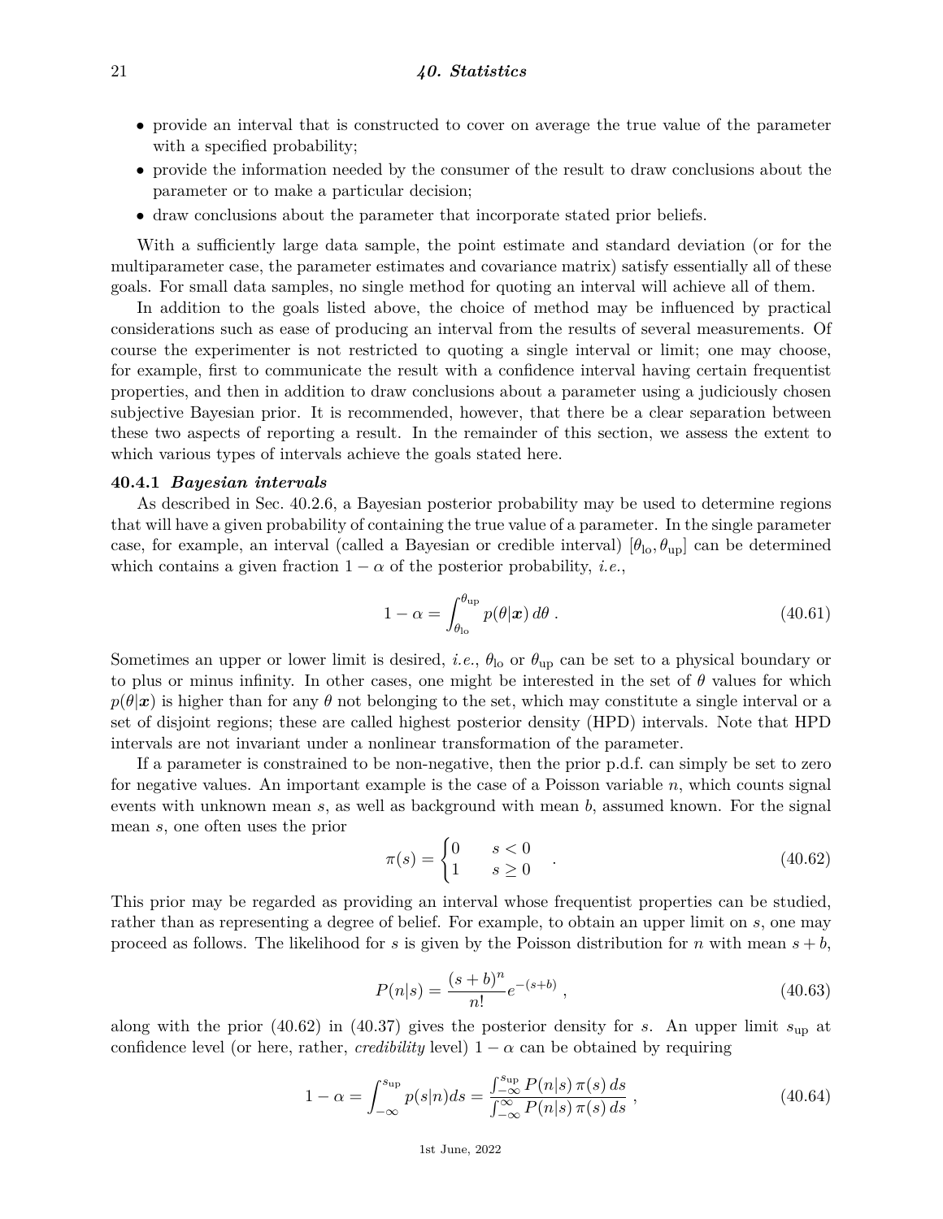- provide an interval that is constructed to cover on average the true value of the parameter with a specified probability;
- provide the information needed by the consumer of the result to draw conclusions about the parameter or to make a particular decision;
- draw conclusions about the parameter that incorporate stated prior beliefs.

With a sufficiently large data sample, the point estimate and standard deviation (or for the multiparameter case, the parameter estimates and covariance matrix) satisfy essentially all of these goals. For small data samples, no single method for quoting an interval will achieve all of them.

In addition to the goals listed above, the choice of method may be influenced by practical considerations such as ease of producing an interval from the results of several measurements. Of course the experimenter is not restricted to quoting a single interval or limit; one may choose, for example, first to communicate the result with a confidence interval having certain frequentist properties, and then in addition to draw conclusions about a parameter using a judiciously chosen subjective Bayesian prior. It is recommended, however, that there be a clear separation between these two aspects of reporting a result. In the remainder of this section, we assess the extent to which various types of intervals achieve the goals stated here.

### 40.4.1 *Bayesian intervals*

As described in Sec. 40.2.6, a Bayesian posterior probability may be used to determine regions that will have a given probability of containing the true value of a parameter. In the single parameter case, for example, an interval (called a Bayesian or credible interval) $[\theta_{\rm lo}, \theta_{\rm up}]$ can be determined which contains a given fraction $1-\alpha$ of the posterior probability, *i.e.*,

$$1 - \alpha = \int_{\theta_{\rm lo}}^{\theta_{\rm up}} p(\theta|\boldsymbol{x})\, d\theta \ . \tag{40.61}$$

Sometimes an upper or lower limit is desired, *i.e.*, $\theta_{\rm lo}$ or $\theta_{\rm up}$ can be set to a physical boundary or to plus or minus infinity. In other cases, one might be interested in the set of $\theta$ values for which $p(\theta|\boldsymbol{x})$ is higher than for any $\theta$ not belonging to the set, which may constitute a single interval or a set of disjoint regions; these are called highest posterior density (HPD) intervals. Note that HPD intervals are not invariant under a nonlinear transformation of the parameter.

If a parameter is constrained to be non-negative, then the prior p.d.f. can simply be set to zero for negative values. An important example is the case of a Poisson variable $n$, which counts signal events with unknown mean $s$, as well as background with mean $b$, assumed known. For the signal mean $s$, one often uses the prior

$$\pi(s) = \begin{cases} 0 & s < 0 \\ 1 & s \geq 0 \end{cases} \ . \tag{40.62}$$

This prior may be regarded as providing an interval whose frequentist properties can be studied, rather than as representing a degree of belief. For example, to obtain an upper limit on $s$, one may proceed as follows. The likelihood for $s$ is given by the Poisson distribution for $n$ with mean $s+b$,

$$P(n|s) = \frac{(s+b)^n}{n!} e^{-(s+b)} \ , \tag{40.63}$$

along with the prior (40.62) in (40.37) gives the posterior density for $s$. An upper limit $s_{\rm up}$ at confidence level (or here, rather, *credibility* level) $1-\alpha$ can be obtained by requiring

$$1 - \alpha = \int_{-\infty}^{s_{\rm up}} p(s|n) ds = \frac{\int_{-\infty}^{s_{\rm up}} P(n|s)\, \pi(s)\, ds}{\int_{-\infty}^{\infty} P(n|s)\, \pi(s)\, ds} \ , \tag{40.64}$$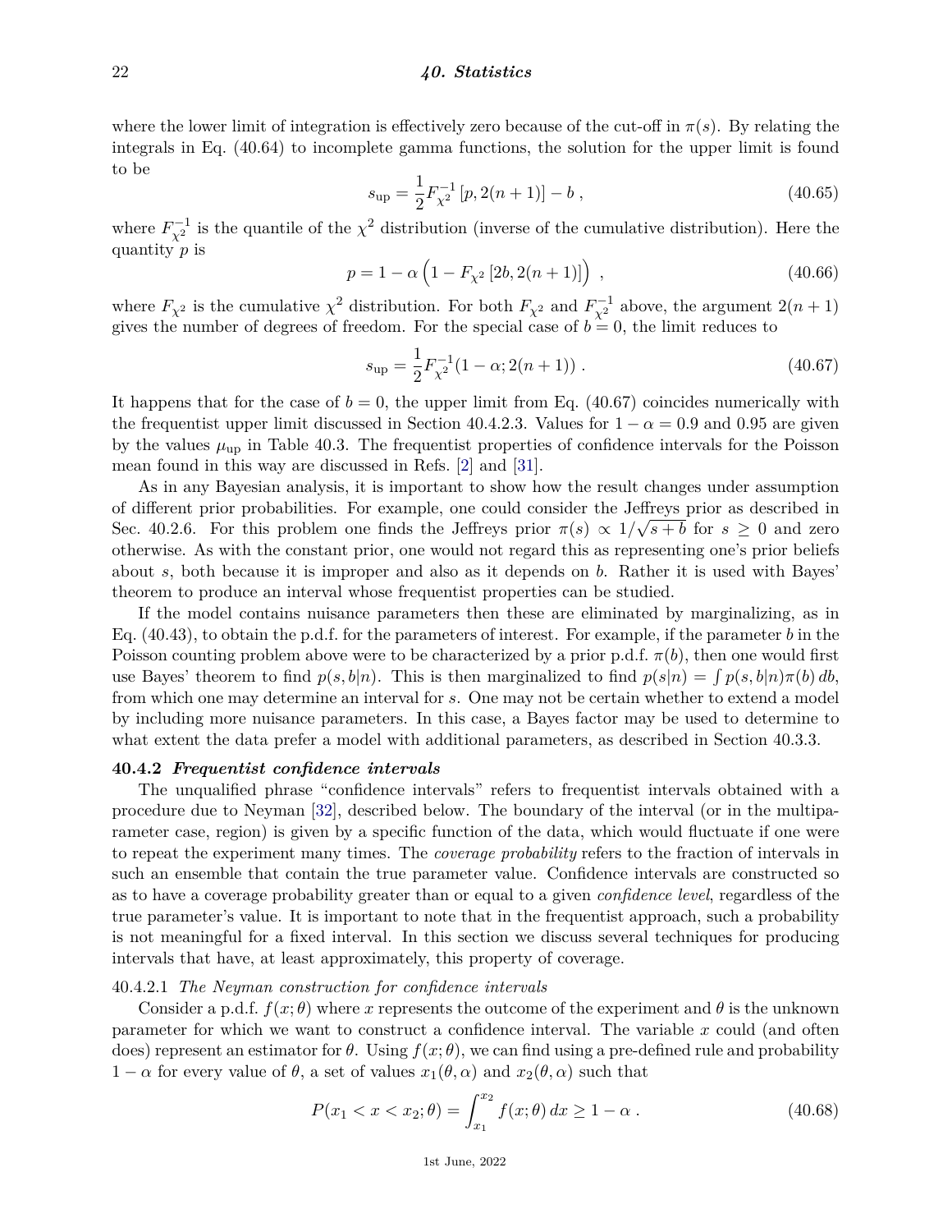where the lower limit of integration is effectively zero because of the cut-off in $\pi(s)$. By relating the integrals in Eq. (40.64) to incomplete gamma functions, the solution for the upper limit is found to be

$$s_{\rm up} = \frac{1}{2} F^{-1}_{\chi^2}\left[p, 2(n+1)\right] - b \;, \tag{40.65}$$

where $F^{-1}_{\chi^2}$ is the quantile of the $\chi^2$ distribution (inverse of the cumulative distribution). Here the quantity $p$ is

$$p = 1 - \alpha\left(1 - F_{\chi^2}\left[2b, 2(n+1)\right]\right) \;, \tag{40.66}$$

where $F_{\chi^2}$ is the cumulative $\chi^2$ distribution. For both $F_{\chi^2}$ and $F^{-1}_{\chi^2}$ above, the argument $2(n+1)$ gives the number of degrees of freedom. For the special case of $b = 0$, the limit reduces to

$$s_{\rm up} = \frac{1}{2} F^{-1}_{\chi^2}(1-\alpha; 2(n+1)) \;. \tag{40.67}$$

It happens that for the case of $b = 0$, the upper limit from Eq. (40.67) coincides numerically with the frequentist upper limit discussed in Section 40.4.2.3. Values for $1 - \alpha = 0.9$ and 0.95 are given by the values $\mu_{\rm up}$ in Table 40.3. The frequentist properties of confidence intervals for the Poisson mean found in this way are discussed in Refs. [2] and [31].

As in any Bayesian analysis, it is important to show how the result changes under assumption of different prior probabilities. For example, one could consider the Jeffreys prior as described in Sec. 40.2.6. For this problem one finds the Jeffreys prior $\pi(s) \propto 1/\sqrt{s+b}$ for $s \geq 0$ and zero otherwise. As with the constant prior, one would not regard this as representing one's prior beliefs about $s$, both because it is improper and also as it depends on $b$. Rather it is used with Bayes' theorem to produce an interval whose frequentist properties can be studied.

If the model contains nuisance parameters then these are eliminated by marginalizing, as in Eq. (40.43), to obtain the p.d.f. for the parameters of interest. For example, if the parameter $b$ in the Poisson counting problem above were to be characterized by a prior p.d.f. $\pi(b)$, then one would first use Bayes' theorem to find $p(s, b|n)$. This is then marginalized to find $p(s|n) = \int p(s, b|n)\pi(b)\, db$, from which one may determine an interval for $s$. One may not be certain whether to extend a model by including more nuisance parameters. In this case, a Bayes factor may be used to determine to what extent the data prefer a model with additional parameters, as described in Section 40.3.3.

### 40.4.2 *Frequentist confidence intervals*

The unqualified phrase "confidence intervals" refers to frequentist intervals obtained with a procedure due to Neyman [32], described below. The boundary of the interval (or in the multiparameter case, region) is given by a specific function of the data, which would fluctuate if one were to repeat the experiment many times. The *coverage probability* refers to the fraction of intervals in such an ensemble that contain the true parameter value. Confidence intervals are constructed so as to have a coverage probability greater than or equal to a given *confidence level*, regardless of the true parameter's value. It is important to note that in the frequentist approach, such a probability is not meaningful for a fixed interval. In this section we discuss several techniques for producing intervals that have, at least approximately, this property of coverage.

#### 40.4.2.1 *The Neyman construction for confidence intervals*

Consider a p.d.f. $f(x; \theta)$ where $x$ represents the outcome of the experiment and $\theta$ is the unknown parameter for which we want to construct a confidence interval. The variable $x$ could (and often does) represent an estimator for $\theta$. Using $f(x; \theta)$, we can find using a pre-defined rule and probability $1 - \alpha$ for every value of $\theta$, a set of values $x_1(\theta, \alpha)$ and $x_2(\theta, \alpha)$ such that

$$P(x_1 < x < x_2; \theta) = \int_{x_1}^{x_2} f(x; \theta)\, dx \geq 1 - \alpha \;. \tag{40.68}$$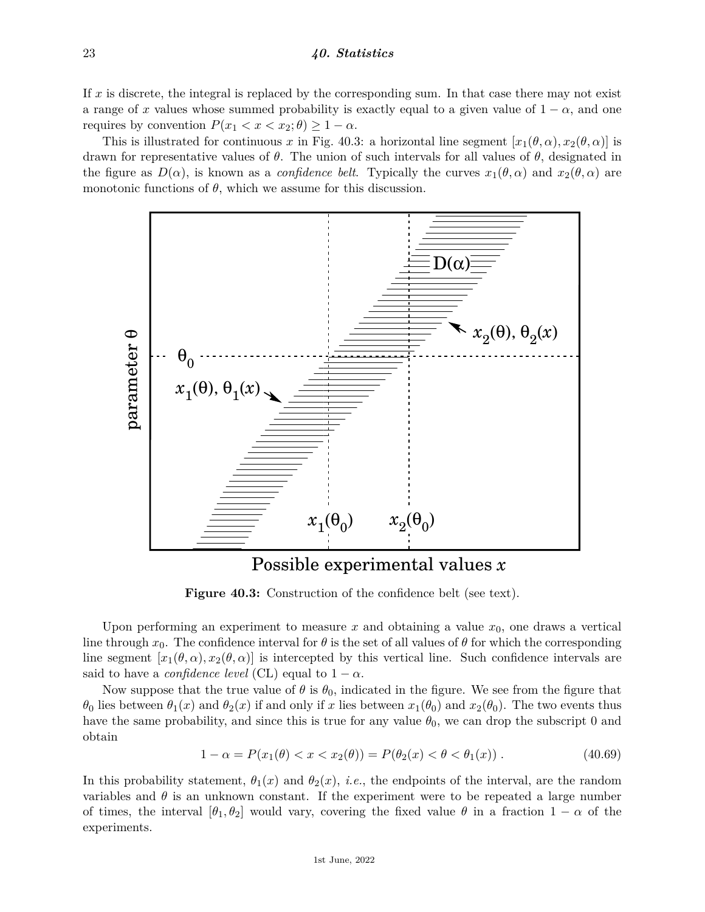If $x$ is discrete, the integral is replaced by the corresponding sum. In that case there may not exist a range of $x$ values whose summed probability is exactly equal to a given value of $1 - \alpha$, and one requires by convention $P(x_1 < x < x_2; \theta) \geq 1 - \alpha$.

This is illustrated for continuous $x$ in Fig. 40.3: a horizontal line segment $[x_1(\theta, \alpha), x_2(\theta, \alpha)]$ is drawn for representative values of $\theta$. The union of such intervals for all values of $\theta$, designated in the figure as $D(\alpha)$, is known as a *confidence belt*. Typically the curves $x_1(\theta, \alpha)$ and $x_2(\theta, \alpha)$ are monotonic functions of $\theta$, which we assume for this discussion.

**Figure 40.3:** Construction of the confidence belt (see text).

Upon performing an experiment to measure $x$ and obtaining a value $x_0$, one draws a vertical line through $x_0$. The confidence interval for $\theta$ is the set of all values of $\theta$ for which the corresponding line segment $[x_1(\theta, \alpha), x_2(\theta, \alpha)]$ is intercepted by this vertical line. Such confidence intervals are said to have a *confidence level* (CL) equal to $1 - \alpha$.

Now suppose that the true value of $\theta$ is $\theta_0$, indicated in the figure. We see from the figure that $\theta_0$ lies between $\theta_1(x)$ and $\theta_2(x)$ if and only if $x$ lies between $x_1(\theta_0)$ and $x_2(\theta_0)$. The two events thus have the same probability, and since this is true for any value $\theta_0$, we can drop the subscript 0 and obtain

$$1 - \alpha = P(x_1(\theta) < x < x_2(\theta)) = P(\theta_2(x) < \theta < \theta_1(x)) \, . \tag{40.69}$$

In this probability statement, $\theta_1(x)$ and $\theta_2(x)$, *i.e.*, the endpoints of the interval, are the random variables and $\theta$ is an unknown constant. If the experiment were to be repeated a large number of times, the interval $[\theta_1, \theta_2]$ would vary, covering the fixed value $\theta$ in a fraction $1 - \alpha$ of the experiments.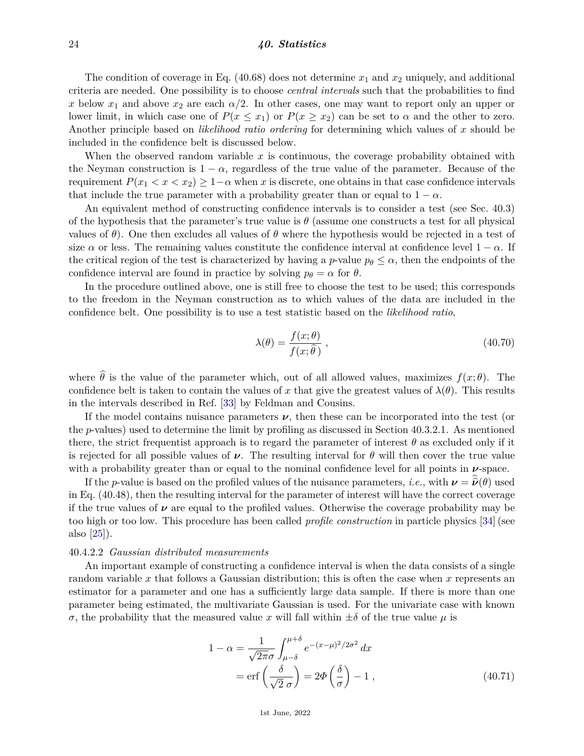The condition of coverage in Eq. (40.68) does not determine $x_1$ and $x_2$ uniquely, and additional criteria are needed. One possibility is to choose *central intervals* such that the probabilities to find $x$ below $x_1$ and above $x_2$ are each $\alpha/2$. In other cases, one may want to report only an upper or lower limit, in which case one of $P(x \le x_1)$ or $P(x \ge x_2)$ can be set to $\alpha$ and the other to zero. Another principle based on *likelihood ratio ordering* for determining which values of $x$ should be included in the confidence belt is discussed below.

When the observed random variable $x$ is continuous, the coverage probability obtained with the Neyman construction is $1 - \alpha$, regardless of the true value of the parameter. Because of the requirement $P(x_1 < x < x_2) \ge 1 - \alpha$ when $x$ is discrete, one obtains in that case confidence intervals that include the true parameter with a probability greater than or equal to $1 - \alpha$.

An equivalent method of constructing confidence intervals is to consider a test (see Sec. 40.3) of the hypothesis that the parameter's true value is $\theta$ (assume one constructs a test for all physical values of $\theta$). One then excludes all values of $\theta$ where the hypothesis would be rejected in a test of size $\alpha$ or less. The remaining values constitute the confidence interval at confidence level $1 - \alpha$. If the critical region of the test is characterized by having a $p$-value $p_\theta \le \alpha$, then the endpoints of the confidence interval are found in practice by solving $p_\theta = \alpha$ for $\theta$.

In the procedure outlined above, one is still free to choose the test to be used; this corresponds to the freedom in the Neyman construction as to which values of the data are included in the confidence belt. One possibility is to use a test statistic based on the *likelihood ratio*,

$$\lambda(\theta) = \frac{f(x;\theta)}{f(x;\widehat{\theta}\,)} \, , \tag{40.70}$$

where $\widehat{\theta}$ is the value of the parameter which, out of all allowed values, maximizes $f(x;\theta)$. The confidence belt is taken to contain the values of $x$ that give the greatest values of $\lambda(\theta)$. This results in the intervals described in Ref. [33] by Feldman and Cousins.

If the model contains nuisance parameters $\boldsymbol{\nu}$, then these can be incorporated into the test (or the $p$-values) used to determine the limit by profiling as discussed in Section 40.3.2.1. As mentioned there, the strict frequentist approach is to regard the parameter of interest $\theta$ as excluded only if it is rejected for all possible values of $\boldsymbol{\nu}$. The resulting interval for $\theta$ will then cover the true value with a probability greater than or equal to the nominal confidence level for all points in $\boldsymbol{\nu}$-space.

If the $p$-value is based on the profiled values of the nuisance parameters, *i.e.*, with $\boldsymbol{\nu} = \widehat{\widehat{\boldsymbol{\nu}}}(\theta)$ used in Eq. (40.48), then the resulting interval for the parameter of interest will have the correct coverage if the true values of $\boldsymbol{\nu}$ are equal to the profiled values. Otherwise the coverage probability may be too high or too low. This procedure has been called *profile construction* in particle physics [34] (see also [25]).

40.4.2.2 *Gaussian distributed measurements*

An important example of constructing a confidence interval is when the data consists of a single random variable $x$ that follows a Gaussian distribution; this is often the case when $x$ represents an estimator for a parameter and one has a sufficiently large data sample. If there is more than one parameter being estimated, the multivariate Gaussian is used. For the univariate case with known $\sigma$, the probability that the measured value $x$ will fall within $\pm\delta$ of the true value $\mu$ is

$$\begin{aligned} 1 - \alpha &= \frac{1}{\sqrt{2\pi}\sigma} \int_{\mu-\delta}^{\mu+\delta} e^{-(x-\mu)^2/2\sigma^2} \, dx \\ &= \mathrm{erf}\left(\frac{\delta}{\sqrt{2}\,\sigma}\right) = 2\Phi\left(\frac{\delta}{\sigma}\right) - 1 \, , \end{aligned} \tag{40.71}$$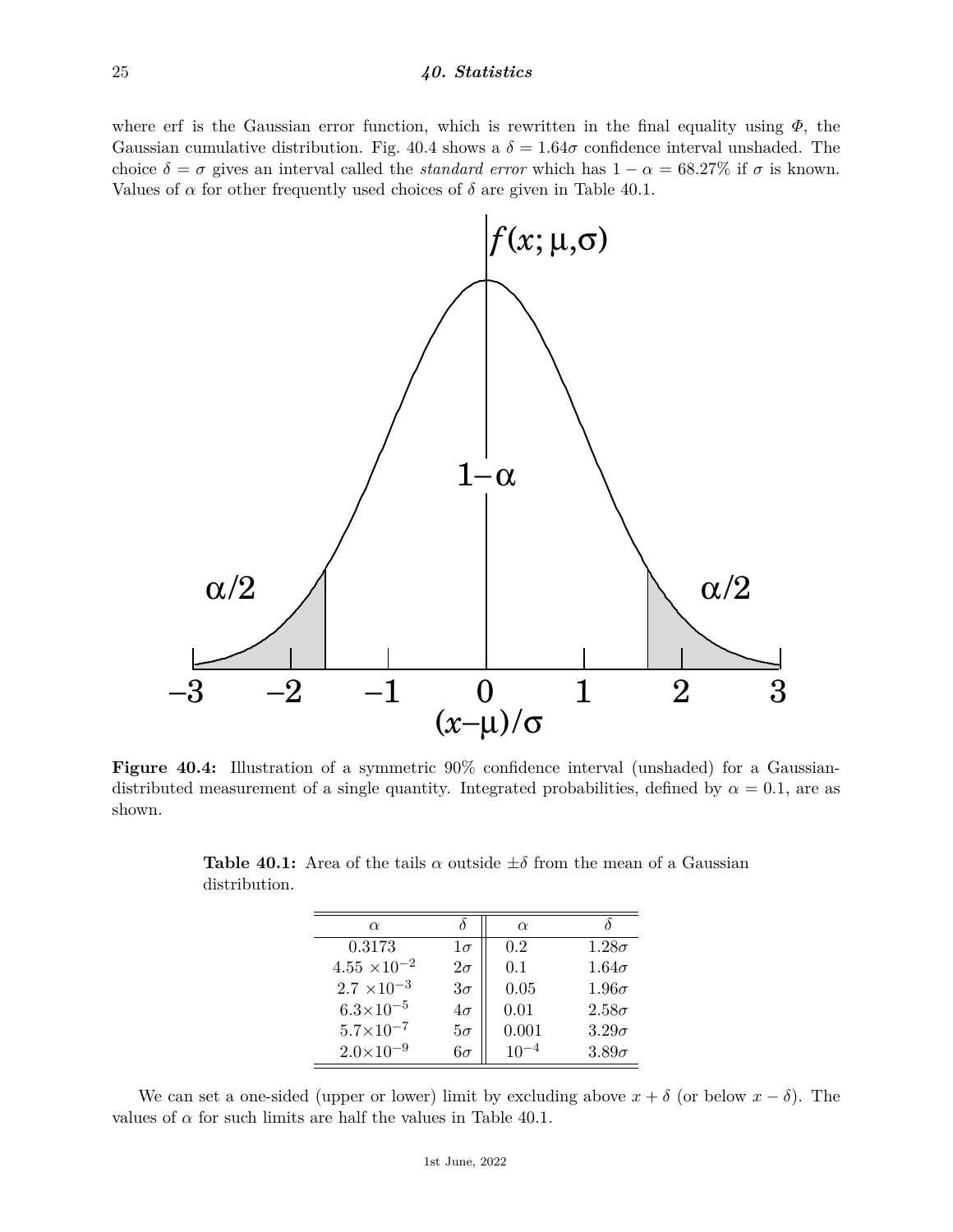where erf is the Gaussian error function, which is rewritten in the final equality using $\Phi$, the Gaussian cumulative distribution. Fig. 40.4 shows a $\delta = 1.64\sigma$ confidence interval unshaded. The choice $\delta = \sigma$ gives an interval called the *standard error* which has $1 - \alpha = 68.27\%$ if $\sigma$ is known. Values of $\alpha$ for other frequently used choices of $\delta$ are given in Table 40.1.

**Figure 40.4:** Illustration of a symmetric 90% confidence interval (unshaded) for a Gaussian-distributed measurement of a single quantity. Integrated probabilities, defined by $\alpha = 0.1$, are as shown.

**Table 40.1:** Area of the tails $\alpha$ outside $\pm\delta$ from the mean of a Gaussian distribution.

| $\alpha$ | $\delta$ | $\alpha$ | $\delta$ |
|---|---|---|---|
| 0.3173 | $1\sigma$ | 0.2 | $1.28\sigma$ |
| $4.55 \times 10^{-2}$ | $2\sigma$ | 0.1 | $1.64\sigma$ |
| $2.7 \times 10^{-3}$ | $3\sigma$ | 0.05 | $1.96\sigma$ |
| $6.3 \times 10^{-5}$ | $4\sigma$ | 0.01 | $2.58\sigma$ |
| $5.7 \times 10^{-7}$ | $5\sigma$ | 0.001 | $3.29\sigma$ |
| $2.0 \times 10^{-9}$ | $6\sigma$ | $10^{-4}$ | $3.89\sigma$ |

We can set a one-sided (upper or lower) limit by excluding above $x + \delta$ (or below $x - \delta$). The values of $\alpha$ for such limits are half the values in Table 40.1.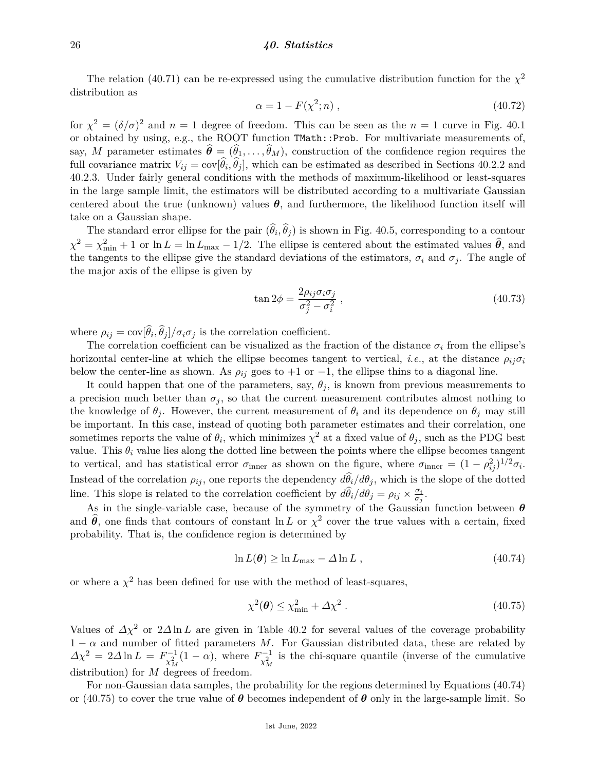The relation (40.71) can be re-expressed using the cumulative distribution function for the $\chi^2$ distribution as

$$\alpha = 1 - F(\chi^2; n) \ , \tag{40.72}$$

for $\chi^2 = (\delta/\sigma)^2$ and $n = 1$ degree of freedom. This can be seen as the $n = 1$ curve in Fig. 40.1 or obtained by using, e.g., the ROOT function `TMath::Prob`. For multivariate measurements of, say, $M$ parameter estimates $\widehat{\boldsymbol{\theta}} = (\widehat{\theta}_1, \ldots, \widehat{\theta}_M)$, construction of the confidence region requires the full covariance matrix $V_{ij} = \mathrm{cov}[\widehat{\theta}_i, \widehat{\theta}_j]$, which can be estimated as described in Sections 40.2.2 and 40.2.3. Under fairly general conditions with the methods of maximum-likelihood or least-squares in the large sample limit, the estimators will be distributed according to a multivariate Gaussian centered about the true (unknown) values $\boldsymbol{\theta}$, and furthermore, the likelihood function itself will take on a Gaussian shape.

The standard error ellipse for the pair $(\widehat{\theta}_i, \widehat{\theta}_j)$ is shown in Fig. 40.5, corresponding to a contour $\chi^2 = \chi^2_{\min} + 1$ or $\ln L = \ln L_{\max} - 1/2$. The ellipse is centered about the estimated values $\widehat{\boldsymbol{\theta}}$, and the tangents to the ellipse give the standard deviations of the estimators, $\sigma_i$ and $\sigma_j$. The angle of the major axis of the ellipse is given by

$$\tan 2\phi = \frac{2\rho_{ij}\sigma_i\sigma_j}{\sigma_j^2 - \sigma_i^2} \ , \tag{40.73}$$

where $\rho_{ij} = \mathrm{cov}[\widehat{\theta}_i, \widehat{\theta}_j]/\sigma_i\sigma_j$ is the correlation coefficient.

The correlation coefficient can be visualized as the fraction of the distance $\sigma_i$ from the ellipse's horizontal center-line at which the ellipse becomes tangent to vertical, *i.e.*, at the distance $\rho_{ij}\sigma_i$ below the center-line as shown. As $\rho_{ij}$ goes to $+1$ or $-1$, the ellipse thins to a diagonal line.

It could happen that one of the parameters, say, $\theta_j$, is known from previous measurements to a precision much better than $\sigma_j$, so that the current measurement contributes almost nothing to the knowledge of $\theta_j$. However, the current measurement of $\theta_i$ and its dependence on $\theta_j$ may still be important. In this case, instead of quoting both parameter estimates and their correlation, one sometimes reports the value of $\theta_i$, which minimizes $\chi^2$ at a fixed value of $\theta_j$, such as the PDG best value. This $\theta_i$ value lies along the dotted line between the points where the ellipse becomes tangent to vertical, and has statistical error $\sigma_{\text{inner}}$ as shown on the figure, where $\sigma_{\text{inner}} = (1 - \rho_{ij}^2)^{1/2}\sigma_i$. Instead of the correlation $\rho_{ij}$, one reports the dependency $d\widehat{\theta}_i/d\theta_j$, which is the slope of the dotted line. This slope is related to the correlation coefficient by $d\widehat{\theta}_i/d\theta_j = \rho_{ij} \times \frac{\sigma_i}{\sigma_j}$.

As in the single-variable case, because of the symmetry of the Gaussian function between $\boldsymbol{\theta}$ and $\widehat{\boldsymbol{\theta}}$, one finds that contours of constant $\ln L$ or $\chi^2$ cover the true values with a certain, fixed probability. That is, the confidence region is determined by

$$\ln L(\boldsymbol{\theta}) \geq \ln L_{\max} - \Delta \ln L \ , \tag{40.74}$$

or where a $\chi^2$ has been defined for use with the method of least-squares,

$$\chi^2(\boldsymbol{\theta}) \leq \chi^2_{\min} + \Delta\chi^2 \ . \tag{40.75}$$

Values of $\Delta\chi^2$ or $2\Delta \ln L$ are given in Table 40.2 for several values of the coverage probability $1 - \alpha$ and number of fitted parameters $M$. For Gaussian distributed data, these are related by $\Delta\chi^2 = 2\Delta \ln L = F^{-1}_{\chi^2_M}(1 - \alpha)$, where $F^{-1}_{\chi^2_M}$ is the chi-square quantile (inverse of the cumulative distribution) for $M$ degrees of freedom.

For non-Gaussian data samples, the probability for the regions determined by Equations (40.74) or (40.75) to cover the true value of $\boldsymbol{\theta}$ becomes independent of $\boldsymbol{\theta}$ only in the large-sample limit. So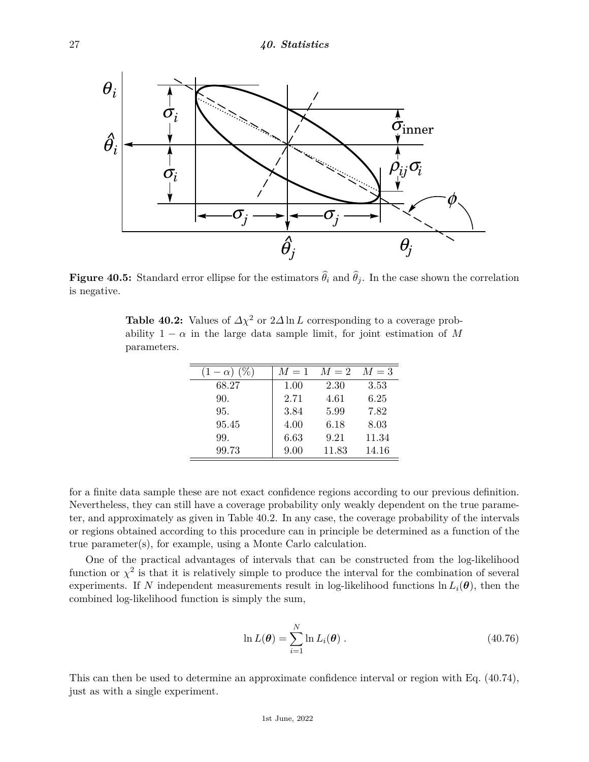**Figure 40.5:** Standard error ellipse for the estimators $\widehat{\theta}_i$ and $\widehat{\theta}_j$. In the case shown the correlation is negative.

**Table 40.2:** Values of $\Delta\chi^2$ or $2\Delta \ln L$ corresponding to a coverage probability $1-\alpha$ in the large data sample limit, for joint estimation of $M$ parameters.

| $(1-\alpha)$ (%) | $M=1$ | $M=2$ | $M=3$ |
|---|---|---|---|
| 68.27 | 1.00 | 2.30 | 3.53 |
| 90. | 2.71 | 4.61 | 6.25 |
| 95. | 3.84 | 5.99 | 7.82 |
| 95.45 | 4.00 | 6.18 | 8.03 |
| 99. | 6.63 | 9.21 | 11.34 |
| 99.73 | 9.00 | 11.83 | 14.16 |

for a finite data sample these are not exact confidence regions according to our previous definition. Nevertheless, they can still have a coverage probability only weakly dependent on the true parameter, and approximately as given in Table 40.2. In any case, the coverage probability of the intervals or regions obtained according to this procedure can in principle be determined as a function of the true parameter(s), for example, using a Monte Carlo calculation.

One of the practical advantages of intervals that can be constructed from the log-likelihood function or $\chi^2$ is that it is relatively simple to produce the interval for the combination of several experiments. If $N$ independent measurements result in log-likelihood functions $\ln L_i(\boldsymbol{\theta})$, then the combined log-likelihood function is simply the sum,

$$\ln L(\boldsymbol{\theta}) = \sum_{i=1}^{N} \ln L_i(\boldsymbol{\theta}) \ . \tag{40.76}$$

This can then be used to determine an approximate confidence interval or region with Eq. (40.74), just as with a single experiment.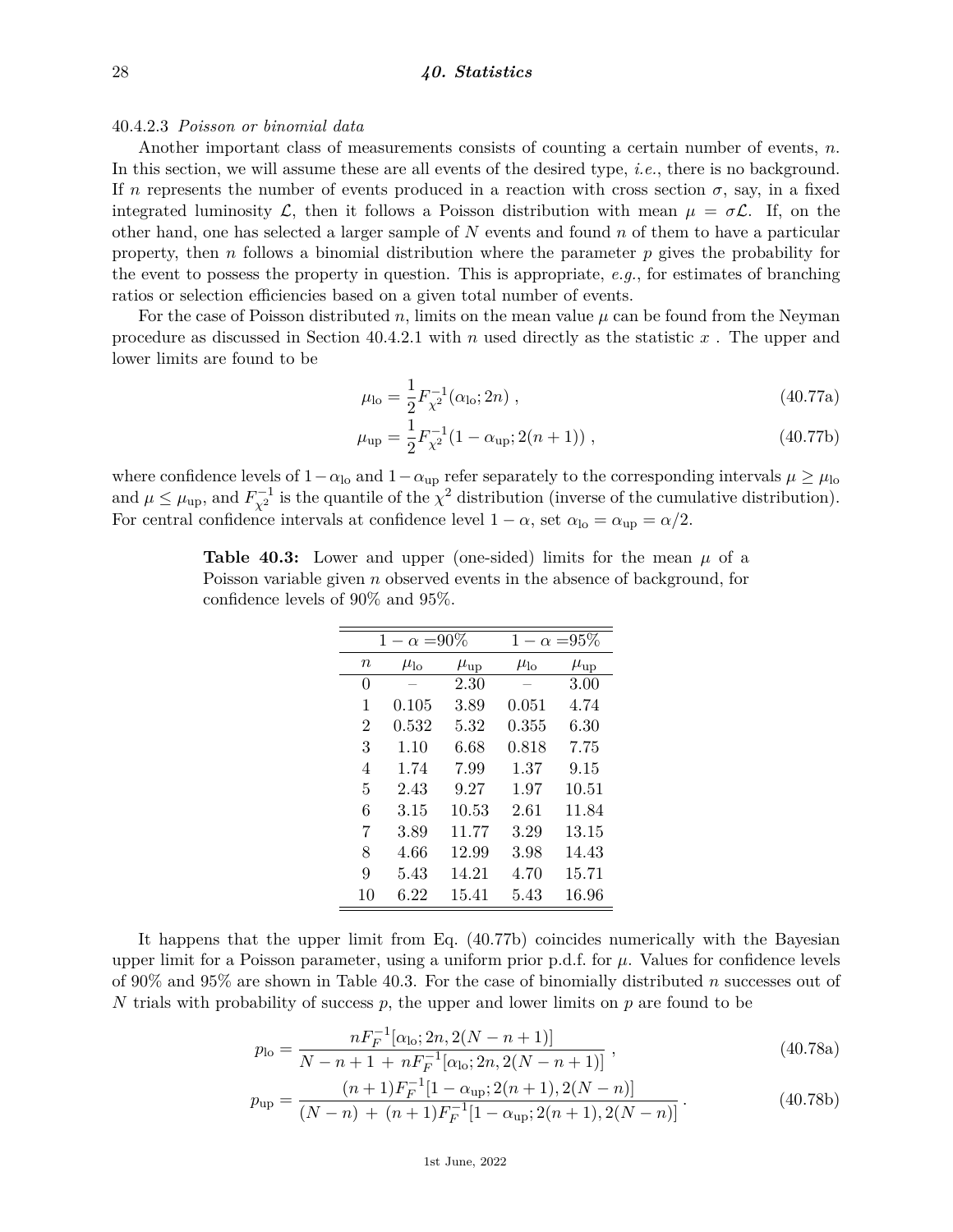#### 40.4.2.3 *Poisson or binomial data*

Another important class of measurements consists of counting a certain number of events, $n$. In this section, we will assume these are all events of the desired type, *i.e.*, there is no background. If $n$ represents the number of events produced in a reaction with cross section $\sigma$, say, in a fixed integrated luminosity $\mathcal{L}$, then it follows a Poisson distribution with mean $\mu = \sigma\mathcal{L}$. If, on the other hand, one has selected a larger sample of $N$ events and found $n$ of them to have a particular property, then $n$ follows a binomial distribution where the parameter $p$ gives the probability for the event to possess the property in question. This is appropriate, *e.g.*, for estimates of branching ratios or selection efficiencies based on a given total number of events.

For the case of Poisson distributed $n$, limits on the mean value $\mu$ can be found from the Neyman procedure as discussed in Section 40.4.2.1 with $n$ used directly as the statistic $x$ . The upper and lower limits are found to be

$$\mu_{\rm lo} = \frac{1}{2} F^{-1}_{\chi^2}(\alpha_{\rm lo}; 2n) , \tag{40.77a}$$

$$\mu_{\rm up} = \frac{1}{2} F^{-1}_{\chi^2}(1 - \alpha_{\rm up}; 2(n+1)) , \tag{40.77b}$$

where confidence levels of $1-\alpha_{\rm lo}$ and $1-\alpha_{\rm up}$ refer separately to the corresponding intervals $\mu \geq \mu_{\rm lo}$ and $\mu \leq \mu_{\rm up}$, and $F^{-1}_{\chi^2}$ is the quantile of the $\chi^2$ distribution (inverse of the cumulative distribution). For central confidence intervals at confidence level $1-\alpha$, set $\alpha_{\rm lo} = \alpha_{\rm up} = \alpha/2$.

**Table 40.3:** Lower and upper (one-sided) limits for the mean $\mu$ of a Poisson variable given $n$ observed events in the absence of background, for confidence levels of 90% and 95%.

| | $1-\alpha$ =90% | | $1-\alpha$ =95% | |
|---|---|---|---|---|
| $n$ | $\mu_{\rm lo}$ | $\mu_{\rm up}$ | $\mu_{\rm lo}$ | $\mu_{\rm up}$ |
| 0 | – | 2.30 | – | 3.00 |
| 1 | 0.105 | 3.89 | 0.051 | 4.74 |
| 2 | 0.532 | 5.32 | 0.355 | 6.30 |
| 3 | 1.10 | 6.68 | 0.818 | 7.75 |
| 4 | 1.74 | 7.99 | 1.37 | 9.15 |
| 5 | 2.43 | 9.27 | 1.97 | 10.51 |
| 6 | 3.15 | 10.53 | 2.61 | 11.84 |
| 7 | 3.89 | 11.77 | 3.29 | 13.15 |
| 8 | 4.66 | 12.99 | 3.98 | 14.43 |
| 9 | 5.43 | 14.21 | 4.70 | 15.71 |
| 10 | 6.22 | 15.41 | 5.43 | 16.96 |

It happens that the upper limit from Eq. (40.77b) coincides numerically with the Bayesian upper limit for a Poisson parameter, using a uniform prior p.d.f. for $\mu$. Values for confidence levels of 90% and 95% are shown in Table 40.3. For the case of binomially distributed $n$ successes out of $N$ trials with probability of success $p$, the upper and lower limits on $p$ are found to be

$$p_{\rm lo} = \frac{n F^{-1}_F[\alpha_{\rm lo}; 2n, 2(N-n+1)]}{N-n+1 \, + \, n F^{-1}_F[\alpha_{\rm lo}; 2n, 2(N-n+1)]} , \tag{40.78a}$$

$$p_{\rm up} = \frac{(n+1) F^{-1}_F[1-\alpha_{\rm up}; 2(n+1), 2(N-n)]}{(N-n) \, + \, (n+1) F^{-1}_F[1-\alpha_{\rm up}; 2(n+1), 2(N-n)]} . \tag{40.78b}$$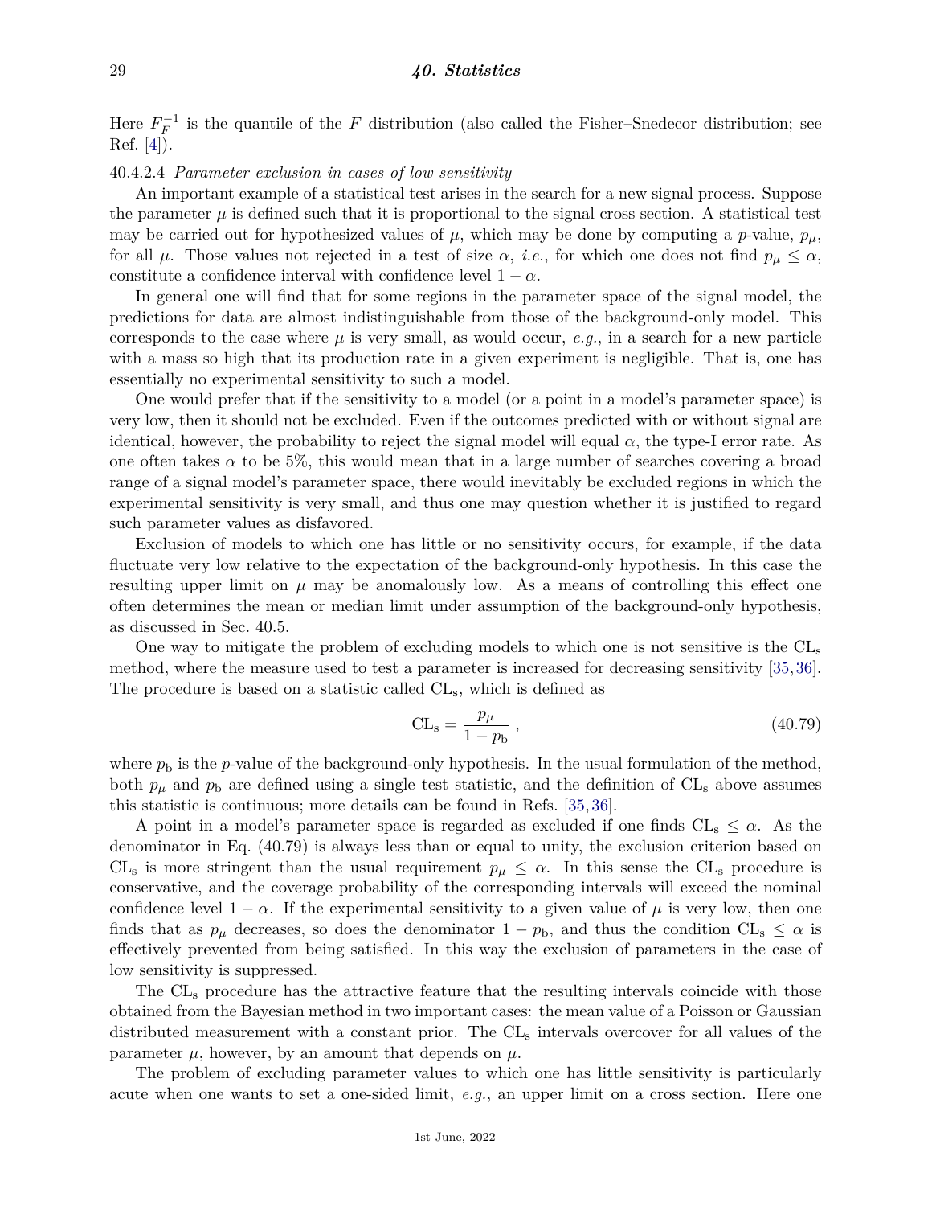Here $F_F^{-1}$ is the quantile of the $F$ distribution (also called the Fisher–Snedecor distribution; see Ref. [4]).

#### 40.4.2.4 *Parameter exclusion in cases of low sensitivity*

An important example of a statistical test arises in the search for a new signal process. Suppose the parameter $\mu$ is defined such that it is proportional to the signal cross section. A statistical test may be carried out for hypothesized values of $\mu$, which may be done by computing a $p$-value, $p_\mu$, for all $\mu$. Those values not rejected in a test of size $\alpha$, *i.e.*, for which one does not find $p_\mu \leq \alpha$, constitute a confidence interval with confidence level $1 - \alpha$.

In general one will find that for some regions in the parameter space of the signal model, the predictions for data are almost indistinguishable from those of the background-only model. This corresponds to the case where $\mu$ is very small, as would occur, *e.g.*, in a search for a new particle with a mass so high that its production rate in a given experiment is negligible. That is, one has essentially no experimental sensitivity to such a model.

One would prefer that if the sensitivity to a model (or a point in a model's parameter space) is very low, then it should not be excluded. Even if the outcomes predicted with or without signal are identical, however, the probability to reject the signal model will equal $\alpha$, the type-I error rate. As one often takes $\alpha$ to be 5%, this would mean that in a large number of searches covering a broad range of a signal model's parameter space, there would inevitably be excluded regions in which the experimental sensitivity is very small, and thus one may question whether it is justified to regard such parameter values as disfavored.

Exclusion of models to which one has little or no sensitivity occurs, for example, if the data fluctuate very low relative to the expectation of the background-only hypothesis. In this case the resulting upper limit on $\mu$ may be anomalously low. As a means of controlling this effect one often determines the mean or median limit under assumption of the background-only hypothesis, as discussed in Sec. 40.5.

One way to mitigate the problem of excluding models to which one is not sensitive is the $\mathrm{CL_s}$ method, where the measure used to test a parameter is increased for decreasing sensitivity [35, 36]. The procedure is based on a statistic called $\mathrm{CL_s}$, which is defined as

$$\mathrm{CL_s} = \frac{p_\mu}{1 - p_\mathrm{b}} \,, \tag{40.79}$$

where $p_\mathrm{b}$ is the $p$-value of the background-only hypothesis. In the usual formulation of the method, both $p_\mu$ and $p_\mathrm{b}$ are defined using a single test statistic, and the definition of $\mathrm{CL_s}$ above assumes this statistic is continuous; more details can be found in Refs. [35, 36].

A point in a model's parameter space is regarded as excluded if one finds $\mathrm{CL_s} \leq \alpha$. As the denominator in Eq. (40.79) is always less than or equal to unity, the exclusion criterion based on $\mathrm{CL_s}$ is more stringent than the usual requirement $p_\mu \leq \alpha$. In this sense the $\mathrm{CL_s}$ procedure is conservative, and the coverage probability of the corresponding intervals will exceed the nominal confidence level $1 - \alpha$. If the experimental sensitivity to a given value of $\mu$ is very low, then one finds that as $p_\mu$ decreases, so does the denominator $1 - p_\mathrm{b}$, and thus the condition $\mathrm{CL_s} \leq \alpha$ is effectively prevented from being satisfied. In this way the exclusion of parameters in the case of low sensitivity is suppressed.

The $\mathrm{CL_s}$ procedure has the attractive feature that the resulting intervals coincide with those obtained from the Bayesian method in two important cases: the mean value of a Poisson or Gaussian distributed measurement with a constant prior. The $\mathrm{CL_s}$ intervals overcover for all values of the parameter $\mu$, however, by an amount that depends on $\mu$.

The problem of excluding parameter values to which one has little sensitivity is particularly acute when one wants to set a one-sided limit, *e.g.*, an upper limit on a cross section. Here one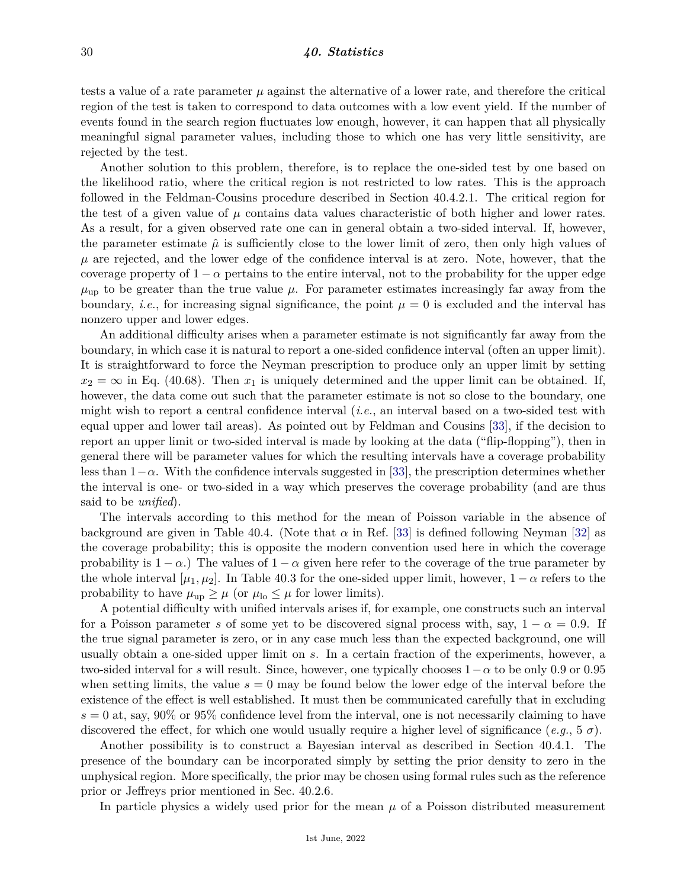tests a value of a rate parameter $\mu$ against the alternative of a lower rate, and therefore the critical region of the test is taken to correspond to data outcomes with a low event yield. If the number of events found in the search region fluctuates low enough, however, it can happen that all physically meaningful signal parameter values, including those to which one has very little sensitivity, are rejected by the test.

Another solution to this problem, therefore, is to replace the one-sided test by one based on the likelihood ratio, where the critical region is not restricted to low rates. This is the approach followed in the Feldman-Cousins procedure described in Section 40.4.2.1. The critical region for the test of a given value of $\mu$ contains data values characteristic of both higher and lower rates. As a result, for a given observed rate one can in general obtain a two-sided interval. If, however, the parameter estimate $\hat{\mu}$ is sufficiently close to the lower limit of zero, then only high values of $\mu$ are rejected, and the lower edge of the confidence interval is at zero. Note, however, that the coverage property of $1 - \alpha$ pertains to the entire interval, not to the probability for the upper edge $\mu_{\rm up}$ to be greater than the true value $\mu$. For parameter estimates increasingly far away from the boundary, *i.e.*, for increasing signal significance, the point $\mu = 0$ is excluded and the interval has nonzero upper and lower edges.

An additional difficulty arises when a parameter estimate is not significantly far away from the boundary, in which case it is natural to report a one-sided confidence interval (often an upper limit). It is straightforward to force the Neyman prescription to produce only an upper limit by setting $x_2 = \infty$ in Eq. (40.68). Then $x_1$ is uniquely determined and the upper limit can be obtained. If, however, the data come out such that the parameter estimate is not so close to the boundary, one might wish to report a central confidence interval (*i.e.*, an interval based on a two-sided test with equal upper and lower tail areas). As pointed out by Feldman and Cousins [33], if the decision to report an upper limit or two-sided interval is made by looking at the data ("flip-flopping"), then in general there will be parameter values for which the resulting intervals have a coverage probability less than $1-\alpha$. With the confidence intervals suggested in [33], the prescription determines whether the interval is one- or two-sided in a way which preserves the coverage probability (and are thus said to be *unified*).

The intervals according to this method for the mean of Poisson variable in the absence of background are given in Table 40.4. (Note that $\alpha$ in Ref. [33] is defined following Neyman [32] as the coverage probability; this is opposite the modern convention used here in which the coverage probability is $1 - \alpha$.) The values of $1 - \alpha$ given here refer to the coverage of the true parameter by the whole interval $[\mu_1, \mu_2]$. In Table 40.3 for the one-sided upper limit, however, $1 - \alpha$ refers to the probability to have $\mu_{\rm up} \geq \mu$ (or $\mu_{\rm lo} \leq \mu$ for lower limits).

A potential difficulty with unified intervals arises if, for example, one constructs such an interval for a Poisson parameter $s$ of some yet to be discovered signal process with, say, $1 - \alpha = 0.9$. If the true signal parameter is zero, or in any case much less than the expected background, one will usually obtain a one-sided upper limit on $s$. In a certain fraction of the experiments, however, a two-sided interval for $s$ will result. Since, however, one typically chooses $1-\alpha$ to be only 0.9 or 0.95 when setting limits, the value $s = 0$ may be found below the lower edge of the interval before the existence of the effect is well established. It must then be communicated carefully that in excluding $s = 0$ at, say, 90% or 95% confidence level from the interval, one is not necessarily claiming to have discovered the effect, for which one would usually require a higher level of significance (*e.g.*, 5 $\sigma$).

Another possibility is to construct a Bayesian interval as described in Section 40.4.1. The presence of the boundary can be incorporated simply by setting the prior density to zero in the unphysical region. More specifically, the prior may be chosen using formal rules such as the reference prior or Jeffreys prior mentioned in Sec. 40.2.6.

In particle physics a widely used prior for the mean $\mu$ of a Poisson distributed measurement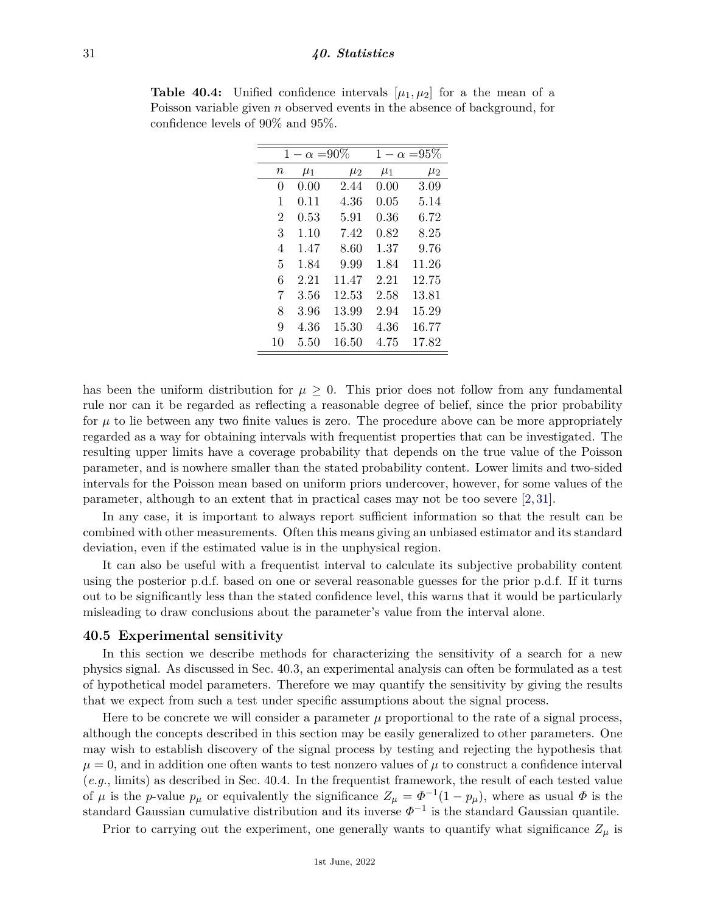**Table 40.4:** Unified confidence intervals $[\mu_1, \mu_2]$ for a the mean of a Poisson variable given $n$ observed events in the absence of background, for confidence levels of 90% and 95%.

| | $1-\alpha$ =90% | | $1-\alpha$ =95% | |
|---|---|---|---|---|
| $n$ | $\mu_1$ | $\mu_2$ | $\mu_1$ | $\mu_2$ |
| 0 | 0.00 | 2.44 | 0.00 | 3.09 |
| 1 | 0.11 | 4.36 | 0.05 | 5.14 |
| 2 | 0.53 | 5.91 | 0.36 | 6.72 |
| 3 | 1.10 | 7.42 | 0.82 | 8.25 |
| 4 | 1.47 | 8.60 | 1.37 | 9.76 |
| 5 | 1.84 | 9.99 | 1.84 | 11.26 |
| 6 | 2.21 | 11.47 | 2.21 | 12.75 |
| 7 | 3.56 | 12.53 | 2.58 | 13.81 |
| 8 | 3.96 | 13.99 | 2.94 | 15.29 |
| 9 | 4.36 | 15.30 | 4.36 | 16.77 |
| 10 | 5.50 | 16.50 | 4.75 | 17.82 |

has been the uniform distribution for $\mu \geq 0$. This prior does not follow from any fundamental rule nor can it be regarded as reflecting a reasonable degree of belief, since the prior probability for $\mu$ to lie between any two finite values is zero. The procedure above can be more appropriately regarded as a way for obtaining intervals with frequentist properties that can be investigated. The resulting upper limits have a coverage probability that depends on the true value of the Poisson parameter, and is nowhere smaller than the stated probability content. Lower limits and two-sided intervals for the Poisson mean based on uniform priors undercover, however, for some values of the parameter, although to an extent that in practical cases may not be too severe [2, 31].

In any case, it is important to always report sufficient information so that the result can be combined with other measurements. Often this means giving an unbiased estimator and its standard deviation, even if the estimated value is in the unphysical region.

It can also be useful with a frequentist interval to calculate its subjective probability content using the posterior p.d.f. based on one or several reasonable guesses for the prior p.d.f. If it turns out to be significantly less than the stated confidence level, this warns that it would be particularly misleading to draw conclusions about the parameter's value from the interval alone.

## 40.5 Experimental sensitivity

In this section we describe methods for characterizing the sensitivity of a search for a new physics signal. As discussed in Sec. 40.3, an experimental analysis can often be formulated as a test of hypothetical model parameters. Therefore we may quantify the sensitivity by giving the results that we expect from such a test under specific assumptions about the signal process.

Here to be concrete we will consider a parameter $\mu$ proportional to the rate of a signal process, although the concepts described in this section may be easily generalized to other parameters. One may wish to establish discovery of the signal process by testing and rejecting the hypothesis that $\mu = 0$, and in addition one often wants to test nonzero values of $\mu$ to construct a confidence interval (*e.g.*, limits) as described in Sec. 40.4. In the frequentist framework, the result of each tested value of $\mu$ is the $p$-value $p_\mu$ or equivalently the significance $Z_\mu = \Phi^{-1}(1 - p_\mu)$, where as usual $\Phi$ is the standard Gaussian cumulative distribution and its inverse $\Phi^{-1}$ is the standard Gaussian quantile.

Prior to carrying out the experiment, one generally wants to quantify what significance $Z_\mu$ is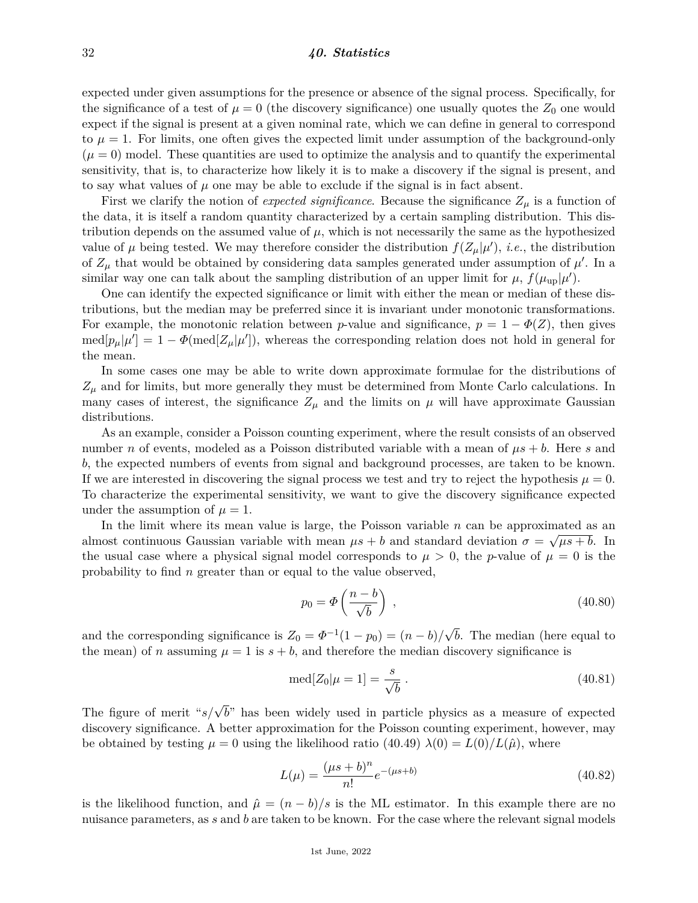expected under given assumptions for the presence or absence of the signal process. Specifically, for the significance of a test of $\mu = 0$ (the discovery significance) one usually quotes the $Z_0$ one would expect if the signal is present at a given nominal rate, which we can define in general to correspond to $\mu = 1$. For limits, one often gives the expected limit under assumption of the background-only ($\mu = 0$) model. These quantities are used to optimize the analysis and to quantify the experimental sensitivity, that is, to characterize how likely it is to make a discovery if the signal is present, and to say what values of $\mu$ one may be able to exclude if the signal is in fact absent.

First we clarify the notion of *expected significance*. Because the significance $Z_\mu$ is a function of the data, it is itself a random quantity characterized by a certain sampling distribution. This distribution depends on the assumed value of $\mu$, which is not necessarily the same as the hypothesized value of $\mu$ being tested. We may therefore consider the distribution $f(Z_\mu|\mu')$, *i.e.*, the distribution of $Z_\mu$ that would be obtained by considering data samples generated under assumption of $\mu'$. In a similar way one can talk about the sampling distribution of an upper limit for $\mu$, $f(\mu_{\rm up}|\mu')$.

One can identify the expected significance or limit with either the mean or median of these distributions, but the median may be preferred since it is invariant under monotonic transformations. For example, the monotonic relation between $p$-value and significance, $p = 1 - \Phi(Z)$, then gives $\mathrm{med}[p_\mu|\mu'] = 1 - \Phi(\mathrm{med}[Z_\mu|\mu'])$, whereas the corresponding relation does not hold in general for the mean.

In some cases one may be able to write down approximate formulae for the distributions of $Z_\mu$ and for limits, but more generally they must be determined from Monte Carlo calculations. In many cases of interest, the significance $Z_\mu$ and the limits on $\mu$ will have approximate Gaussian distributions.

As an example, consider a Poisson counting experiment, where the result consists of an observed number $n$ of events, modeled as a Poisson distributed variable with a mean of $\mu s + b$. Here $s$ and $b$, the expected numbers of events from signal and background processes, are taken to be known. If we are interested in discovering the signal process we test and try to reject the hypothesis $\mu = 0$. To characterize the experimental sensitivity, we want to give the discovery significance expected under the assumption of $\mu = 1$.

In the limit where its mean value is large, the Poisson variable $n$ can be approximated as an almost continuous Gaussian variable with mean $\mu s + b$ and standard deviation $\sigma = \sqrt{\mu s + b}$. In the usual case where a physical signal model corresponds to $\mu > 0$, the $p$-value of $\mu = 0$ is the probability to find $n$ greater than or equal to the value observed,

$$p_0 = \Phi\left(\frac{n-b}{\sqrt{b}}\right) , \tag{40.80}$$

and the corresponding significance is $Z_0 = \Phi^{-1}(1 - p_0) = (n - b)/\sqrt{b}$. The median (here equal to the mean) of $n$ assuming $\mu = 1$ is $s + b$, and therefore the median discovery significance is

$$\mathrm{med}[Z_0|\mu = 1] = \frac{s}{\sqrt{b}} . \tag{40.81}$$

The figure of merit "$s/\sqrt{b}$" has been widely used in particle physics as a measure of expected discovery significance. A better approximation for the Poisson counting experiment, however, may be obtained by testing $\mu = 0$ using the likelihood ratio (40.49) $\lambda(0) = L(0)/L(\hat{\mu})$, where

$$L(\mu) = \frac{(\mu s + b)^n}{n!} e^{-(\mu s + b)} \tag{40.82}$$

is the likelihood function, and $\hat{\mu} = (n - b)/s$ is the ML estimator. In this example there are no nuisance parameters, as $s$ and $b$ are taken to be known. For the case where the relevant signal models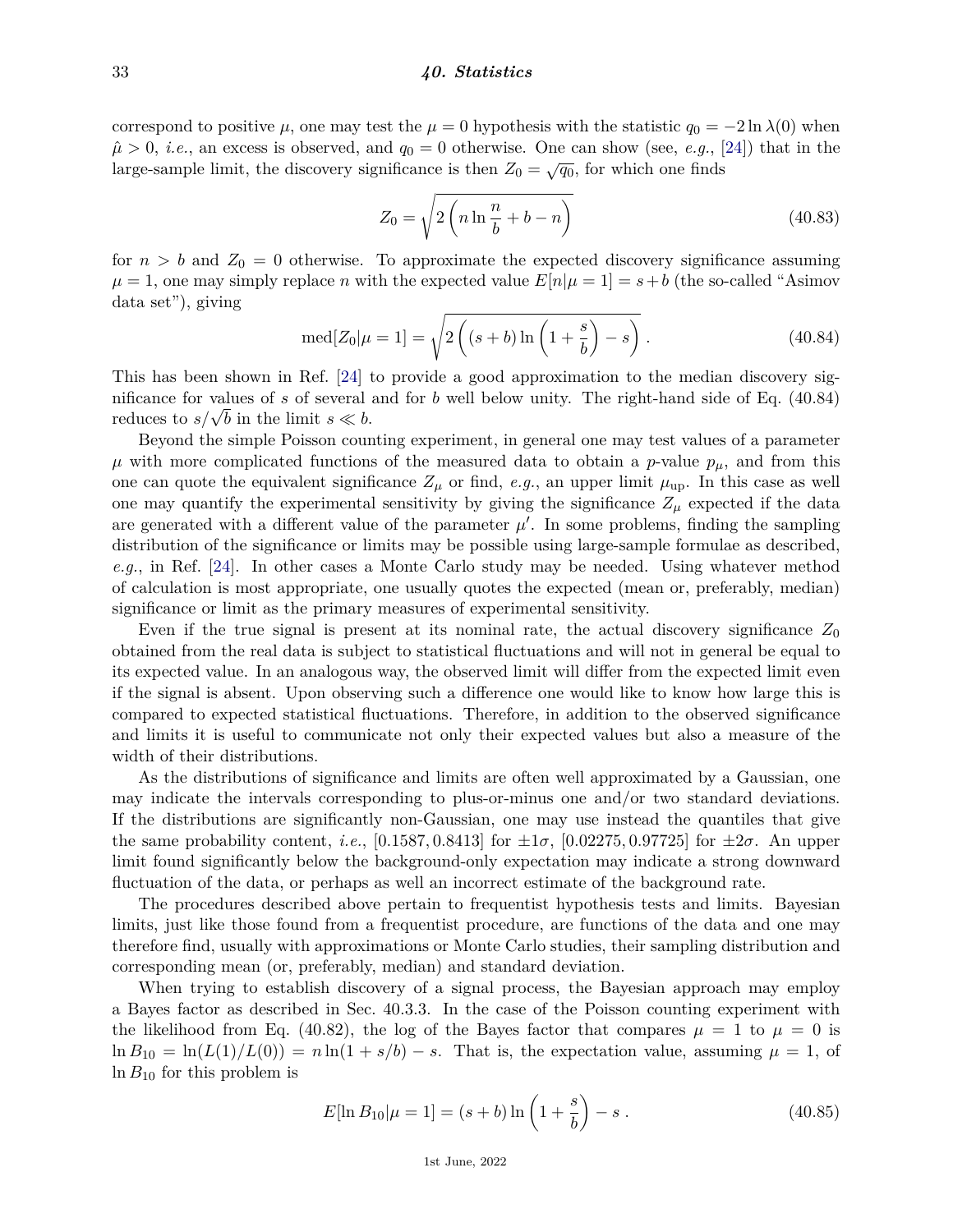correspond to positive $\mu$, one may test the $\mu = 0$ hypothesis with the statistic $q_0 = -2\ln\lambda(0)$ when $\hat{\mu} > 0$, *i.e.*, an excess is observed, and $q_0 = 0$ otherwise. One can show (see, *e.g.*, [24]) that in the large-sample limit, the discovery significance is then $Z_0 = \sqrt{q_0}$, for which one finds

$$Z_0 = \sqrt{2\left(n\ln\frac{n}{b} + b - n\right)} \tag{40.83}$$

for $n > b$ and $Z_0 = 0$ otherwise. To approximate the expected discovery significance assuming $\mu = 1$, one may simply replace $n$ with the expected value $E[n|\mu = 1] = s + b$ (the so-called "Asimov data set"), giving

$$\mathrm{med}[Z_0|\mu = 1] = \sqrt{2\left((s+b)\ln\left(1 + \frac{s}{b}\right) - s\right)} \, . \tag{40.84}$$

This has been shown in Ref. [24] to provide a good approximation to the median discovery significance for values of $s$ of several and for $b$ well below unity. The right-hand side of Eq. (40.84) reduces to $s/\sqrt{b}$ in the limit $s \ll b$.

Beyond the simple Poisson counting experiment, in general one may test values of a parameter $\mu$ with more complicated functions of the measured data to obtain a $p$-value $p_\mu$, and from this one can quote the equivalent significance $Z_\mu$ or find, *e.g.*, an upper limit $\mu_{\mathrm{up}}$. In this case as well one may quantify the experimental sensitivity by giving the significance $Z_\mu$ expected if the data are generated with a different value of the parameter $\mu'$. In some problems, finding the sampling distribution of the significance or limits may be possible using large-sample formulae as described, *e.g.*, in Ref. [24]. In other cases a Monte Carlo study may be needed. Using whatever method of calculation is most appropriate, one usually quotes the expected (mean or, preferably, median) significance or limit as the primary measures of experimental sensitivity.

Even if the true signal is present at its nominal rate, the actual discovery significance $Z_0$ obtained from the real data is subject to statistical fluctuations and will not in general be equal to its expected value. In an analogous way, the observed limit will differ from the expected limit even if the signal is absent. Upon observing such a difference one would like to know how large this is compared to expected statistical fluctuations. Therefore, in addition to the observed significance and limits it is useful to communicate not only their expected values but also a measure of the width of their distributions.

As the distributions of significance and limits are often well approximated by a Gaussian, one may indicate the intervals corresponding to plus-or-minus one and/or two standard deviations. If the distributions are significantly non-Gaussian, one may use instead the quantiles that give the same probability content, *i.e.*, $[0.1587, 0.8413]$ for $\pm 1\sigma$, $[0.02275, 0.97725]$ for $\pm 2\sigma$. An upper limit found significantly below the background-only expectation may indicate a strong downward fluctuation of the data, or perhaps as well an incorrect estimate of the background rate.

The procedures described above pertain to frequentist hypothesis tests and limits. Bayesian limits, just like those found from a frequentist procedure, are functions of the data and one may therefore find, usually with approximations or Monte Carlo studies, their sampling distribution and corresponding mean (or, preferably, median) and standard deviation.

When trying to establish discovery of a signal process, the Bayesian approach may employ a Bayes factor as described in Sec. 40.3.3. In the case of the Poisson counting experiment with the likelihood from Eq. (40.82), the log of the Bayes factor that compares $\mu = 1$ to $\mu = 0$ is $\ln B_{10} = \ln(L(1)/L(0)) = n\ln(1 + s/b) - s$. That is, the expectation value, assuming $\mu = 1$, of $\ln B_{10}$ for this problem is

$$E[\ln B_{10}|\mu = 1] = (s+b)\ln\left(1 + \frac{s}{b}\right) - s \, . \tag{40.85}$$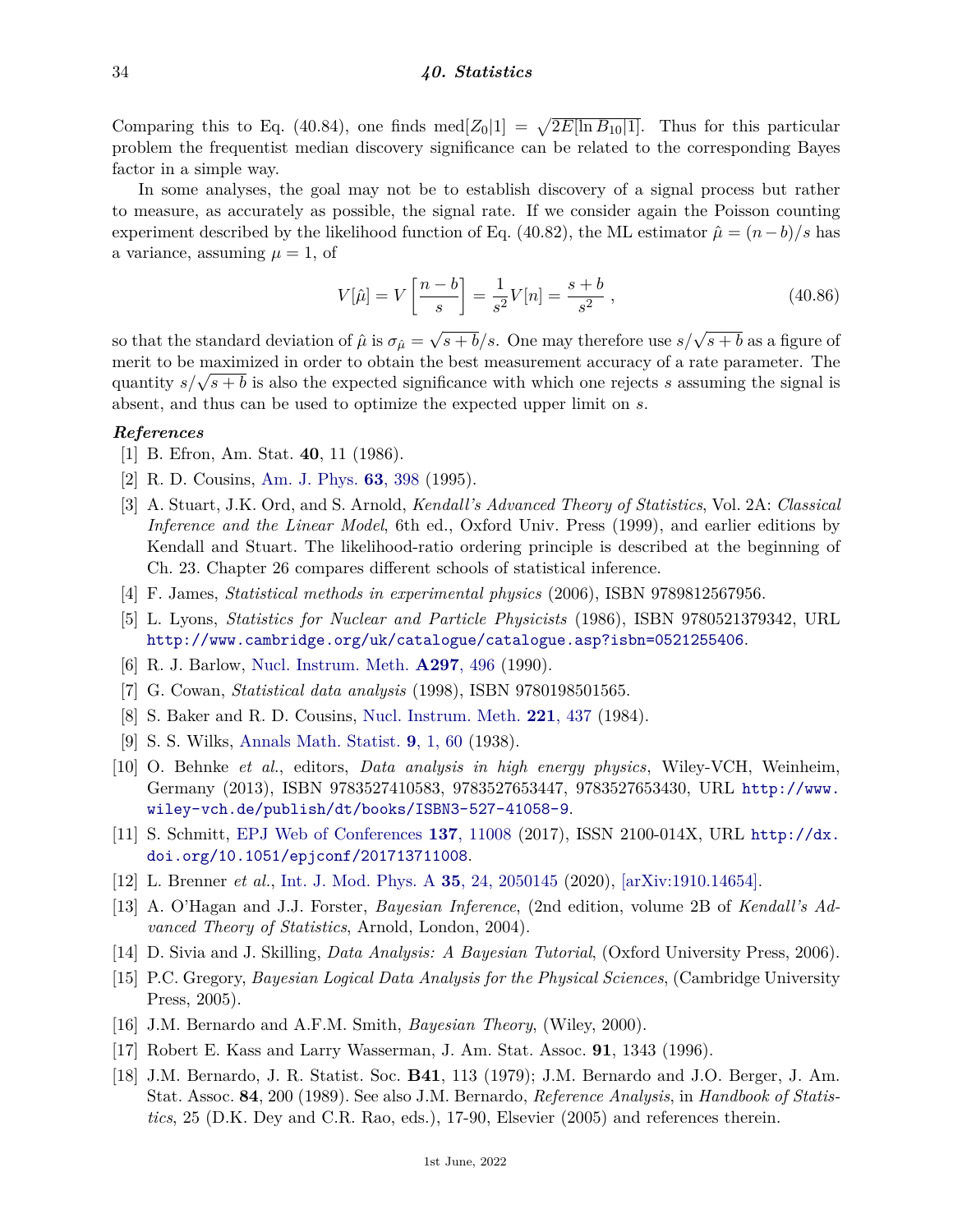Comparing this to Eq. (40.84), one finds $\text{med}[Z_0|1] = \sqrt{2E[\ln B_{10}|1]}$. Thus for this particular problem the frequentist median discovery significance can be related to the corresponding Bayes factor in a simple way.

In some analyses, the goal may not be to establish discovery of a signal process but rather to measure, as accurately as possible, the signal rate. If we consider again the Poisson counting experiment described by the likelihood function of Eq. (40.82), the ML estimator $\hat{\mu} = (n - b)/s$ has a variance, assuming $\mu = 1$, of

$$V[\hat{\mu}] = V\left[\frac{n-b}{s}\right] = \frac{1}{s^2}V[n] = \frac{s+b}{s^2}\,, \tag{40.86}$$

so that the standard deviation of $\hat{\mu}$ is $\sigma_{\hat{\mu}} = \sqrt{s+b}/s$. One may therefore use $s/\sqrt{s+b}$ as a figure of merit to be maximized in order to obtain the best measurement accuracy of a rate parameter. The quantity $s/\sqrt{s+b}$ is also the expected significance with which one rejects $s$ assuming the signal is absent, and thus can be used to optimize the expected upper limit on $s$.

### *References*

[1] B. Efron, Am. Stat. **40**, 11 (1986).

[2] R. D. Cousins, Am. J. Phys. **63**, 398 (1995).

[3] A. Stuart, J.K. Ord, and S. Arnold, *Kendall's Advanced Theory of Statistics*, Vol. 2A: *Classical Inference and the Linear Model*, 6th ed., Oxford Univ. Press (1999), and earlier editions by Kendall and Stuart. The likelihood-ratio ordering principle is described at the beginning of Ch. 23. Chapter 26 compares different schools of statistical inference.

[4] F. James, *Statistical methods in experimental physics* (2006), ISBN 9789812567956.

[5] L. Lyons, *Statistics for Nuclear and Particle Physicists* (1986), ISBN 9780521379342, URL `http://www.cambridge.org/uk/catalogue/catalogue.asp?isbn=0521255406`.

[6] R. J. Barlow, Nucl. Instrum. Meth. **A297**, 496 (1990).

[7] G. Cowan, *Statistical data analysis* (1998), ISBN 9780198501565.

[8] S. Baker and R. D. Cousins, Nucl. Instrum. Meth. **221**, 437 (1984).

[9] S. S. Wilks, Annals Math. Statist. **9**, 1, 60 (1938).

[10] O. Behnke *et al.*, editors, *Data analysis in high energy physics*, Wiley-VCH, Weinheim, Germany (2013), ISBN 9783527410583, 9783527653447, 9783527653430, URL `http://www.wiley-vch.de/publish/dt/books/ISBN3-527-41058-9`.

[11] S. Schmitt, EPJ Web of Conferences **137**, 11008 (2017), ISSN 2100-014X, URL `http://dx.doi.org/10.1051/epjconf/201713711008`.

[12] L. Brenner *et al.*, Int. J. Mod. Phys. A **35**, 24, 2050145 (2020), [arXiv:1910.14654].

[13] A. O'Hagan and J.J. Forster, *Bayesian Inference*, (2nd edition, volume 2B of *Kendall's Advanced Theory of Statistics*, Arnold, London, 2004).

[14] D. Sivia and J. Skilling, *Data Analysis: A Bayesian Tutorial*, (Oxford University Press, 2006).

[15] P.C. Gregory, *Bayesian Logical Data Analysis for the Physical Sciences*, (Cambridge University Press, 2005).

[16] J.M. Bernardo and A.F.M. Smith, *Bayesian Theory*, (Wiley, 2000).

[17] Robert E. Kass and Larry Wasserman, J. Am. Stat. Assoc. **91**, 1343 (1996).

[18] J.M. Bernardo, J. R. Statist. Soc. **B41**, 113 (1979); J.M. Bernardo and J.O. Berger, J. Am. Stat. Assoc. **84**, 200 (1989). See also J.M. Bernardo, *Reference Analysis*, in *Handbook of Statistics*, 25 (D.K. Dey and C.R. Rao, eds.), 17-90, Elsevier (2005) and references therein.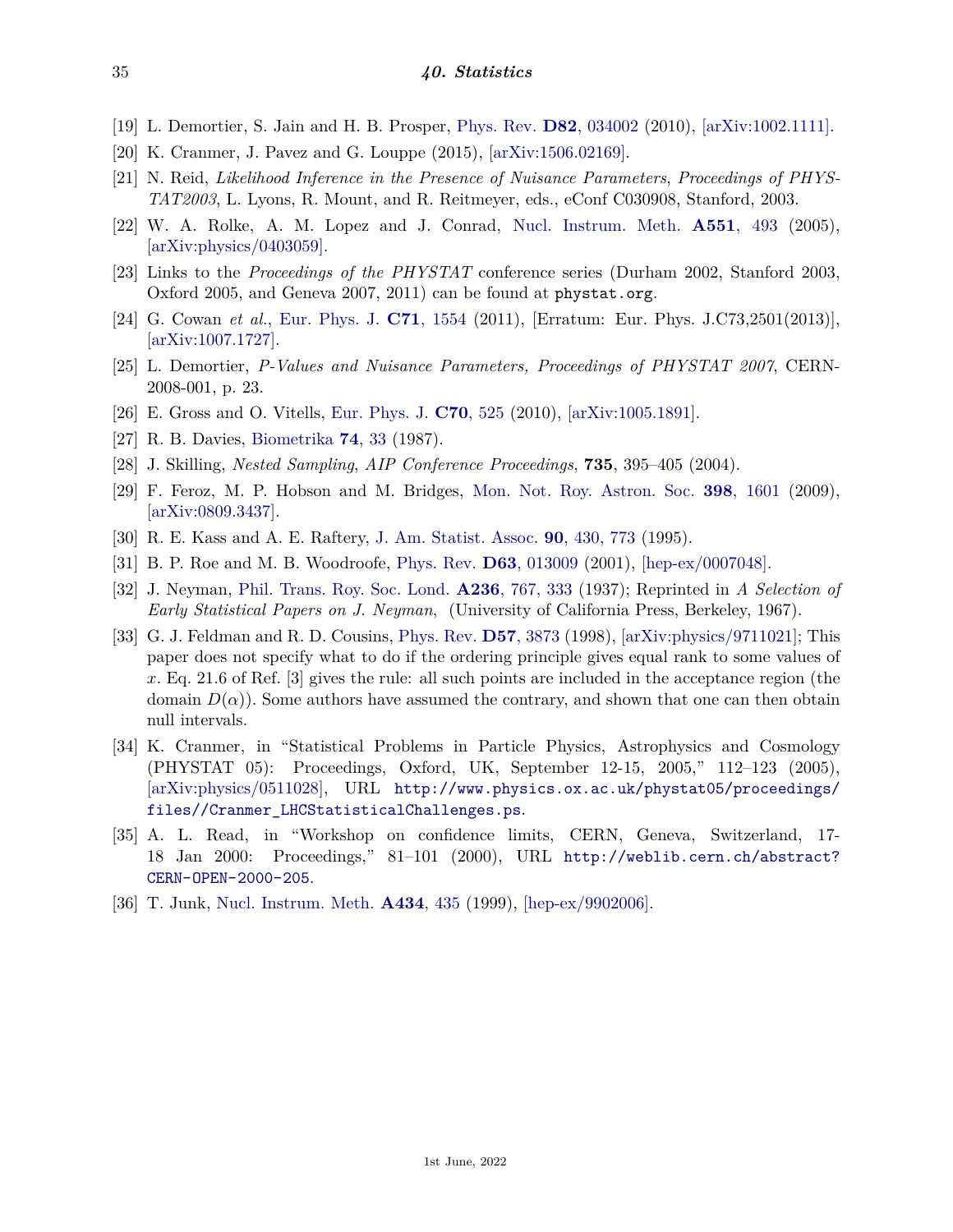[19] L. Demortier, S. Jain and H. B. Prosper, Phys. Rev. **D82**, 034002 (2010), [arXiv:1002.1111].

[20] K. Cranmer, J. Pavez and G. Louppe (2015), [arXiv:1506.02169].

[21] N. Reid, *Likelihood Inference in the Presence of Nuisance Parameters*, *Proceedings of PHYSTAT2003*, L. Lyons, R. Mount, and R. Reitmeyer, eds., eConf C030908, Stanford, 2003.

[22] W. A. Rolke, A. M. Lopez and J. Conrad, Nucl. Instrum. Meth. **A551**, 493 (2005), [arXiv:physics/0403059].

[23] Links to the *Proceedings of the PHYSTAT* conference series (Durham 2002, Stanford 2003, Oxford 2005, and Geneva 2007, 2011) can be found at `phystat.org`.

[24] G. Cowan *et al.*, Eur. Phys. J. **C71**, 1554 (2011), [Erratum: Eur. Phys. J.C73,2501(2013)], [arXiv:1007.1727].

[25] L. Demortier, *P-Values and Nuisance Parameters, Proceedings of PHYSTAT 2007*, CERN-2008-001, p. 23.

[26] E. Gross and O. Vitells, Eur. Phys. J. **C70**, 525 (2010), [arXiv:1005.1891].

[27] R. B. Davies, Biometrika **74**, 33 (1987).

[28] J. Skilling, *Nested Sampling*, *AIP Conference Proceedings*, **735**, 395–405 (2004).

[29] F. Feroz, M. P. Hobson and M. Bridges, Mon. Not. Roy. Astron. Soc. **398**, 1601 (2009), [arXiv:0809.3437].

[30] R. E. Kass and A. E. Raftery, J. Am. Statist. Assoc. **90**, 430, 773 (1995).

[31] B. P. Roe and M. B. Woodroofe, Phys. Rev. **D63**, 013009 (2001), [hep-ex/0007048].

[32] J. Neyman, Phil. Trans. Roy. Soc. Lond. **A236**, 767, 333 (1937); Reprinted in *A Selection of Early Statistical Papers on J. Neyman*, (University of California Press, Berkeley, 1967).

[33] G. J. Feldman and R. D. Cousins, Phys. Rev. **D57**, 3873 (1998), [arXiv:physics/9711021]; This paper does not specify what to do if the ordering principle gives equal rank to some values of $x$. Eq. 21.6 of Ref. [3] gives the rule: all such points are included in the acceptance region (the domain $D(\alpha)$). Some authors have assumed the contrary, and shown that one can then obtain null intervals.

[34] K. Cranmer, in "Statistical Problems in Particle Physics, Astrophysics and Cosmology (PHYSTAT 05): Proceedings, Oxford, UK, September 12-15, 2005," 112–123 (2005), [arXiv:physics/0511028], URL `http://www.physics.ox.ac.uk/phystat05/proceedings/files//Cranmer_LHCStatisticalChallenges.ps`.

[35] A. L. Read, in "Workshop on confidence limits, CERN, Geneva, Switzerland, 17-18 Jan 2000: Proceedings," 81–101 (2000), URL `http://weblib.cern.ch/abstract?CERN-OPEN-2000-205`.

[36] T. Junk, Nucl. Instrum. Meth. **A434**, 435 (1999), [hep-ex/9902006].